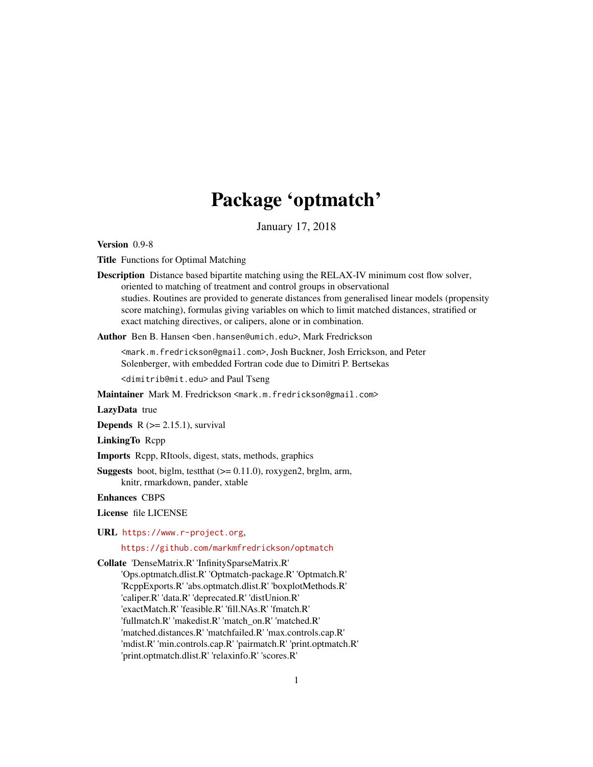# Package 'optmatch'

January 17, 2018

**Version** 0.9-8

**Title** Functions for Optimal Matching

**Description** Distance based bipartite matching using the RELAX-IV minimum cost flow solver, oriented to matching of treatment and control groups in observational studies. Routines are provided to generate distances from generalised linear models (propensity score matching), formulas giving variables on which to limit matched distances, stratified or exact matching directives, or calipers, alone or in combination.

**Author** Ben B. Hansen <ben.hansen@umich.edu>, Mark Fredrickson <mark.m.fredrickson@gmail.com>, Josh Buckner, Josh Errickson, and Peter Solenberger, with embedded Fortran code due to Dimitri P. Bertsekas <dimitrib@mit.edu> and Paul Tseng

**Maintainer** Mark M. Fredrickson <mark.m.fredrickson@gmail.com>

**LazyData** true

**Depends** R (>= 2.15.1), survival

**LinkingTo** Rcpp

**Imports** Rcpp, RItools, digest, stats, methods, graphics

**Suggests** boot, biglm, testthat (>= 0.11.0), roxygen2, brglm, arm, knitr, rmarkdown, pander, xtable

**Enhances** CBPS

**License** file LICENSE

**URL** https://www.r-project.org, https://github.com/markmfredrickson/optmatch

**Collate** 'DenseMatrix.R' 'InfinitySparseMatrix.R' 'Ops.optmatch.dlist.R' 'Optmatch-package.R' 'Optmatch.R' 'RcppExports.R' 'abs.optmatch.dlist.R' 'boxplotMethods.R' 'caliper.R' 'data.R' 'deprecated.R' 'distUnion.R' 'exactMatch.R' 'feasible.R' 'fill.NAs.R' 'fmatch.R' 'fullmatch.R' 'makedist.R' 'match_on.R' 'matched.R' 'matched.distances.R' 'matchfailed.R' 'max.controls.cap.R' 'mdist.R' 'min.controls.cap.R' 'pairmatch.R' 'print.optmatch.R' 'print.optmatch.dlist.R' 'relaxinfo.R' 'scores.R'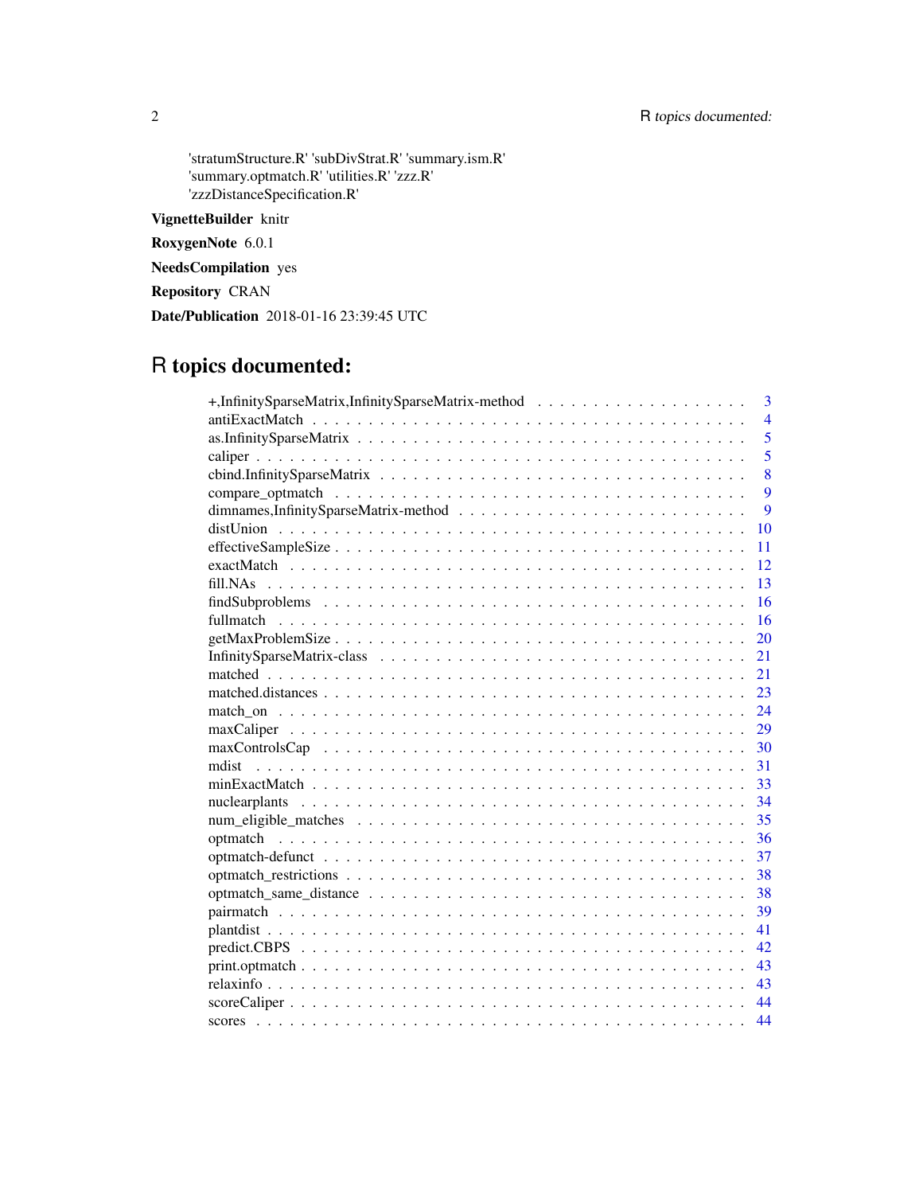'stratumStructure.R' 'subDivStrat.R' 'summary.ism.R' 'summary.optmatch.R' 'utilities.R' 'zzz.R' 'zzzDistanceSpecification.R'

**VignetteBuilder** knitr

**RoxygenNote** 6.0.1

**NeedsCompilation** yes

**Repository** CRAN

**Date/Publication** 2018-01-16 23:39:45 UTC

# R topics documented:

| Topic | Page |
|---|---|
| +,InfinitySparseMatrix,InfinitySparseMatrix-method | 3 |
| antiExactMatch | 4 |
| as.InfinitySparseMatrix | 5 |
| caliper | 5 |
| cbind.InfinitySparseMatrix | 8 |
| compare_optmatch | 9 |
| dimnames,InfinitySparseMatrix-method | 9 |
| distUnion | 10 |
| effectiveSampleSize | 11 |
| exactMatch | 12 |
| fill.NAs | 13 |
| findSubproblems | 16 |
| fullmatch | 16 |
| getMaxProblemSize | 20 |
| InfinitySparseMatrix-class | 21 |
| matched | 21 |
| matched.distances | 23 |
| match_on | 24 |
| maxCaliper | 29 |
| maxControlsCap | 30 |
| mdist | 31 |
| minExactMatch | 33 |
| nuclearplants | 34 |
| num_eligible_matches | 35 |
| optmatch | 36 |
| optmatch-defunct | 37 |
| optmatch_restrictions | 38 |
| optmatch_same_distance | 38 |
| pairmatch | 39 |
| plantdist | 41 |
| predict.CBPS | 42 |
| print.optmatch | 43 |
| relaxinfo | 43 |
| scoreCaliper | 44 |
| scores | 44 |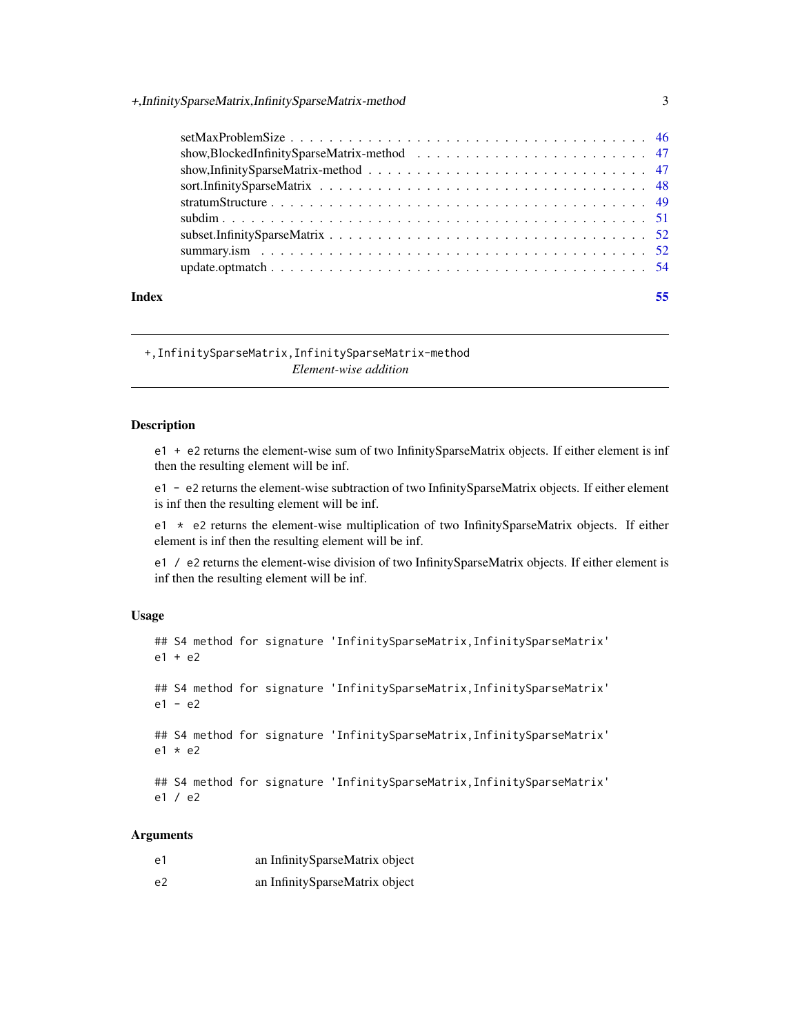setMaxProblemSize . . . . . . . . . . . . . . . . . . . . . . . . . . . . . . . . . . . . 46
show,BlockedInfinitySparseMatrix-method . . . . . . . . . . . . . . . . . . . . . . . . 47
show,InfinitySparseMatrix-method . . . . . . . . . . . . . . . . . . . . . . . . . . . . 47
sort.InfinitySparseMatrix . . . . . . . . . . . . . . . . . . . . . . . . . . . . . . . . . 48
stratumStructure . . . . . . . . . . . . . . . . . . . . . . . . . . . . . . . . . . . . . 49
subdim . . . . . . . . . . . . . . . . . . . . . . . . . . . . . . . . . . . . . . . . . . . 51
subset.InfinitySparseMatrix . . . . . . . . . . . . . . . . . . . . . . . . . . . . . . . . 52
summary.ism . . . . . . . . . . . . . . . . . . . . . . . . . . . . . . . . . . . . . . . . 52
update.optmatch . . . . . . . . . . . . . . . . . . . . . . . . . . . . . . . . . . . . . . 54

**Index** 55

---

## +,InfinitySparseMatrix,InfinitySparseMatrix-method

*Element-wise addition*

---

### Description

`e1 + e2` returns the element-wise sum of two InfinitySparseMatrix objects. If either element is inf then the resulting element will be inf.

`e1 - e2` returns the element-wise subtraction of two InfinitySparseMatrix objects. If either element is inf then the resulting element will be inf.

`e1 * e2` returns the element-wise multiplication of two InfinitySparseMatrix objects. If either element is inf then the resulting element will be inf.

`e1 / e2` returns the element-wise division of two InfinitySparseMatrix objects. If either element is inf then the resulting element will be inf.

### Usage

```
## S4 method for signature 'InfinitySparseMatrix,InfinitySparseMatrix'
e1 + e2

## S4 method for signature 'InfinitySparseMatrix,InfinitySparseMatrix'
e1 - e2

## S4 method for signature 'InfinitySparseMatrix,InfinitySparseMatrix'
e1 * e2

## S4 method for signature 'InfinitySparseMatrix,InfinitySparseMatrix'
e1 / e2
```

### Arguments

| | |
|---|---|
| `e1` | an InfinitySparseMatrix object |
| `e2` | an InfinitySparseMatrix object |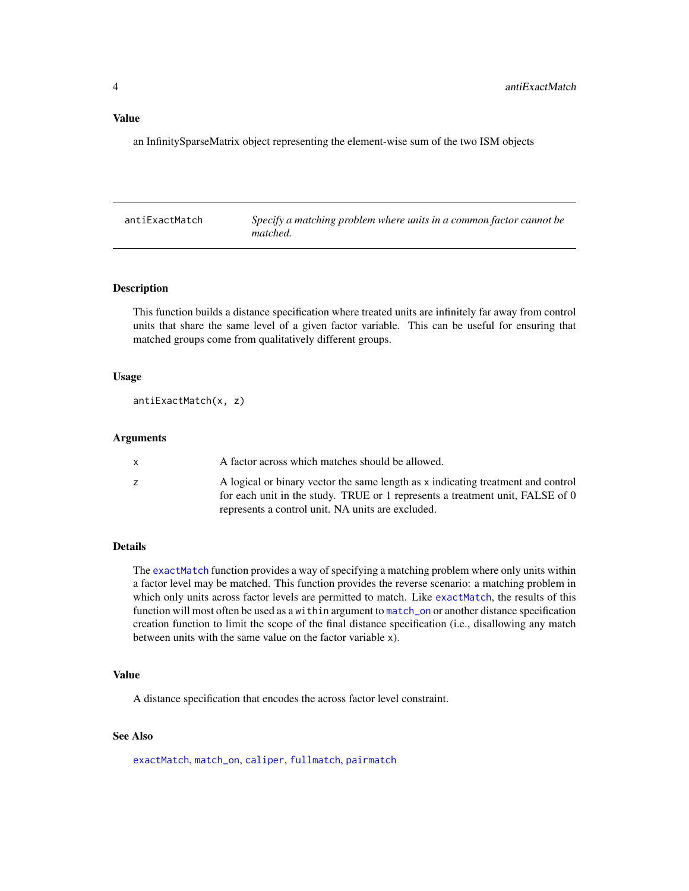## Value

an InfinitySparseMatrix object representing the element-wise sum of the two ISM objects

---

antiExactMatch    *Specify a matching problem where units in a common factor cannot be matched.*

---

## Description

This function builds a distance specification where treated units are infinitely far away from control units that share the same level of a given factor variable. This can be useful for ensuring that matched groups come from qualitatively different groups.

## Usage

```
antiExactMatch(x, z)
```

## Arguments

| | |
|---|---|
| x | A factor across which matches should be allowed. |
| z | A logical or binary vector the same length as x indicating treatment and control for each unit in the study. TRUE or 1 represents a treatment unit, FALSE of 0 represents a control unit. NA units are excluded. |

## Details

The exactMatch function provides a way of specifying a matching problem where only units within a factor level may be matched. This function provides the reverse scenario: a matching problem in which only units across factor levels are permitted to match. Like exactMatch, the results of this function will most often be used as a `within` argument to match_on or another distance specification creation function to limit the scope of the final distance specification (i.e., disallowing any match between units with the same value on the factor variable `x`).

## Value

A distance specification that encodes the across factor level constraint.

## See Also

exactMatch, match_on, caliper, fullmatch, pairmatch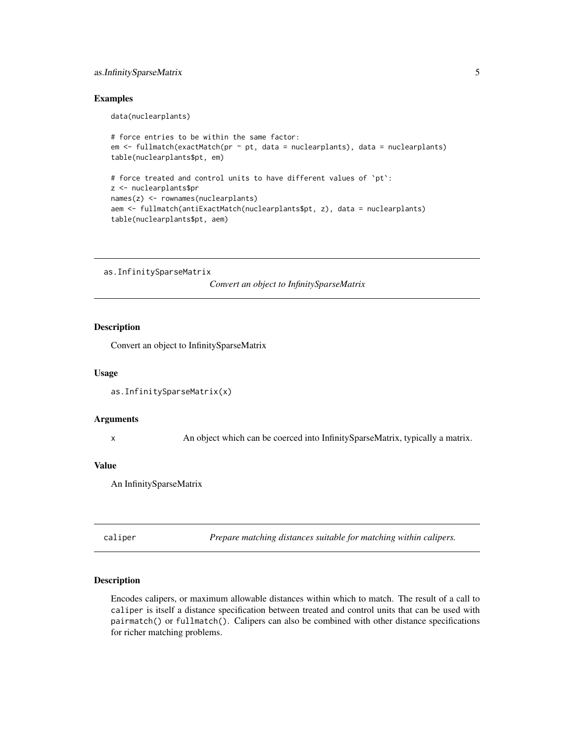### Examples

```
data(nuclearplants)

# force entries to be within the same factor:
em <- fullmatch(exactMatch(pr ~ pt, data = nuclearplants), data = nuclearplants)
table(nuclearplants$pt, em)

# force treated and control units to have different values of `pt`:
z <- nuclearplants$pr
names(z) <- rownames(nuclearplants)
aem <- fullmatch(antiExactMatch(nuclearplants$pt, z), data = nuclearplants)
table(nuclearplants$pt, aem)
```

---

## as.InfinitySparseMatrix

*Convert an object to InfinitySparseMatrix*

### Description

Convert an object to InfinitySparseMatrix

### Usage

```
as.InfinitySparseMatrix(x)
```

### Arguments

| | |
|---|---|
| x | An object which can be coerced into InfinitySparseMatrix, typically a matrix. |

### Value

An InfinitySparseMatrix

---

## caliper

*Prepare matching distances suitable for matching within calipers.*

### Description

Encodes calipers, or maximum allowable distances within which to match. The result of a call to `caliper` is itself a distance specification between treated and control units that can be used with `pairmatch()` or `fullmatch()`. Calipers can also be combined with other distance specifications for richer matching problems.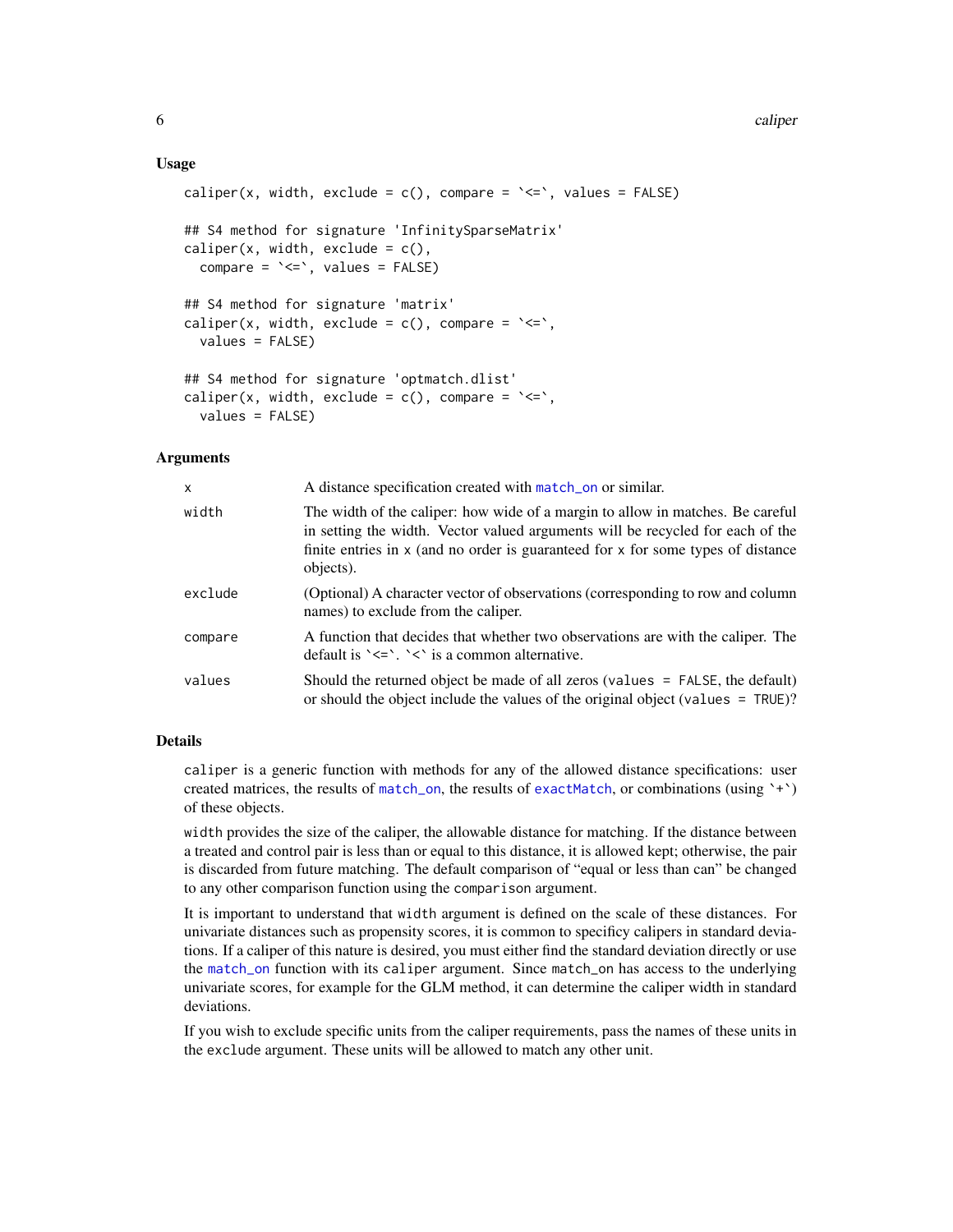### Usage

```
caliper(x, width, exclude = c(), compare = `<=`, values = FALSE)

## S4 method for signature 'InfinitySparseMatrix'
caliper(x, width, exclude = c(),
  compare = `<=`, values = FALSE)

## S4 method for signature 'matrix'
caliper(x, width, exclude = c(), compare = `<=`,
  values = FALSE)

## S4 method for signature 'optmatch.dlist'
caliper(x, width, exclude = c(), compare = `<=`,
  values = FALSE)
```

### Arguments

| | |
|---|---|
| `x` | A distance specification created with `match_on` or similar. |
| `width` | The width of the caliper: how wide of a margin to allow in matches. Be careful in setting the width. Vector valued arguments will be recycled for each of the finite entries in `x` (and no order is guaranteed for `x` for some types of distance objects). |
| `exclude` | (Optional) A character vector of observations (corresponding to row and column names) to exclude from the caliper. |
| `compare` | A function that decides that whether two observations are with the caliper. The default is `` `<=` ``. `` `<` `` is a common alternative. |
| `values` | Should the returned object be made of all zeros (`values = FALSE`, the default) or should the object include the values of the original object (`values = TRUE`)? |

### Details

`caliper` is a generic function with methods for any of the allowed distance specifications: user created matrices, the results of `match_on`, the results of `exactMatch`, or combinations (using `` `+` ``) of these objects.

`width` provides the size of the caliper, the allowable distance for matching. If the distance between a treated and control pair is less than or equal to this distance, it is allowed kept; otherwise, the pair is discarded from future matching. The default comparison of "equal or less than can" be changed to any other comparison function using the `comparison` argument.

It is important to understand that `width` argument is defined on the scale of these distances. For univariate distances such as propensity scores, it is common to specificy calipers in standard deviations. If a caliper of this nature is desired, you must either find the standard deviation directly or use the `match_on` function with its `caliper` argument. Since `match_on` has access to the underlying univariate scores, for example for the GLM method, it can determine the caliper width in standard deviations.

If you wish to exclude specific units from the caliper requirements, pass the names of these units in the `exclude` argument. These units will be allowed to match any other unit.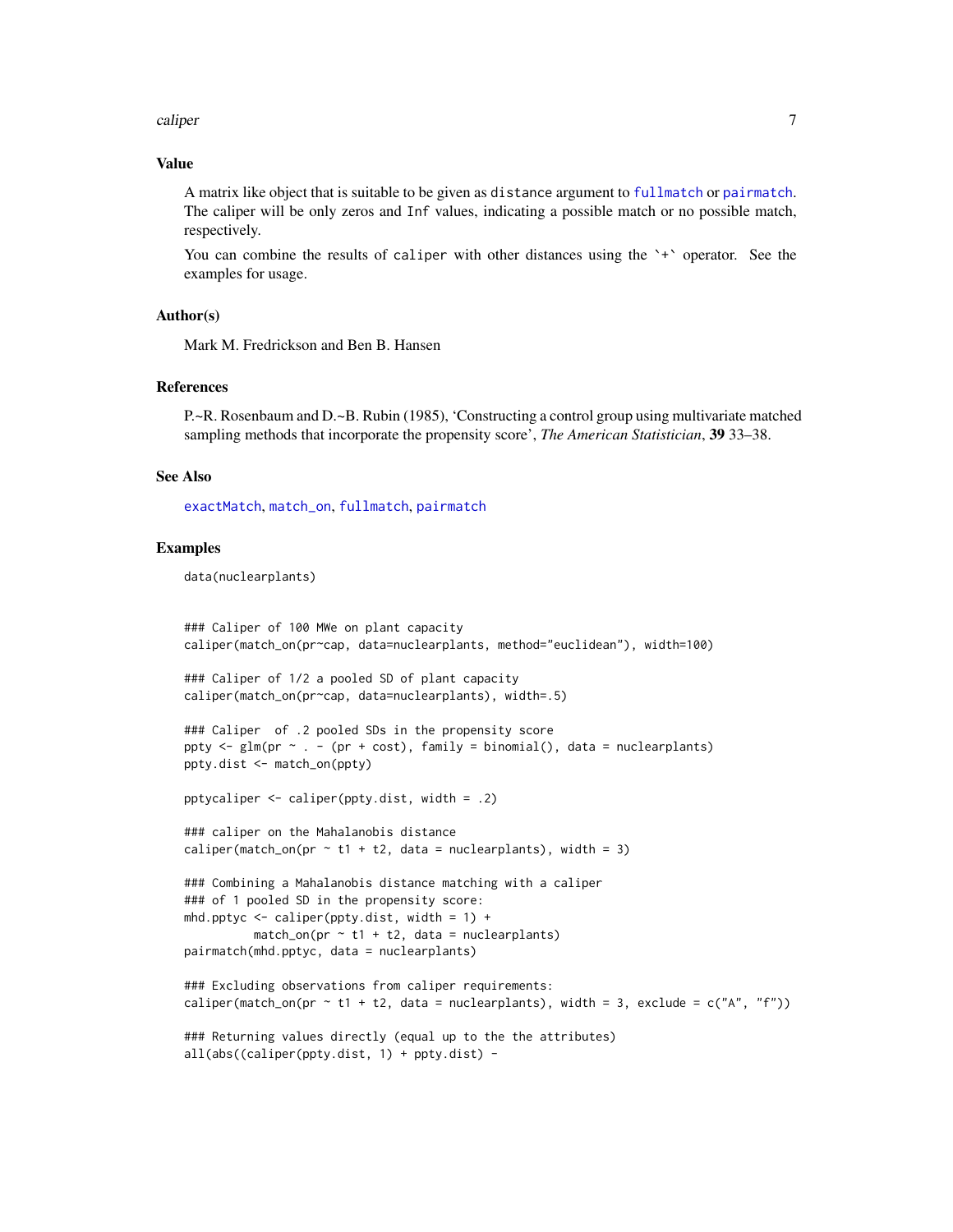## Value

A matrix like object that is suitable to be given as `distance` argument to `fullmatch` or `pairmatch`. The caliper will be only zeros and `Inf` values, indicating a possible match or no possible match, respectively.

You can combine the results of `caliper` with other distances using the `+` operator. See the examples for usage.

## Author(s)

Mark M. Fredrickson and Ben B. Hansen

## References

P.~R. Rosenbaum and D.~B. Rubin (1985), 'Constructing a control group using multivariate matched sampling methods that incorporate the propensity score', *The American Statistician*, **39** 33–38.

## See Also

`exactMatch`, `match_on`, `fullmatch`, `pairmatch`

## Examples

```
data(nuclearplants)


### Caliper of 100 MWe on plant capacity
caliper(match_on(pr~cap, data=nuclearplants, method="euclidean"), width=100)

### Caliper of 1/2 a pooled SD of plant capacity
caliper(match_on(pr~cap, data=nuclearplants), width=.5)

### Caliper  of .2 pooled SDs in the propensity score
ppty <- glm(pr ~ . - (pr + cost), family = binomial(), data = nuclearplants)
ppty.dist <- match_on(ppty)

pptycaliper <- caliper(ppty.dist, width = .2)

### caliper on the Mahalanobis distance
caliper(match_on(pr ~ t1 + t2, data = nuclearplants), width = 3)

### Combining a Mahalanobis distance matching with a caliper
### of 1 pooled SD in the propensity score:
mhd.pptyc <- caliper(ppty.dist, width = 1) +
          match_on(pr ~ t1 + t2, data = nuclearplants)
pairmatch(mhd.pptyc, data = nuclearplants)

### Excluding observations from caliper requirements:
caliper(match_on(pr ~ t1 + t2, data = nuclearplants), width = 3, exclude = c("A", "f"))

### Returning values directly (equal up to the the attributes)
all(abs((caliper(ppty.dist, 1) + ppty.dist) -
```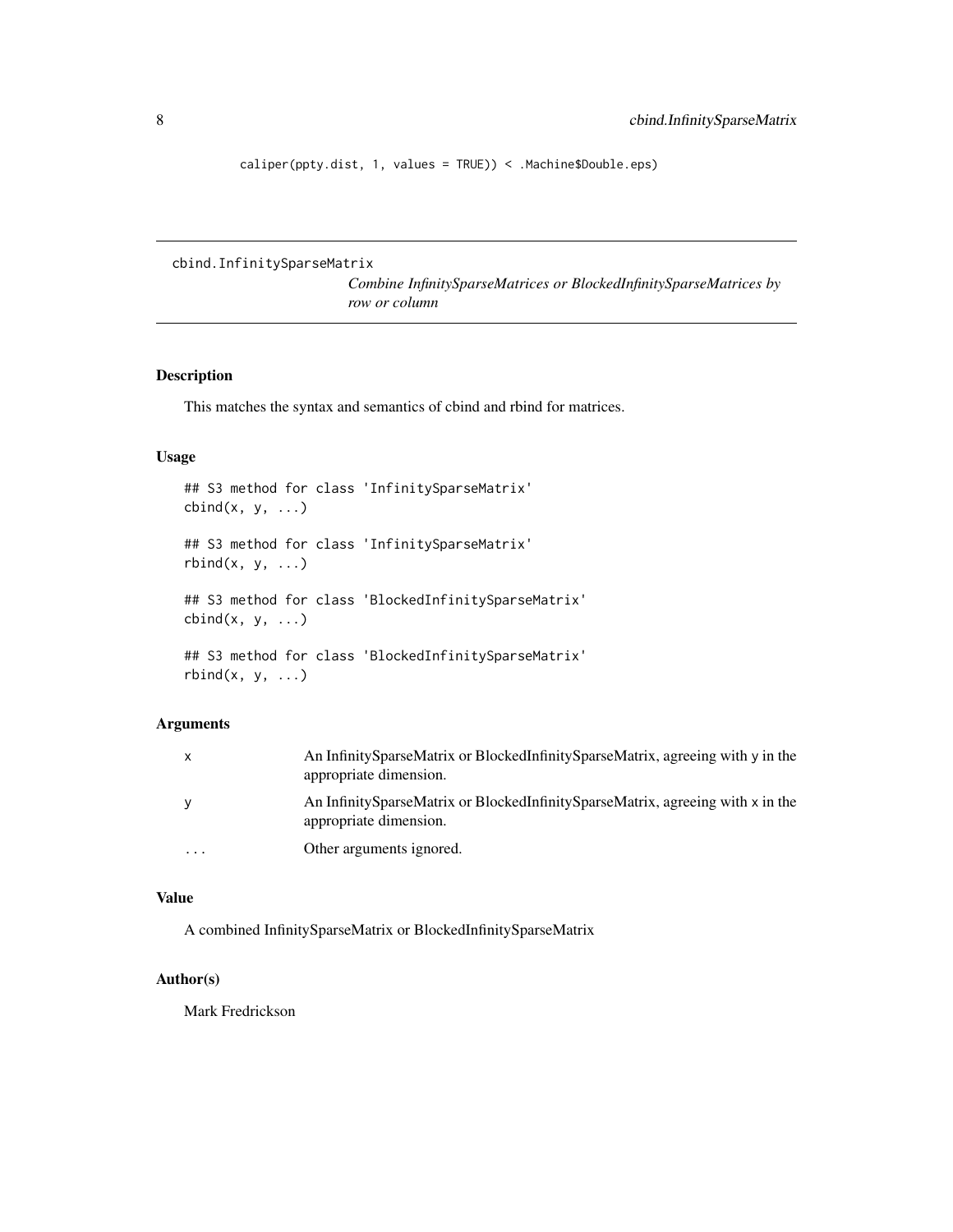```
caliper(ppty.dist, 1, values = TRUE)) < .Machine$Double.eps)
```

## cbind.InfinitySparseMatrix

*Combine InfinitySparseMatrices or BlockedInfinitySparseMatrices by row or column*

### Description

This matches the syntax and semantics of cbind and rbind for matrices.

### Usage

```
## S3 method for class 'InfinitySparseMatrix'
cbind(x, y, ...)

## S3 method for class 'InfinitySparseMatrix'
rbind(x, y, ...)

## S3 method for class 'BlockedInfinitySparseMatrix'
cbind(x, y, ...)

## S3 method for class 'BlockedInfinitySparseMatrix'
rbind(x, y, ...)
```

### Arguments

| | |
|---|---|
| x | An InfinitySparseMatrix or BlockedInfinitySparseMatrix, agreeing with y in the appropriate dimension. |
| y | An InfinitySparseMatrix or BlockedInfinitySparseMatrix, agreeing with x in the appropriate dimension. |
| ... | Other arguments ignored. |

### Value

A combined InfinitySparseMatrix or BlockedInfinitySparseMatrix

### Author(s)

Mark Fredrickson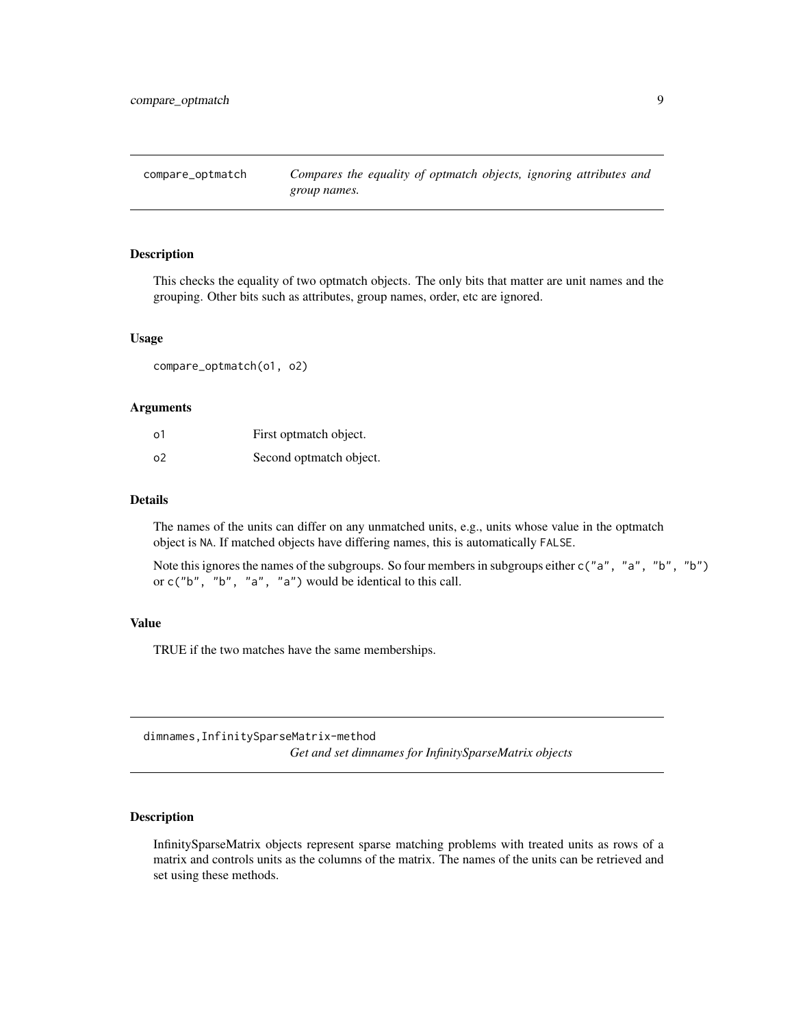## compare_optmatch *Compares the equality of optmatch objects, ignoring attributes and group names.*

### Description

This checks the equality of two optmatch objects. The only bits that matter are unit names and the grouping. Other bits such as attributes, group names, order, etc are ignored.

### Usage

```
compare_optmatch(o1, o2)
```

### Arguments

| | |
|---|---|
| o1 | First optmatch object. |
| o2 | Second optmatch object. |

### Details

The names of the units can differ on any unmatched units, e.g., units whose value in the optmatch object is `NA`. If matched objects have differing names, this is automatically `FALSE`.

Note this ignores the names of the subgroups. So four members in subgroups either `c("a", "a", "b", "b")` or `c("b", "b", "a", "a")` would be identical to this call.

### Value

TRUE if the two matches have the same memberships.

## dimnames,InfinitySparseMatrix-method *Get and set dimnames for InfinitySparseMatrix objects*

### Description

InfinitySparseMatrix objects represent sparse matching problems with treated units as rows of a matrix and controls units as the columns of the matrix. The names of the units can be retrieved and set using these methods.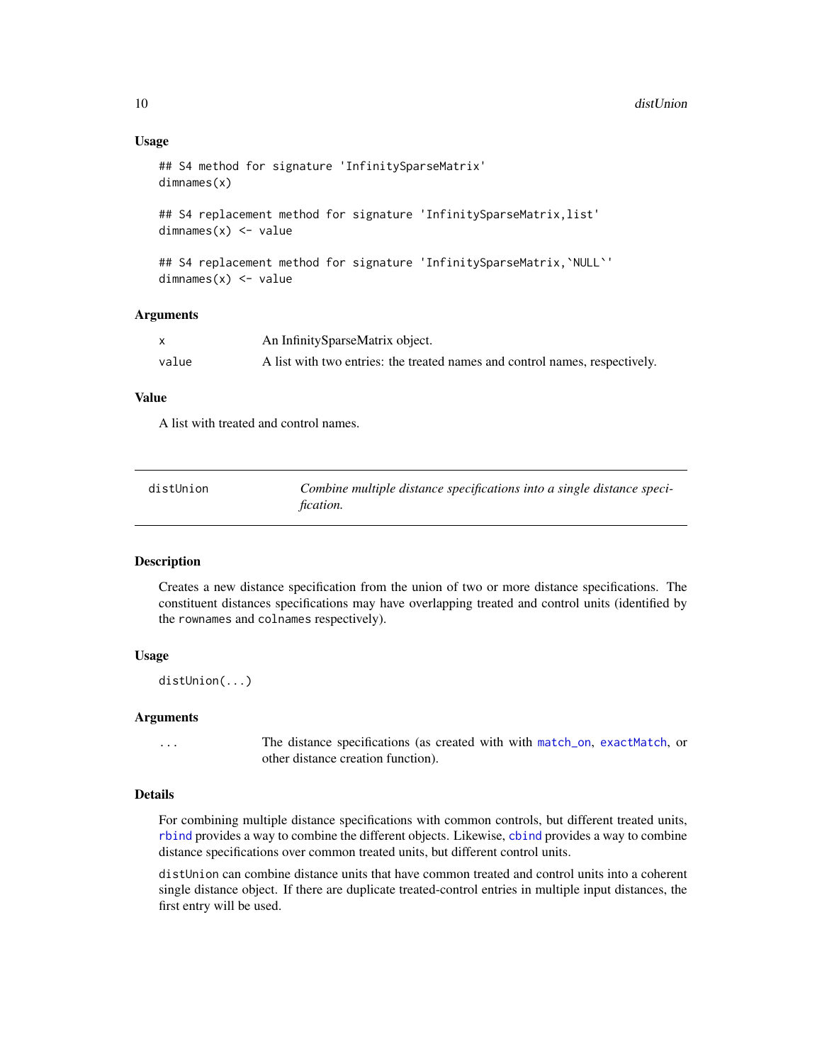### Usage

```
## S4 method for signature 'InfinitySparseMatrix'
dimnames(x)

## S4 replacement method for signature 'InfinitySparseMatrix,list'
dimnames(x) <- value

## S4 replacement method for signature 'InfinitySparseMatrix,`NULL`'
dimnames(x) <- value
```

### Arguments

| | |
|---|---|
| `x` | An InfinitySparseMatrix object. |
| `value` | A list with two entries: the treated names and control names, respectively. |

### Value

A list with treated and control names.

---

## distUnion — *Combine multiple distance specifications into a single distance specification.*

---

### Description

Creates a new distance specification from the union of two or more distance specifications. The constituent distances specifications may have overlapping treated and control units (identified by the `rownames` and `colnames` respectively).

### Usage

```
distUnion(...)
```

### Arguments

| | |
|---|---|
| `...` | The distance specifications (as created with with `match_on`, `exactMatch`, or other distance creation function). |

### Details

For combining multiple distance specifications with common controls, but different treated units, `rbind` provides a way to combine the different objects. Likewise, `cbind` provides a way to combine distance specifications over common treated units, but different control units.

`distUnion` can combine distance units that have common treated and control units into a coherent single distance object. If there are duplicate treated-control entries in multiple input distances, the first entry will be used.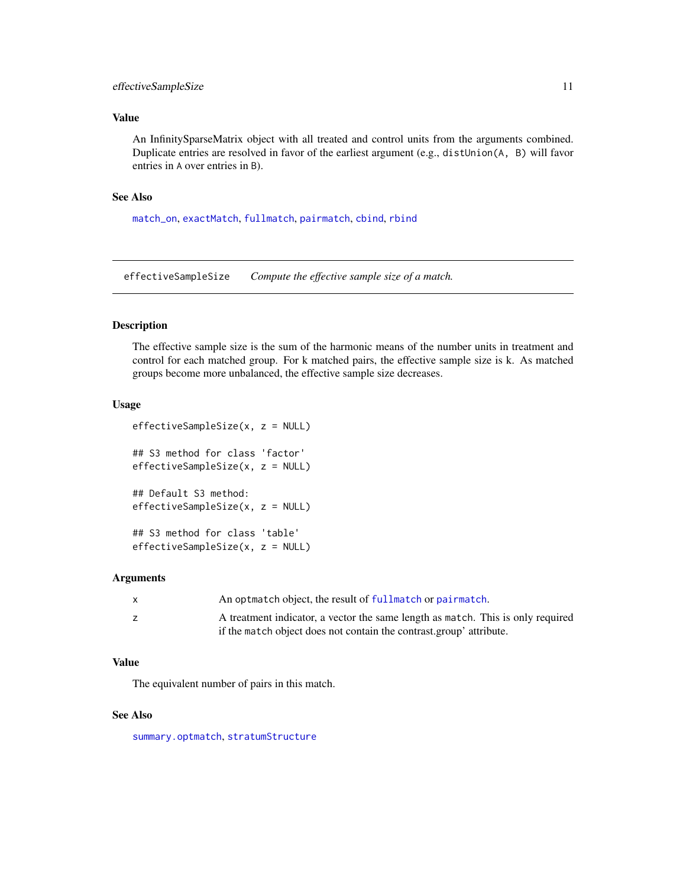## Value

An InfinitySparseMatrix object with all treated and control units from the arguments combined. Duplicate entries are resolved in favor of the earliest argument (e.g., `distUnion(A, B)` will favor entries in `A` over entries in `B`).

## See Also

`match_on`, `exactMatch`, `fullmatch`, `pairmatch`, `cbind`, `rbind`

---

# effectiveSampleSize — *Compute the effective sample size of a match.*

## Description

The effective sample size is the sum of the harmonic means of the number units in treatment and control for each matched group. For k matched pairs, the effective sample size is k. As matched groups become more unbalanced, the effective sample size decreases.

## Usage

```
effectiveSampleSize(x, z = NULL)

## S3 method for class 'factor'
effectiveSampleSize(x, z = NULL)

## Default S3 method:
effectiveSampleSize(x, z = NULL)

## S3 method for class 'table'
effectiveSampleSize(x, z = NULL)
```

## Arguments

| | |
|---|---|
| x | An `optmatch` object, the result of `fullmatch` or `pairmatch`. |
| z | A treatment indicator, a vector the same length as `match`. This is only required if the `match` object does not contain the contrast.group' attribute. |

## Value

The equivalent number of pairs in this match.

## See Also

`summary.optmatch`, `stratumStructure`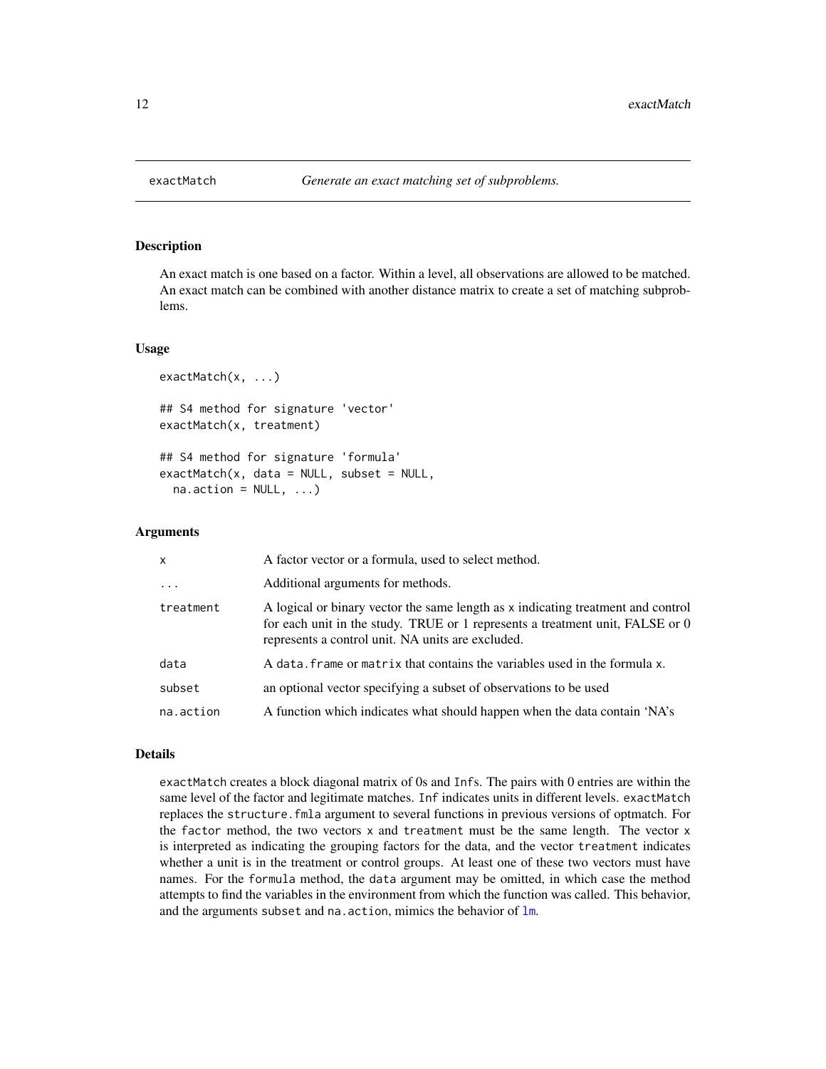# exactMatch — *Generate an exact matching set of subproblems.*

## Description

An exact match is one based on a factor. Within a level, all observations are allowed to be matched. An exact match can be combined with another distance matrix to create a set of matching subproblems.

## Usage

```
exactMatch(x, ...)

## S4 method for signature 'vector'
exactMatch(x, treatment)

## S4 method for signature 'formula'
exactMatch(x, data = NULL, subset = NULL,
  na.action = NULL, ...)
```

## Arguments

| | |
|---|---|
| `x` | A factor vector or a formula, used to select method. |
| `...` | Additional arguments for methods. |
| `treatment` | A logical or binary vector the same length as `x` indicating treatment and control for each unit in the study. TRUE or 1 represents a treatment unit, FALSE or 0 represents a control unit. NA units are excluded. |
| `data` | A `data.frame` or `matrix` that contains the variables used in the formula `x`. |
| `subset` | an optional vector specifying a subset of observations to be used |
| `na.action` | A function which indicates what should happen when the data contain 'NA's |

## Details

`exactMatch` creates a block diagonal matrix of 0s and `Inf`s. The pairs with 0 entries are within the same level of the factor and legitimate matches. `Inf` indicates units in different levels. `exactMatch` replaces the `structure.fmla` argument to several functions in previous versions of optmatch. For the `factor` method, the two vectors `x` and `treatment` must be the same length. The vector `x` is interpreted as indicating the grouping factors for the data, and the vector `treatment` indicates whether a unit is in the treatment or control groups. At least one of these two vectors must have names. For the `formula` method, the `data` argument may be omitted, in which case the method attempts to find the variables in the environment from which the function was called. This behavior, and the arguments `subset` and `na.action`, mimics the behavior of `lm`.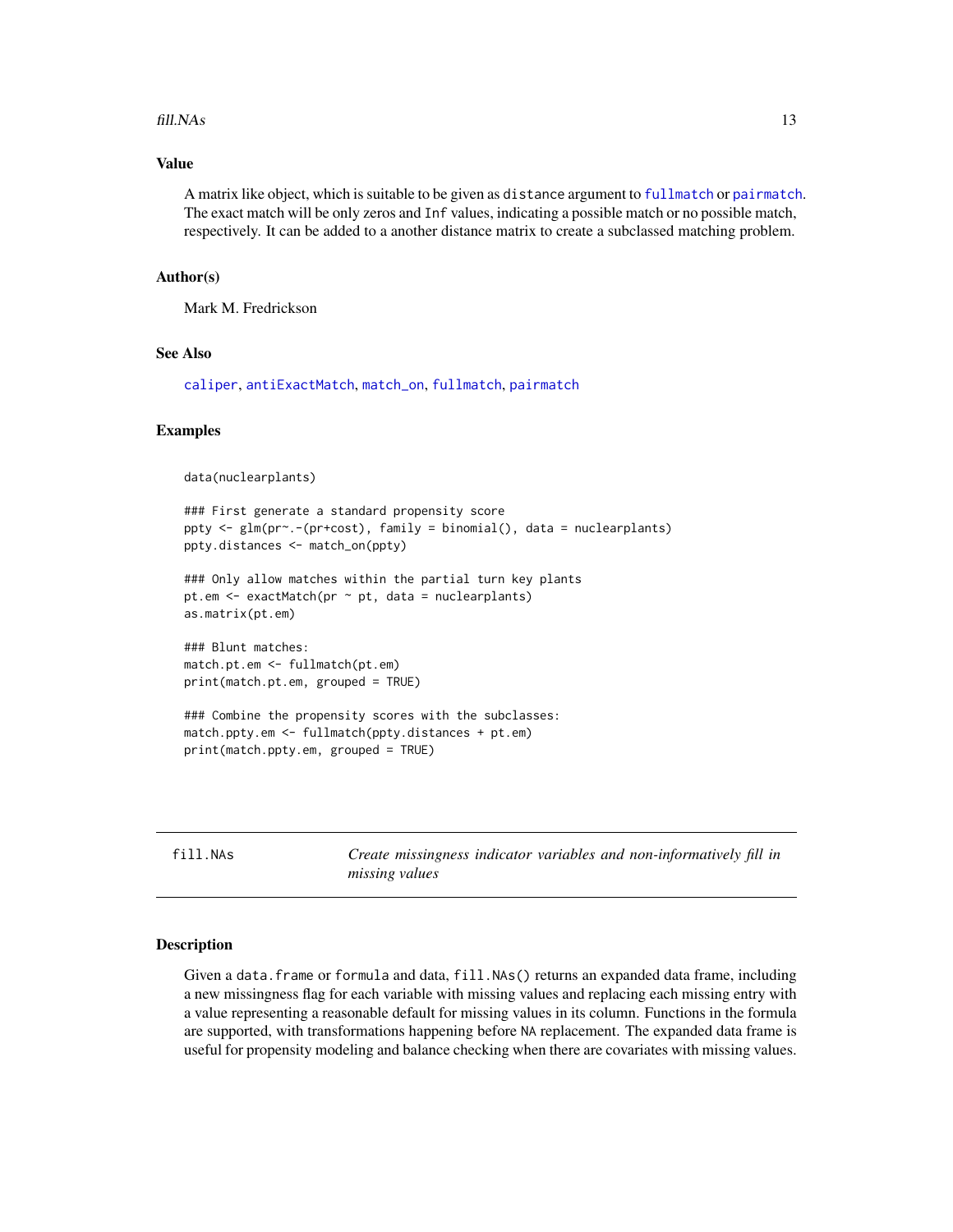## Value

A matrix like object, which is suitable to be given as `distance` argument to `fullmatch` or `pairmatch`. The exact match will be only zeros and `Inf` values, indicating a possible match or no possible match, respectively. It can be added to a another distance matrix to create a subclassed matching problem.

## Author(s)

Mark M. Fredrickson

## See Also

`caliper`, `antiExactMatch`, `match_on`, `fullmatch`, `pairmatch`

## Examples

```
data(nuclearplants)

### First generate a standard propensity score
ppty <- glm(pr~.-(pr+cost), family = binomial(), data = nuclearplants)
ppty.distances <- match_on(ppty)

### Only allow matches within the partial turn key plants
pt.em <- exactMatch(pr ~ pt, data = nuclearplants)
as.matrix(pt.em)

### Blunt matches:
match.pt.em <- fullmatch(pt.em)
print(match.pt.em, grouped = TRUE)

### Combine the propensity scores with the subclasses:
match.ppty.em <- fullmatch(ppty.distances + pt.em)
print(match.ppty.em, grouped = TRUE)
```

---

# fill.NAs — *Create missingness indicator variables and non-informatively fill in missing values*

---

## Description

Given a `data.frame` or `formula` and data, `fill.NAs()` returns an expanded data frame, including a new missingness flag for each variable with missing values and replacing each missing entry with a value representing a reasonable default for missing values in its column. Functions in the formula are supported, with transformations happening before `NA` replacement. The expanded data frame is useful for propensity modeling and balance checking when there are covariates with missing values.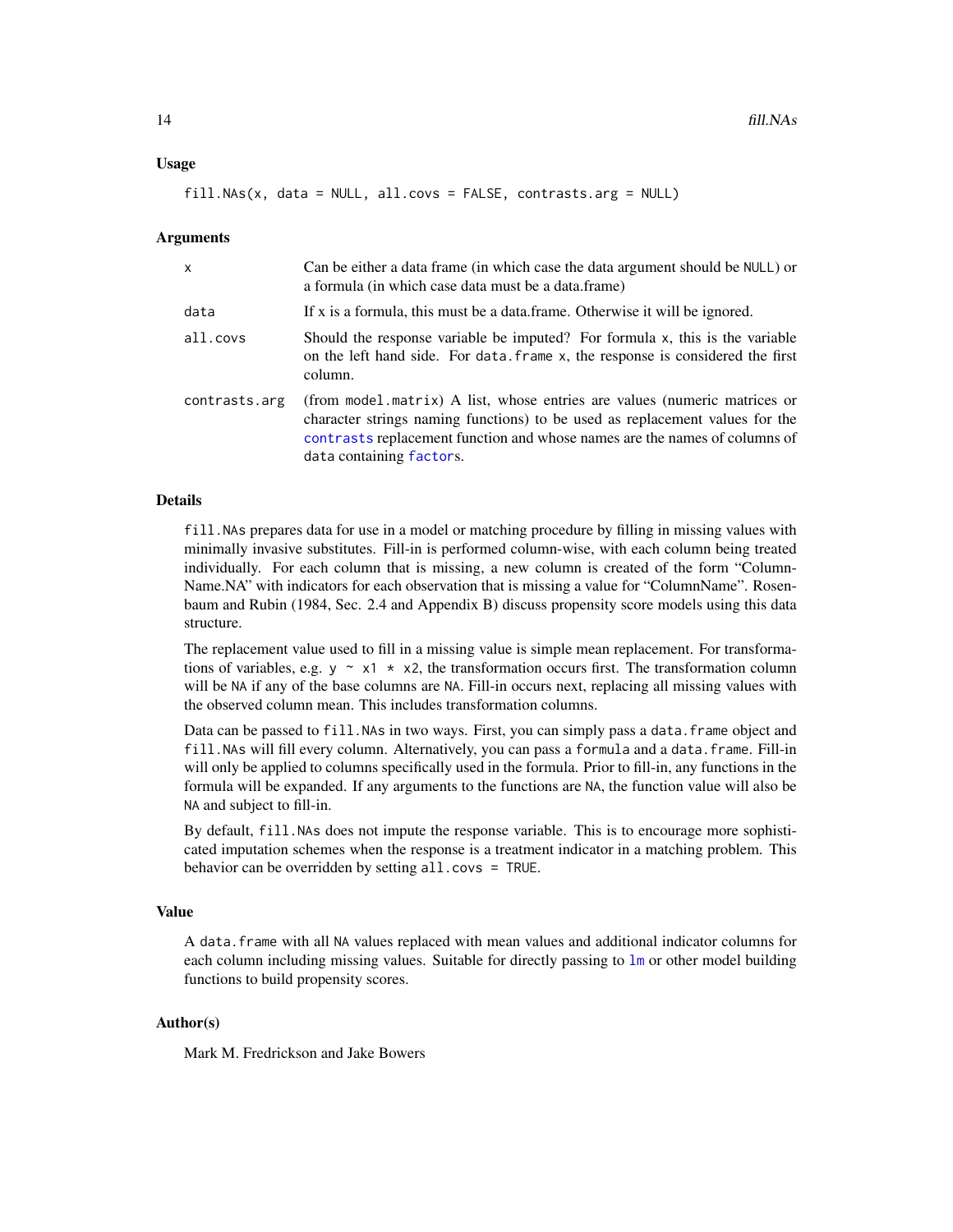## Usage

```
fill.NAs(x, data = NULL, all.covs = FALSE, contrasts.arg = NULL)
```

## Arguments

| | |
|---|---|
| `x` | Can be either a data frame (in which case the data argument should be `NULL`) or a formula (in which case data must be a data.frame) |
| `data` | If x is a formula, this must be a data.frame. Otherwise it will be ignored. |
| `all.covs` | Should the response variable be imputed? For formula `x`, this is the variable on the left hand side. For `data.frame` `x`, the response is considered the first column. |
| `contrasts.arg` | (from `model.matrix`) A list, whose entries are values (numeric matrices or character strings naming functions) to be used as replacement values for the `contrasts` replacement function and whose names are the names of columns of `data` containing `factor`s. |

## Details

`fill.NAs` prepares data for use in a model or matching procedure by filling in missing values with minimally invasive substitutes. Fill-in is performed column-wise, with each column being treated individually. For each column that is missing, a new column is created of the form "ColumnName.NA" with indicators for each observation that is missing a value for "ColumnName". Rosenbaum and Rubin (1984, Sec. 2.4 and Appendix B) discuss propensity score models using this data structure.

The replacement value used to fill in a missing value is simple mean replacement. For transformations of variables, e.g. `y ~ x1 * x2`, the transformation occurs first. The transformation column will be `NA` if any of the base columns are `NA`. Fill-in occurs next, replacing all missing values with the observed column mean. This includes transformation columns.

Data can be passed to `fill.NAs` in two ways. First, you can simply pass a `data.frame` object and `fill.NAs` will fill every column. Alternatively, you can pass a `formula` and a `data.frame`. Fill-in will only be applied to columns specifically used in the formula. Prior to fill-in, any functions in the formula will be expanded. If any arguments to the functions are `NA`, the function value will also be `NA` and subject to fill-in.

By default, `fill.NAs` does not impute the response variable. This is to encourage more sophisticated imputation schemes when the response is a treatment indicator in a matching problem. This behavior can be overridden by setting `all.covs = TRUE`.

## Value

A `data.frame` with all `NA` values replaced with mean values and additional indicator columns for each column including missing values. Suitable for directly passing to `lm` or other model building functions to build propensity scores.

## Author(s)

Mark M. Fredrickson and Jake Bowers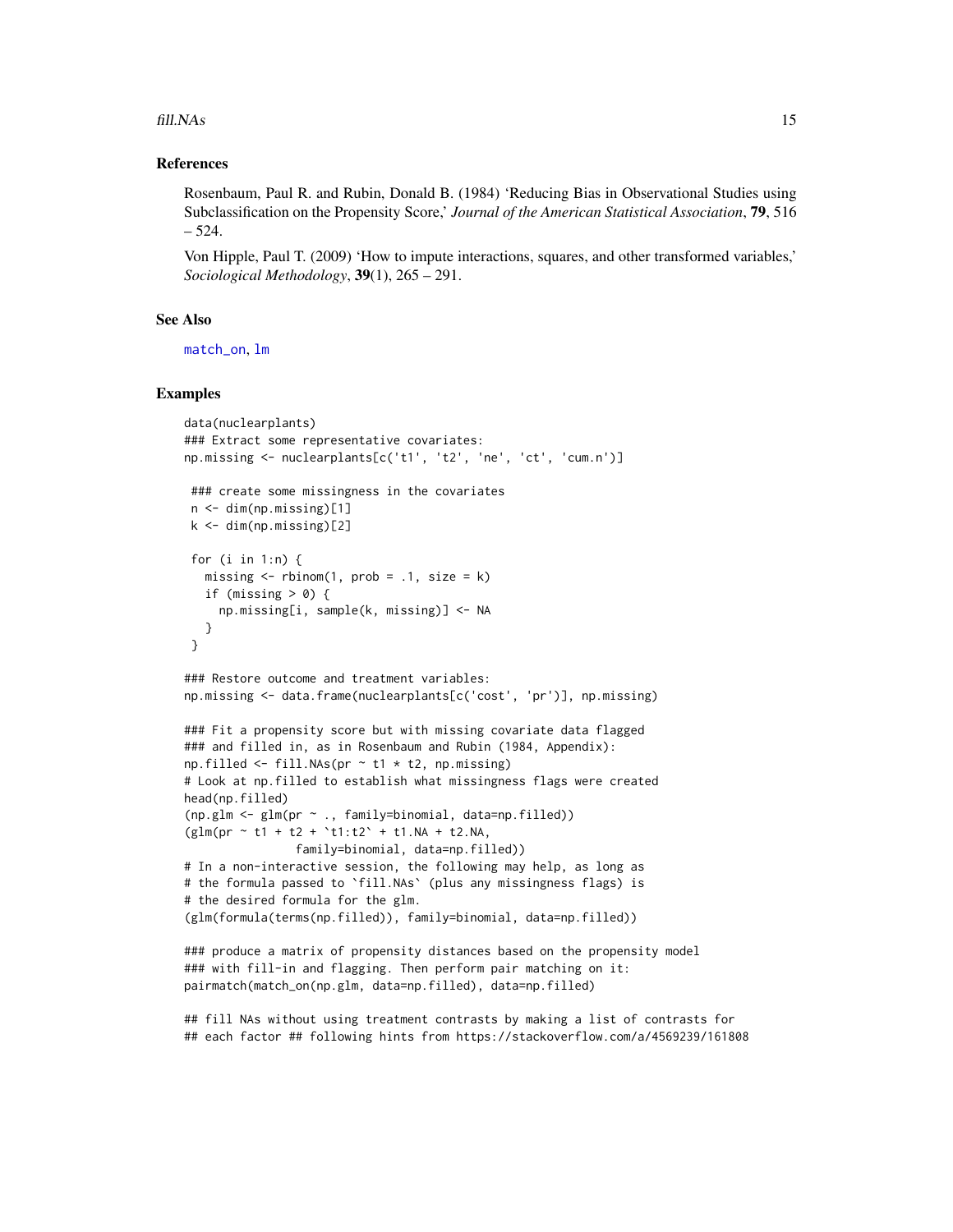### References

Rosenbaum, Paul R. and Rubin, Donald B. (1984) 'Reducing Bias in Observational Studies using Subclassification on the Propensity Score,' *Journal of the American Statistical Association*, **79**, 516 – 524.

Von Hipple, Paul T. (2009) 'How to impute interactions, squares, and other transformed variables,' *Sociological Methodology*, **39**(1), 265 – 291.

### See Also

match_on, lm

### Examples

```
data(nuclearplants)
### Extract some representative covariates:
np.missing <- nuclearplants[c('t1', 't2', 'ne', 'ct', 'cum.n')]

 ### create some missingness in the covariates
 n <- dim(np.missing)[1]
 k <- dim(np.missing)[2]

 for (i in 1:n) {
   missing <- rbinom(1, prob = .1, size = k)
   if (missing > 0) {
     np.missing[i, sample(k, missing)] <- NA
   }
 }

### Restore outcome and treatment variables:
np.missing <- data.frame(nuclearplants[c('cost', 'pr')], np.missing)

### Fit a propensity score but with missing covariate data flagged
### and filled in, as in Rosenbaum and Rubin (1984, Appendix):
np.filled <- fill.NAs(pr ~ t1 * t2, np.missing)
# Look at np.filled to establish what missingness flags were created
head(np.filled)
(np.glm <- glm(pr ~ ., family=binomial, data=np.filled))
(glm(pr ~ t1 + t2 + `t1:t2` + t1.NA + t2.NA,
                family=binomial, data=np.filled))
# In a non-interactive session, the following may help, as long as
# the formula passed to `fill.NAs` (plus any missingness flags) is
# the desired formula for the glm.
(glm(formula(terms(np.filled)), family=binomial, data=np.filled))

### produce a matrix of propensity distances based on the propensity model
### with fill-in and flagging. Then perform pair matching on it:
pairmatch(match_on(np.glm, data=np.filled), data=np.filled)

## fill NAs without using treatment contrasts by making a list of contrasts for
## each factor ## following hints from https://stackoverflow.com/a/4569239/161808
```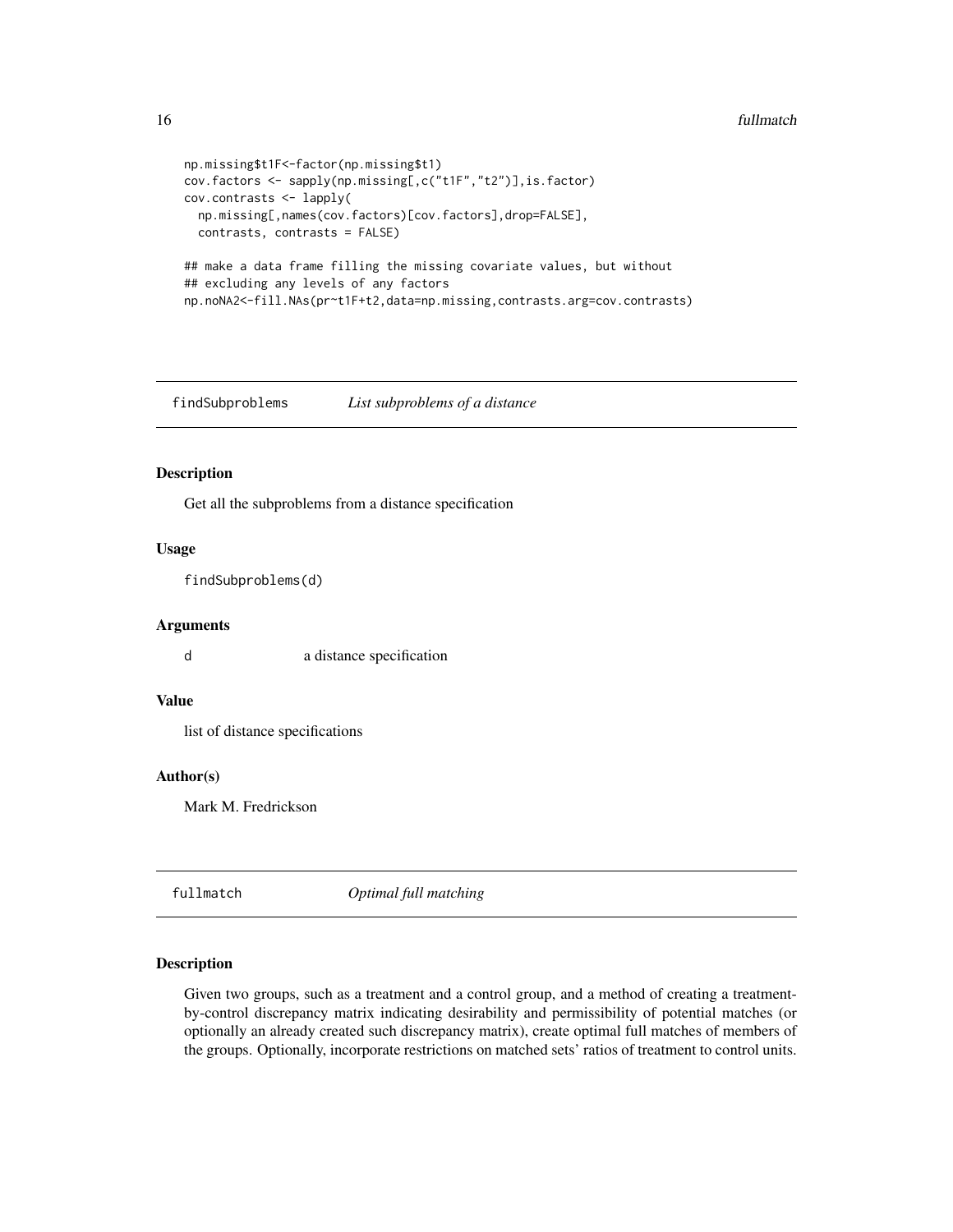```
np.missing$t1F<-factor(np.missing$t1)
cov.factors <- sapply(np.missing[,c("t1F","t2")],is.factor)
cov.contrasts <- lapply(
  np.missing[,names(cov.factors)[cov.factors],drop=FALSE],
  contrasts, contrasts = FALSE)

## make a data frame filling the missing covariate values, but without
## excluding any levels of any factors
np.noNA2<-fill.NAs(pr~t1F+t2,data=np.missing,contrasts.arg=cov.contrasts)
```

---

## findSubproblems *List subproblems of a distance*

### Description

Get all the subproblems from a distance specification

### Usage

```
findSubproblems(d)
```

### Arguments

| | |
|---|---|
| d | a distance specification |

### Value

list of distance specifications

### Author(s)

Mark M. Fredrickson

---

## fullmatch *Optimal full matching*

### Description

Given two groups, such as a treatment and a control group, and a method of creating a treatment-by-control discrepancy matrix indicating desirability and permissibility of potential matches (or optionally an already created such discrepancy matrix), create optimal full matches of members of the groups. Optionally, incorporate restrictions on matched sets' ratios of treatment to control units.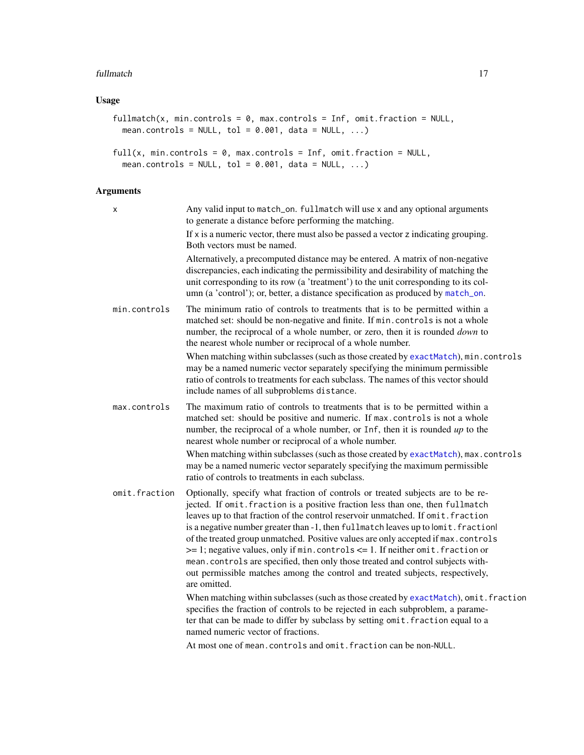## Usage

```
fullmatch(x, min.controls = 0, max.controls = Inf, omit.fraction = NULL,
  mean.controls = NULL, tol = 0.001, data = NULL, ...)

full(x, min.controls = 0, max.controls = Inf, omit.fraction = NULL,
  mean.controls = NULL, tol = 0.001, data = NULL, ...)
```

## Arguments

**x**

Any valid input to `match_on`. `fullmatch` will use `x` and any optional arguments to generate a distance before performing the matching.

If `x` is a numeric vector, there must also be passed a vector `z` indicating grouping. Both vectors must be named.

Alternatively, a precomputed distance may be entered. A matrix of non-negative discrepancies, each indicating the permissibility and desirability of matching the unit corresponding to its row (a 'treatment') to the unit corresponding to its column (a 'control'); or, better, a distance specification as produced by `match_on`.

**min.controls**

The minimum ratio of controls to treatments that is to be permitted within a matched set: should be non-negative and finite. If `min.controls` is not a whole number, the reciprocal of a whole number, or zero, then it is rounded *down* to the nearest whole number or reciprocal of a whole number.

When matching within subclasses (such as those created by `exactMatch`), `min.controls` may be a named numeric vector separately specifying the minimum permissible ratio of controls to treatments for each subclass. The names of this vector should include names of all subproblems `distance`.

**max.controls**

The maximum ratio of controls to treatments that is to be permitted within a matched set: should be positive and numeric. If `max.controls` is not a whole number, the reciprocal of a whole number, or `Inf`, then it is rounded *up* to the nearest whole number or reciprocal of a whole number.

When matching within subclasses (such as those created by `exactMatch`), `max.controls` may be a named numeric vector separately specifying the maximum permissible ratio of controls to treatments in each subclass.

**omit.fraction**

Optionally, specify what fraction of controls or treated subjects are to be rejected. If `omit.fraction` is a positive fraction less than one, then `fullmatch` leaves up to that fraction of the control reservoir unmatched. If `omit.fraction` is a negative number greater than -1, then `fullmatch` leaves up to |`omit.fraction`| of the treated group unmatched. Positive values are only accepted if `max.controls` >= 1; negative values, only if `min.controls` <= 1. If neither `omit.fraction` or `mean.controls` are specified, then only those treated and control subjects without permissible matches among the control and treated subjects, respectively, are omitted.

When matching within subclasses (such as those created by `exactMatch`), `omit.fraction` specifies the fraction of controls to be rejected in each subproblem, a parameter that can be made to differ by subclass by setting `omit.fraction` equal to a named numeric vector of fractions.

At most one of `mean.controls` and `omit.fraction` can be non-NULL.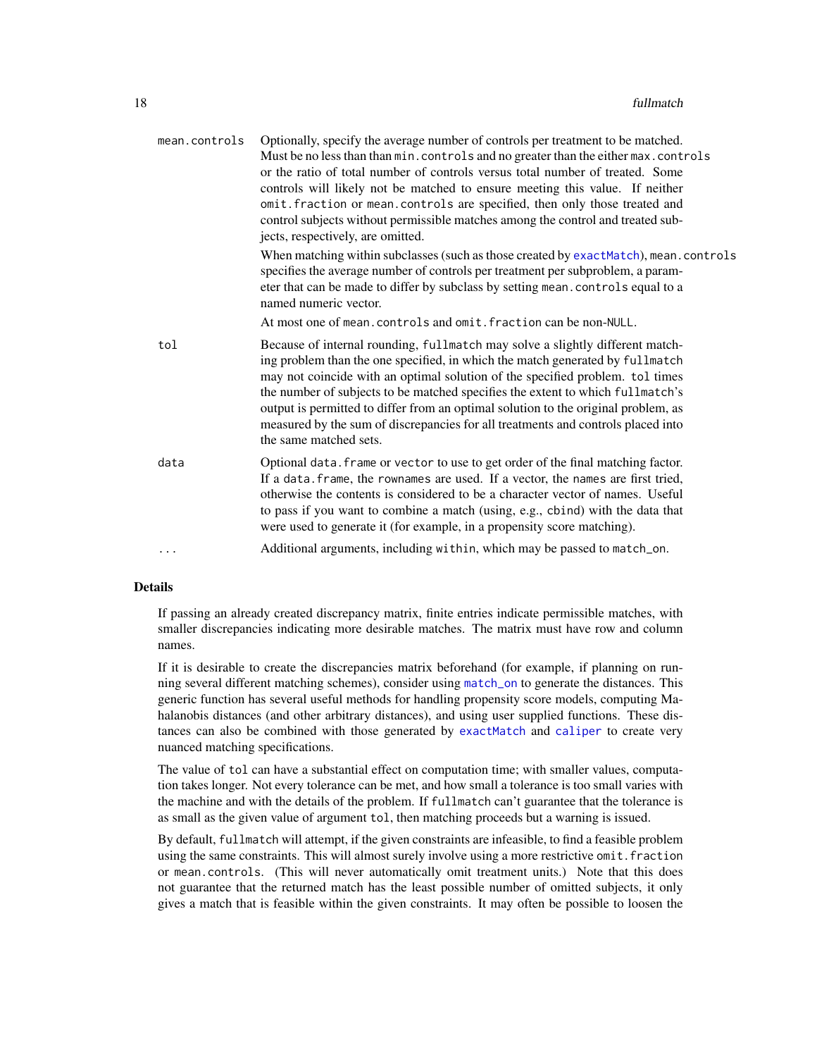| | |
|---|---|
| `mean.controls` | Optionally, specify the average number of controls per treatment to be matched. Must be no less than than `min.controls` and no greater than the either `max.controls` or the ratio of total number of controls versus total number of treated. Some controls will likely not be matched to ensure meeting this value. If neither `omit.fraction` or `mean.controls` are specified, then only those treated and control subjects without permissible matches among the control and treated subjects, respectively, are omitted.<br><br>When matching within subclasses (such as those created by `exactMatch`), `mean.controls` specifies the average number of controls per treatment per subproblem, a parameter that can be made to differ by subclass by setting `mean.controls` equal to a named numeric vector.<br><br>At most one of `mean.controls` and `omit.fraction` can be non-`NULL`. |
| `tol` | Because of internal rounding, `fullmatch` may solve a slightly different matching problem than the one specified, in which the match generated by `fullmatch` may not coincide with an optimal solution of the specified problem. `tol` times the number of subjects to be matched specifies the extent to which `fullmatch`'s output is permitted to differ from an optimal solution to the original problem, as measured by the sum of discrepancies for all treatments and controls placed into the same matched sets. |
| `data` | Optional `data.frame` or `vector` to use to get order of the final matching factor. If a `data.frame`, the `rownames` are used. If a vector, the `names` are first tried, otherwise the contents is considered to be a character vector of names. Useful to pass if you want to combine a match (using, e.g., `cbind`) with the data that were used to generate it (for example, in a propensity score matching). |
| `...` | Additional arguments, including `within`, which may be passed to `match_on`. |

## Details

If passing an already created discrepancy matrix, finite entries indicate permissible matches, with smaller discrepancies indicating more desirable matches. The matrix must have row and column names.

If it is desirable to create the discrepancies matrix beforehand (for example, if planning on running several different matching schemes), consider using `match_on` to generate the distances. This generic function has several useful methods for handling propensity score models, computing Mahalanobis distances (and other arbitrary distances), and using user supplied functions. These distances can also be combined with those generated by `exactMatch` and `caliper` to create very nuanced matching specifications.

The value of `tol` can have a substantial effect on computation time; with smaller values, computation takes longer. Not every tolerance can be met, and how small a tolerance is too small varies with the machine and with the details of the problem. If `fullmatch` can't guarantee that the tolerance is as small as the given value of argument `tol`, then matching proceeds but a warning is issued.

By default, `fullmatch` will attempt, if the given constraints are infeasible, to find a feasible problem using the same constraints. This will almost surely involve using a more restrictive `omit.fraction` or `mean.controls`. (This will never automatically omit treatment units.) Note that this does not guarantee that the returned match has the least possible number of omitted subjects, it only gives a match that is feasible within the given constraints. It may often be possible to loosen the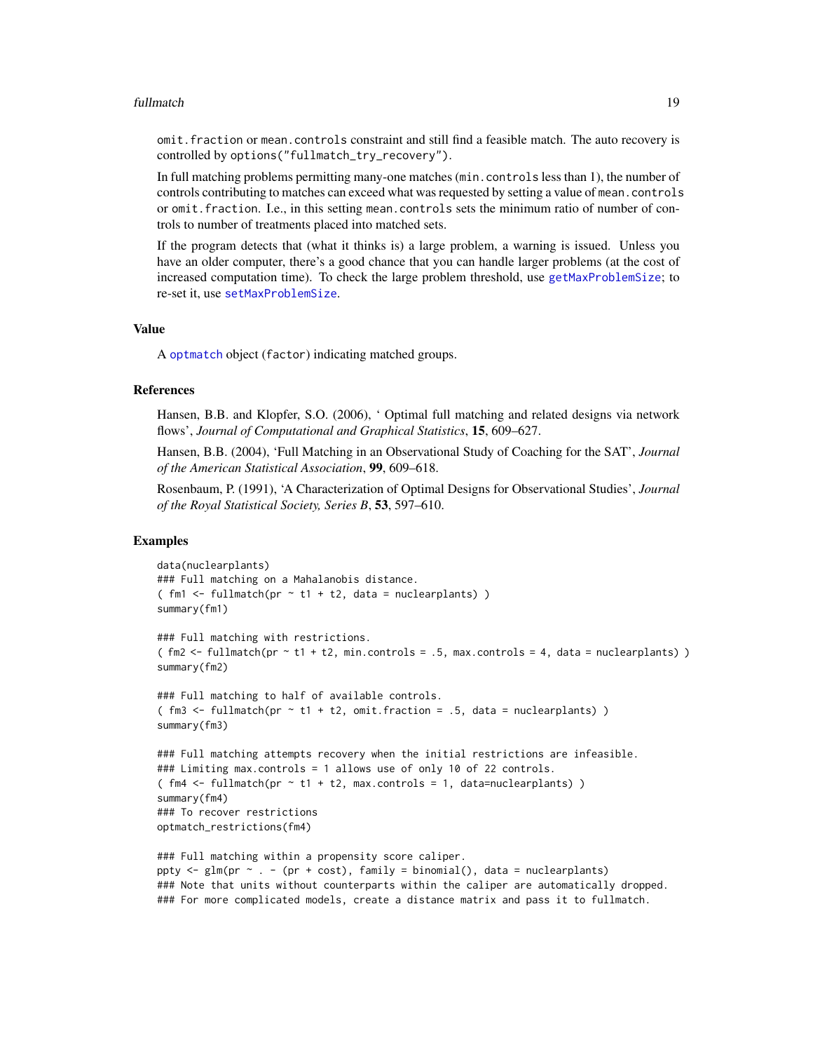omit.fraction or mean.controls constraint and still find a feasible match. The auto recovery is controlled by options("fullmatch_try_recovery").

In full matching problems permitting many-one matches (min.controls less than 1), the number of controls contributing to matches can exceed what was requested by setting a value of mean.controls or omit.fraction. I.e., in this setting mean.controls sets the minimum ratio of number of controls to number of treatments placed into matched sets.

If the program detects that (what it thinks is) a large problem, a warning is issued. Unless you have an older computer, there's a good chance that you can handle larger problems (at the cost of increased computation time). To check the large problem threshold, use getMaxProblemSize; to re-set it, use setMaxProblemSize.

## Value

A optmatch object (factor) indicating matched groups.

## References

Hansen, B.B. and Klopfer, S.O. (2006), ' Optimal full matching and related designs via network flows', *Journal of Computational and Graphical Statistics*, **15**, 609–627.

Hansen, B.B. (2004), 'Full Matching in an Observational Study of Coaching for the SAT', *Journal of the American Statistical Association*, **99**, 609–618.

Rosenbaum, P. (1991), 'A Characterization of Optimal Designs for Observational Studies', *Journal of the Royal Statistical Society, Series B*, **53**, 597–610.

## Examples

```
data(nuclearplants)
### Full matching on a Mahalanobis distance.
( fm1 <- fullmatch(pr ~ t1 + t2, data = nuclearplants) )
summary(fm1)

### Full matching with restrictions.
( fm2 <- fullmatch(pr ~ t1 + t2, min.controls = .5, max.controls = 4, data = nuclearplants) )
summary(fm2)

### Full matching to half of available controls.
( fm3 <- fullmatch(pr ~ t1 + t2, omit.fraction = .5, data = nuclearplants) )
summary(fm3)

### Full matching attempts recovery when the initial restrictions are infeasible.
### Limiting max.controls = 1 allows use of only 10 of 22 controls.
( fm4 <- fullmatch(pr ~ t1 + t2, max.controls = 1, data=nuclearplants) )
summary(fm4)
### To recover restrictions
optmatch_restrictions(fm4)

### Full matching within a propensity score caliper.
ppty <- glm(pr ~ . - (pr + cost), family = binomial(), data = nuclearplants)
### Note that units without counterparts within the caliper are automatically dropped.
### For more complicated models, create a distance matrix and pass it to fullmatch.
```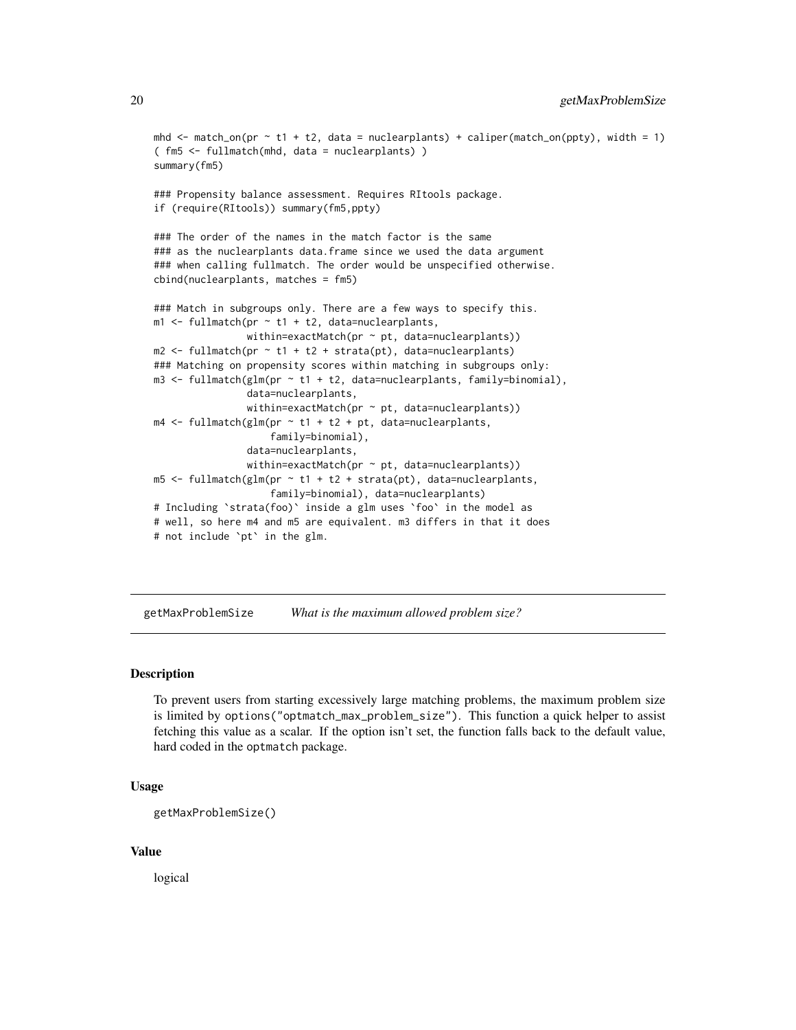```
mhd <- match_on(pr ~ t1 + t2, data = nuclearplants) + caliper(match_on(ppty), width = 1)
( fm5 <- fullmatch(mhd, data = nuclearplants) )
summary(fm5)

### Propensity balance assessment. Requires RItools package.
if (require(RItools)) summary(fm5,ppty)

### The order of the names in the match factor is the same
### as the nuclearplants data.frame since we used the data argument
### when calling fullmatch. The order would be unspecified otherwise.
cbind(nuclearplants, matches = fm5)

### Match in subgroups only. There are a few ways to specify this.
m1 <- fullmatch(pr ~ t1 + t2, data=nuclearplants,
                within=exactMatch(pr ~ pt, data=nuclearplants))
m2 <- fullmatch(pr ~ t1 + t2 + strata(pt), data=nuclearplants)
### Matching on propensity scores within matching in subgroups only:
m3 <- fullmatch(glm(pr ~ t1 + t2, data=nuclearplants, family=binomial),
                data=nuclearplants,
                within=exactMatch(pr ~ pt, data=nuclearplants))
m4 <- fullmatch(glm(pr ~ t1 + t2 + pt, data=nuclearplants,
                    family=binomial),
                data=nuclearplants,
                within=exactMatch(pr ~ pt, data=nuclearplants))
m5 <- fullmatch(glm(pr ~ t1 + t2 + strata(pt), data=nuclearplants,
                    family=binomial), data=nuclearplants)
# Including `strata(foo)` inside a glm uses `foo` in the model as
# well, so here m4 and m5 are equivalent. m3 differs in that it does
# not include `pt` in the glm.
```

---

## getMaxProblemSize — *What is the maximum allowed problem size?*

### Description

To prevent users from starting excessively large matching problems, the maximum problem size is limited by `options("optmatch_max_problem_size")`. This function a quick helper to assist fetching this value as a scalar. If the option isn't set, the function falls back to the default value, hard coded in the `optmatch` package.

### Usage

```
getMaxProblemSize()
```

### Value

logical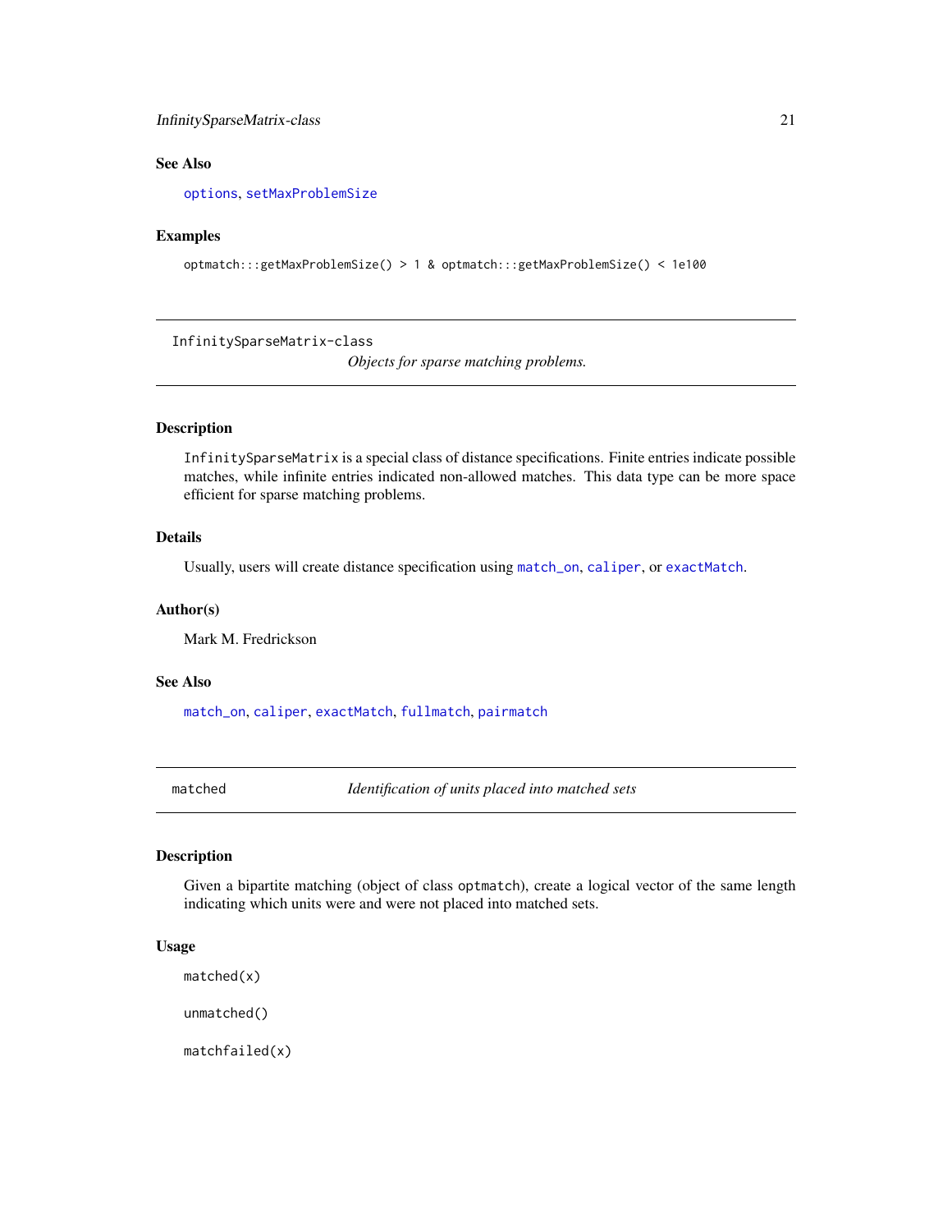## See Also

options, setMaxProblemSize

## Examples

```
optmatch:::getMaxProblemSize() > 1 & optmatch:::getMaxProblemSize() < 1e100
```

---

# InfinitySparseMatrix-class

*Objects for sparse matching problems.*

## Description

InfinitySparseMatrix is a special class of distance specifications. Finite entries indicate possible matches, while infinite entries indicated non-allowed matches. This data type can be more space efficient for sparse matching problems.

## Details

Usually, users will create distance specification using match_on, caliper, or exactMatch.

## Author(s)

Mark M. Fredrickson

## See Also

match_on, caliper, exactMatch, fullmatch, pairmatch

---

# matched

*Identification of units placed into matched sets*

## Description

Given a bipartite matching (object of class optmatch), create a logical vector of the same length indicating which units were and were not placed into matched sets.

## Usage

```
matched(x)

unmatched()

matchfailed(x)
```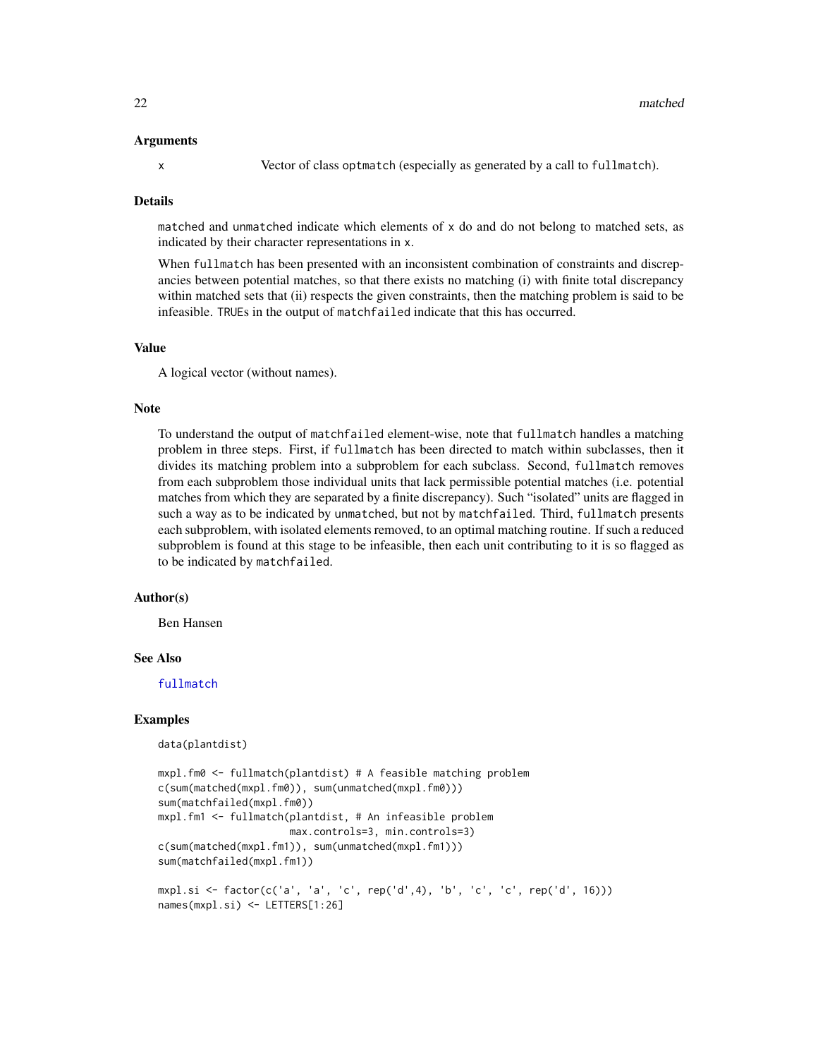## Arguments

x Vector of class optmatch (especially as generated by a call to fullmatch).

## Details

matched and unmatched indicate which elements of x do and do not belong to matched sets, as indicated by their character representations in x.

When fullmatch has been presented with an inconsistent combination of constraints and discrepancies between potential matches, so that there exists no matching (i) with finite total discrepancy within matched sets that (ii) respects the given constraints, then the matching problem is said to be infeasible. TRUEs in the output of matchfailed indicate that this has occurred.

## Value

A logical vector (without names).

## Note

To understand the output of matchfailed element-wise, note that fullmatch handles a matching problem in three steps. First, if fullmatch has been directed to match within subclasses, then it divides its matching problem into a subproblem for each subclass. Second, fullmatch removes from each subproblem those individual units that lack permissible potential matches (i.e. potential matches from which they are separated by a finite discrepancy). Such "isolated" units are flagged in such a way as to be indicated by unmatched, but not by matchfailed. Third, fullmatch presents each subproblem, with isolated elements removed, to an optimal matching routine. If such a reduced subproblem is found at this stage to be infeasible, then each unit contributing to it is so flagged as to be indicated by matchfailed.

## Author(s)

Ben Hansen

## See Also

fullmatch

## Examples

```
data(plantdist)

mxpl.fm0 <- fullmatch(plantdist) # A feasible matching problem
c(sum(matched(mxpl.fm0)), sum(unmatched(mxpl.fm0)))
sum(matchfailed(mxpl.fm0))
mxpl.fm1 <- fullmatch(plantdist, # An infeasible problem
                      max.controls=3, min.controls=3)
c(sum(matched(mxpl.fm1)), sum(unmatched(mxpl.fm1)))
sum(matchfailed(mxpl.fm1))

mxpl.si <- factor(c('a', 'a', 'c', rep('d',4), 'b', 'c', 'c', rep('d', 16)))
names(mxpl.si) <- LETTERS[1:26]
```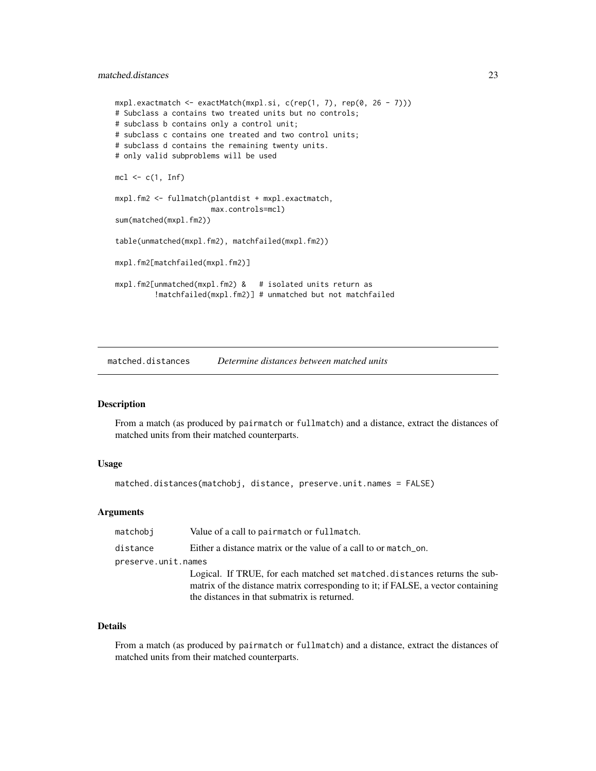```
mxpl.exactmatch <- exactMatch(mxpl.si, c(rep(1, 7), rep(0, 26 - 7)))
# Subclass a contains two treated units but no controls;
# subclass b contains only a control unit;
# subclass c contains one treated and two control units;
# subclass d contains the remaining twenty units.
# only valid subproblems will be used

mcl <- c(1, Inf)

mxpl.fm2 <- fullmatch(plantdist + mxpl.exactmatch,
                      max.controls=mcl)
sum(matched(mxpl.fm2))

table(unmatched(mxpl.fm2), matchfailed(mxpl.fm2))

mxpl.fm2[matchfailed(mxpl.fm2)]

mxpl.fm2[unmatched(mxpl.fm2) &   # isolated units return as
         !matchfailed(mxpl.fm2)] # unmatched but not matchfailed
```

## matched.distances *Determine distances between matched units*

### Description

From a match (as produced by `pairmatch` or `fullmatch`) and a distance, extract the distances of matched units from their matched counterparts.

### Usage

```
matched.distances(matchobj, distance, preserve.unit.names = FALSE)
```

### Arguments

| | |
|---|---|
| `matchobj` | Value of a call to `pairmatch` or `fullmatch`. |
| `distance` | Either a distance matrix or the value of a call to or `match_on`. |
| `preserve.unit.names` | Logical. If TRUE, for each matched set `matched.distances` returns the submatrix of the distance matrix corresponding to it; if FALSE, a vector containing the distances in that submatrix is returned. |

### Details

From a match (as produced by `pairmatch` or `fullmatch`) and a distance, extract the distances of matched units from their matched counterparts.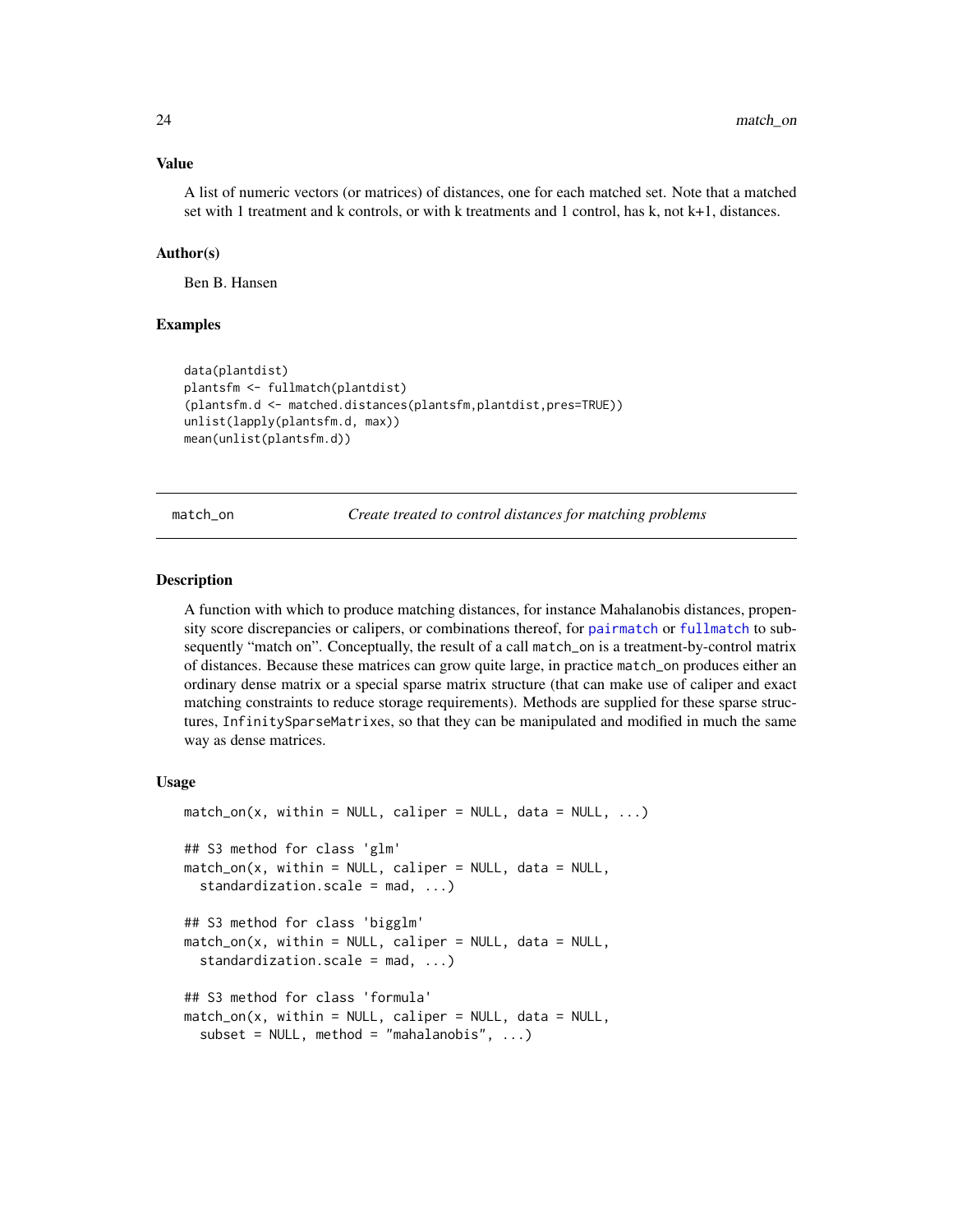### Value

A list of numeric vectors (or matrices) of distances, one for each matched set. Note that a matched set with 1 treatment and k controls, or with k treatments and 1 control, has k, not k+1, distances.

### Author(s)

Ben B. Hansen

### Examples

```
data(plantdist)
plantsfm <- fullmatch(plantdist)
(plantsfm.d <- matched.distances(plantsfm,plantdist,pres=TRUE))
unlist(lapply(plantsfm.d, max))
mean(unlist(plantsfm.d))
```

## match_on — *Create treated to control distances for matching problems*

### Description

A function with which to produce matching distances, for instance Mahalanobis distances, propensity score discrepancies or calipers, or combinations thereof, for pairmatch or fullmatch to subsequently "match on". Conceptually, the result of a call match_on is a treatment-by-control matrix of distances. Because these matrices can grow quite large, in practice match_on produces either an ordinary dense matrix or a special sparse matrix structure (that can make use of caliper and exact matching constraints to reduce storage requirements). Methods are supplied for these sparse structures, InfinitySparseMatrixes, so that they can be manipulated and modified in much the same way as dense matrices.

### Usage

```
match_on(x, within = NULL, caliper = NULL, data = NULL, ...)

## S3 method for class 'glm'
match_on(x, within = NULL, caliper = NULL, data = NULL,
  standardization.scale = mad, ...)

## S3 method for class 'bigglm'
match_on(x, within = NULL, caliper = NULL, data = NULL,
  standardization.scale = mad, ...)

## S3 method for class 'formula'
match_on(x, within = NULL, caliper = NULL, data = NULL,
  subset = NULL, method = "mahalanobis", ...)
```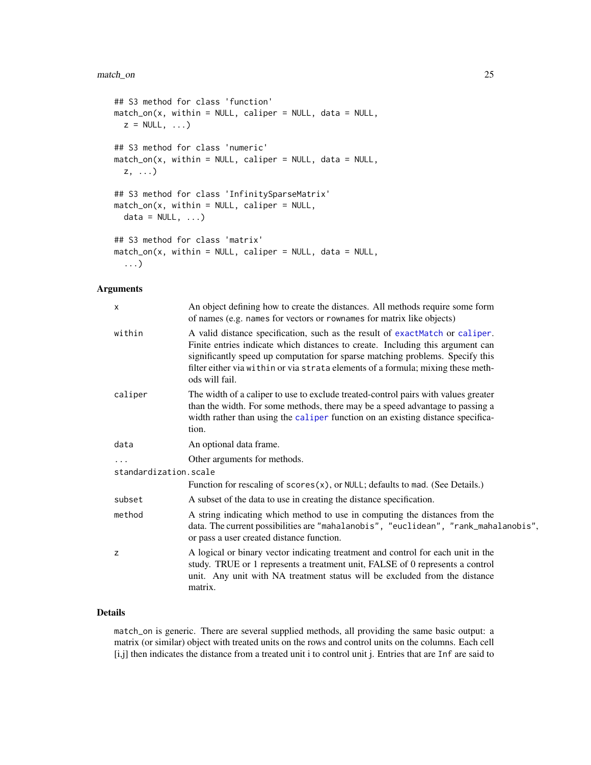```
## S3 method for class 'function'
match_on(x, within = NULL, caliper = NULL, data = NULL,
  z = NULL, ...)

## S3 method for class 'numeric'
match_on(x, within = NULL, caliper = NULL, data = NULL,
  z, ...)

## S3 method for class 'InfinitySparseMatrix'
match_on(x, within = NULL, caliper = NULL,
  data = NULL, ...)

## S3 method for class 'matrix'
match_on(x, within = NULL, caliper = NULL, data = NULL,
  ...)
```

### Arguments

| | |
|---|---|
| `x` | An object defining how to create the distances. All methods require some form of names (e.g. `names` for vectors or `rownames` for matrix like objects) |
| `within` | A valid distance specification, such as the result of `exactMatch` or `caliper`. Finite entries indicate which distances to create. Including this argument can significantly speed up computation for sparse matching problems. Specify this filter either via `within` or via `strata` elements of a formula; mixing these methods will fail. |
| `caliper` | The width of a caliper to use to exclude treated-control pairs with values greater than the width. For some methods, there may be a speed advantage to passing a width rather than using the `caliper` function on an existing distance specification. |
| `data` | An optional data frame. |
| `...` | Other arguments for methods. |
| `standardization.scale` | Function for rescaling of `scores(x)`, or `NULL`; defaults to `mad`. (See Details.) |
| `subset` | A subset of the data to use in creating the distance specification. |
| `method` | A string indicating which method to use in computing the distances from the data. The current possibilities are `"mahalanobis"`, `"euclidean"`, `"rank_mahalanobis"`, or pass a user created distance function. |
| `z` | A logical or binary vector indicating treatment and control for each unit in the study. TRUE or 1 represents a treatment unit, FALSE of 0 represents a control unit. Any unit with NA treatment status will be excluded from the distance matrix. |

### Details

`match_on` is generic. There are several supplied methods, all providing the same basic output: a matrix (or similar) object with treated units on the rows and control units on the columns. Each cell [i,j] then indicates the distance from a treated unit i to control unit j. Entries that are `Inf` are said to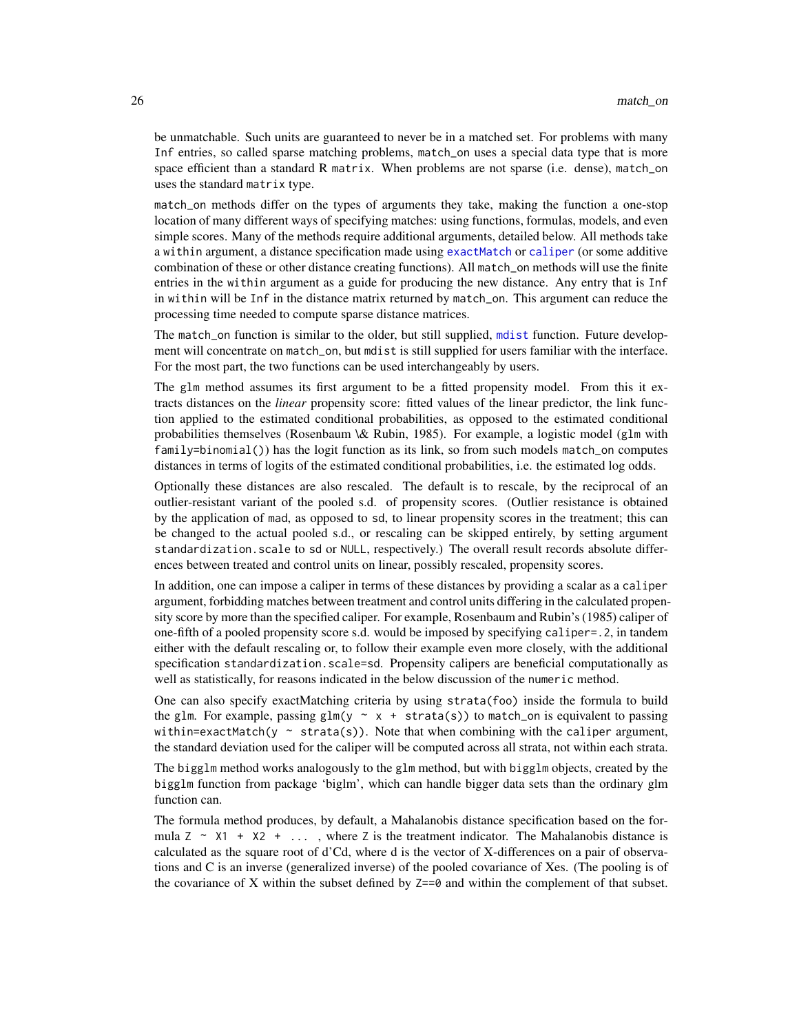be unmatchable. Such units are guaranteed to never be in a matched set. For problems with many Inf entries, so called sparse matching problems, match_on uses a special data type that is more space efficient than a standard R matrix. When problems are not sparse (i.e. dense), match_on uses the standard matrix type.

match_on methods differ on the types of arguments they take, making the function a one-stop location of many different ways of specifying matches: using functions, formulas, models, and even simple scores. Many of the methods require additional arguments, detailed below. All methods take a within argument, a distance specification made using exactMatch or caliper (or some additive combination of these or other distance creating functions). All match_on methods will use the finite entries in the within argument as a guide for producing the new distance. Any entry that is Inf in within will be Inf in the distance matrix returned by match_on. This argument can reduce the processing time needed to compute sparse distance matrices.

The match_on function is similar to the older, but still supplied, mdist function. Future development will concentrate on match_on, but mdist is still supplied for users familiar with the interface. For the most part, the two functions can be used interchangeably by users.

The glm method assumes its first argument to be a fitted propensity model. From this it extracts distances on the *linear* propensity score: fitted values of the linear predictor, the link function applied to the estimated conditional probabilities, as opposed to the estimated conditional probabilities themselves (Rosenbaum \& Rubin, 1985). For example, a logistic model (glm with family=binomial()) has the logit function as its link, so from such models match_on computes distances in terms of logits of the estimated conditional probabilities, i.e. the estimated log odds.

Optionally these distances are also rescaled. The default is to rescale, by the reciprocal of an outlier-resistant variant of the pooled s.d. of propensity scores. (Outlier resistance is obtained by the application of mad, as opposed to sd, to linear propensity scores in the treatment; this can be changed to the actual pooled s.d., or rescaling can be skipped entirely, by setting argument standardization.scale to sd or NULL, respectively.) The overall result records absolute differences between treated and control units on linear, possibly rescaled, propensity scores.

In addition, one can impose a caliper in terms of these distances by providing a scalar as a caliper argument, forbidding matches between treatment and control units differing in the calculated propensity score by more than the specified caliper. For example, Rosenbaum and Rubin's (1985) caliper of one-fifth of a pooled propensity score s.d. would be imposed by specifying caliper=.2, in tandem either with the default rescaling or, to follow their example even more closely, with the additional specification standardization.scale=sd. Propensity calipers are beneficial computationally as well as statistically, for reasons indicated in the below discussion of the numeric method.

One can also specify exactMatching criteria by using strata(foo) inside the formula to build the glm. For example, passing glm(y ~ x + strata(s)) to match_on is equivalent to passing within=exactMatch(y ~ strata(s)). Note that when combining with the caliper argument, the standard deviation used for the caliper will be computed across all strata, not within each strata.

The bigglm method works analogously to the glm method, but with bigglm objects, created by the bigglm function from package 'biglm', which can handle bigger data sets than the ordinary glm function can.

The formula method produces, by default, a Mahalanobis distance specification based on the formula Z ~ X1 + X2 + ... , where Z is the treatment indicator. The Mahalanobis distance is calculated as the square root of d'Cd, where d is the vector of X-differences on a pair of observations and C is an inverse (generalized inverse) of the pooled covariance of Xes. (The pooling is of the covariance of X within the subset defined by Z==0 and within the complement of that subset.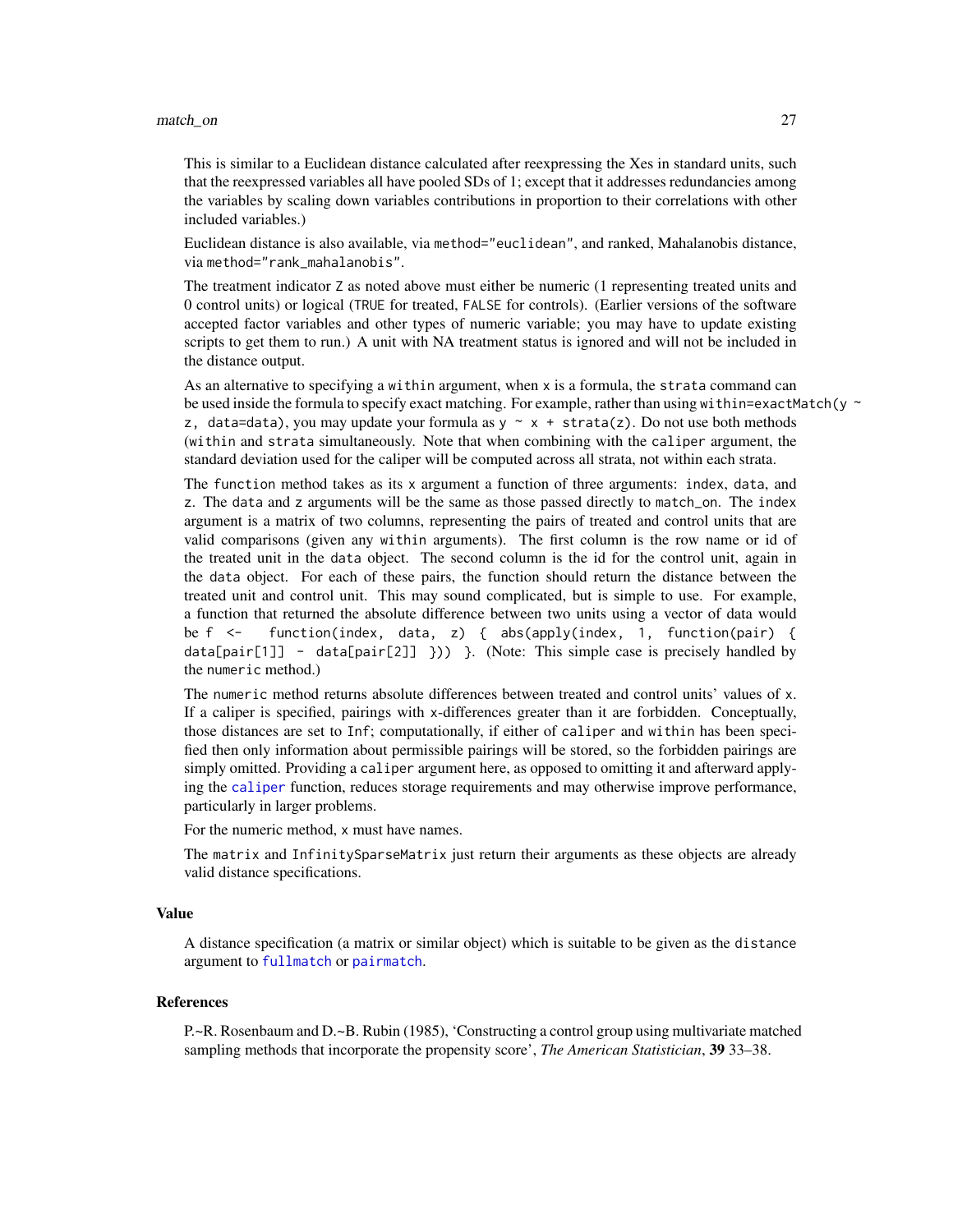This is similar to a Euclidean distance calculated after reexpressing the Xes in standard units, such that the reexpressed variables all have pooled SDs of 1; except that it addresses redundancies among the variables by scaling down variables contributions in proportion to their correlations with other included variables.)

Euclidean distance is also available, via `method="euclidean"`, and ranked, Mahalanobis distance, via `method="rank_mahalanobis"`.

The treatment indicator `Z` as noted above must either be numeric (1 representing treated units and 0 control units) or logical (`TRUE` for treated, `FALSE` for controls). (Earlier versions of the software accepted factor variables and other types of numeric variable; you may have to update existing scripts to get them to run.) A unit with NA treatment status is ignored and will not be included in the distance output.

As an alternative to specifying a `within` argument, when `x` is a formula, the `strata` command can be used inside the formula to specify exact matching. For example, rather than using `within=exactMatch(y ~ z, data=data)`, you may update your formula as `y ~ x + strata(z)`. Do not use both methods (`within` and `strata` simultaneously. Note that when combining with the `caliper` argument, the standard deviation used for the caliper will be computed across all strata, not within each strata.

The `function` method takes as its `x` argument a function of three arguments: `index`, `data`, and `z`. The `data` and `z` arguments will be the same as those passed directly to `match_on`. The `index` argument is a matrix of two columns, representing the pairs of treated and control units that are valid comparisons (given any `within` arguments). The first column is the row name or id of the treated unit in the `data` object. The second column is the id for the control unit, again in the `data` object. For each of these pairs, the function should return the distance between the treated unit and control unit. This may sound complicated, but is simple to use. For example, a function that returned the absolute difference between two units using a vector of data would be `f <- function(index, data, z) { abs(apply(index, 1, function(pair) { data[pair[1]] - data[pair[2]] })) }`. (Note: This simple case is precisely handled by the `numeric` method.)

The `numeric` method returns absolute differences between treated and control units' values of `x`. If a caliper is specified, pairings with `x`-differences greater than it are forbidden. Conceptually, those distances are set to `Inf`; computationally, if either of `caliper` and `within` has been specified then only information about permissible pairings will be stored, so the forbidden pairings are simply omitted. Providing a `caliper` argument here, as opposed to omitting it and afterward applying the `caliper` function, reduces storage requirements and may otherwise improve performance, particularly in larger problems.

For the numeric method, `x` must have names.

The `matrix` and `InfinitySparseMatrix` just return their arguments as these objects are already valid distance specifications.

## Value

A distance specification (a matrix or similar object) which is suitable to be given as the `distance` argument to `fullmatch` or `pairmatch`.

## References

P.~R. Rosenbaum and D.~B. Rubin (1985), 'Constructing a control group using multivariate matched sampling methods that incorporate the propensity score', *The American Statistician*, **39** 33–38.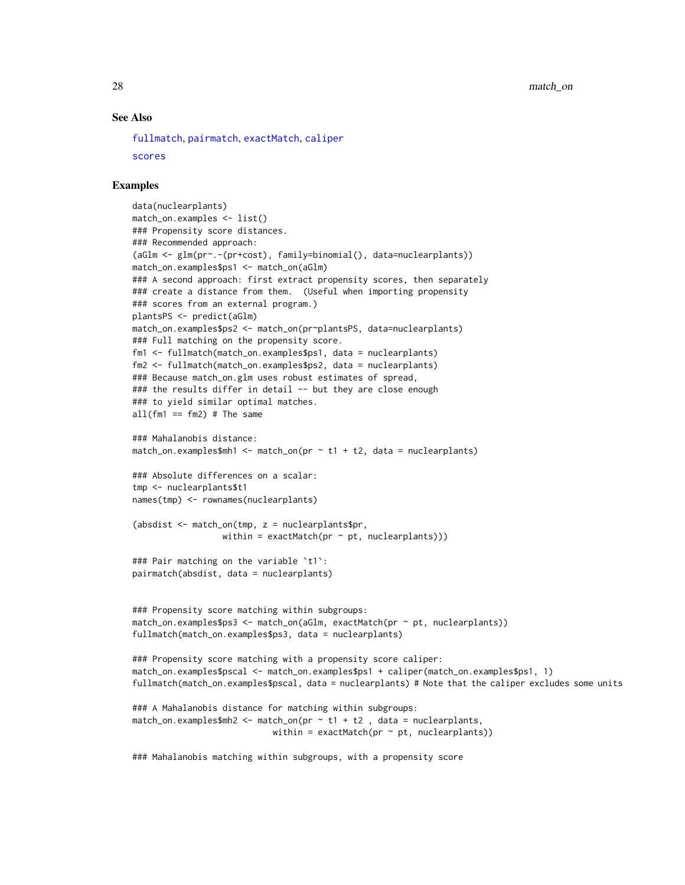## See Also

fullmatch, pairmatch, exactMatch, caliper

scores

## Examples

```
data(nuclearplants)
match_on.examples <- list()
### Propensity score distances.
### Recommended approach:
(aGlm <- glm(pr~.-(pr+cost), family=binomial(), data=nuclearplants))
match_on.examples$ps1 <- match_on(aGlm)
### A second approach: first extract propensity scores, then separately
### create a distance from them.  (Useful when importing propensity
### scores from an external program.)
plantsPS <- predict(aGlm)
match_on.examples$ps2 <- match_on(pr~plantsPS, data=nuclearplants)
### Full matching on the propensity score.
fm1 <- fullmatch(match_on.examples$ps1, data = nuclearplants)
fm2 <- fullmatch(match_on.examples$ps2, data = nuclearplants)
### Because match_on.glm uses robust estimates of spread,
### the results differ in detail -- but they are close enough
### to yield similar optimal matches.
all(fm1 == fm2) # The same

### Mahalanobis distance:
match_on.examples$mh1 <- match_on(pr ~ t1 + t2, data = nuclearplants)

### Absolute differences on a scalar:
tmp <- nuclearplants$t1
names(tmp) <- rownames(nuclearplants)

(absdist <- match_on(tmp, z = nuclearplants$pr,
                  within = exactMatch(pr ~ pt, nuclearplants)))

### Pair matching on the variable `t1`:
pairmatch(absdist, data = nuclearplants)


### Propensity score matching within subgroups:
match_on.examples$ps3 <- match_on(aGlm, exactMatch(pr ~ pt, nuclearplants))
fullmatch(match_on.examples$ps3, data = nuclearplants)

### Propensity score matching with a propensity score caliper:
match_on.examples$pscal <- match_on.examples$ps1 + caliper(match_on.examples$ps1, 1)
fullmatch(match_on.examples$pscal, data = nuclearplants) # Note that the caliper excludes some units

### A Mahalanobis distance for matching within subgroups:
match_on.examples$mh2 <- match_on(pr ~ t1 + t2 , data = nuclearplants,
                           within = exactMatch(pr ~ pt, nuclearplants))

### Mahalanobis matching within subgroups, with a propensity score
```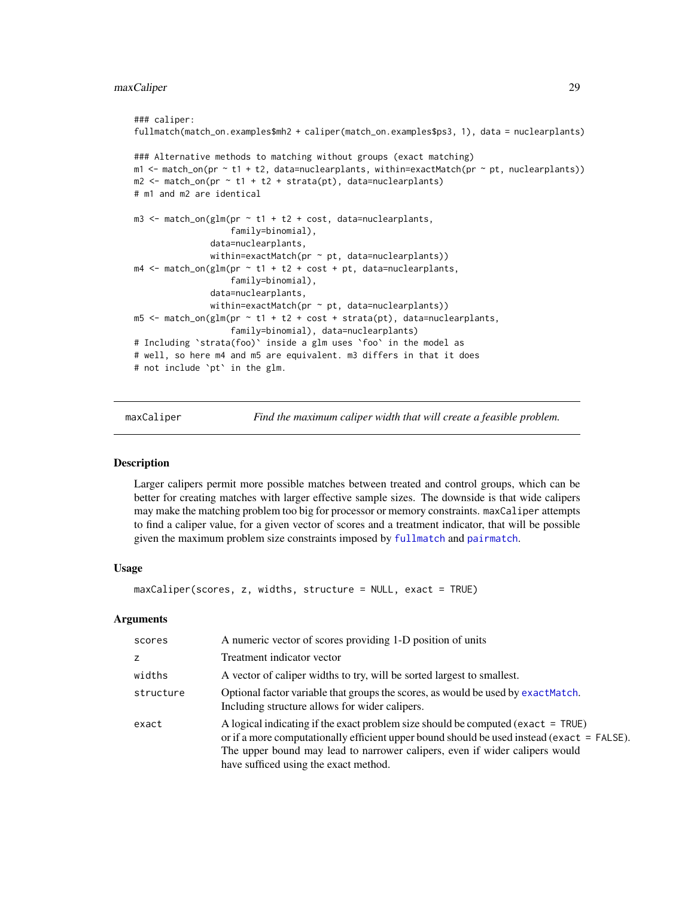```
### caliper:
fullmatch(match_on.examples$mh2 + caliper(match_on.examples$ps3, 1), data = nuclearplants)

### Alternative methods to matching without groups (exact matching)
m1 <- match_on(pr ~ t1 + t2, data=nuclearplants, within=exactMatch(pr ~ pt, nuclearplants))
m2 <- match_on(pr ~ t1 + t2 + strata(pt), data=nuclearplants)
# m1 and m2 are identical

m3 <- match_on(glm(pr ~ t1 + t2 + cost, data=nuclearplants,
                   family=binomial),
               data=nuclearplants,
               within=exactMatch(pr ~ pt, data=nuclearplants))
m4 <- match_on(glm(pr ~ t1 + t2 + cost + pt, data=nuclearplants,
                   family=binomial),
               data=nuclearplants,
               within=exactMatch(pr ~ pt, data=nuclearplants))
m5 <- match_on(glm(pr ~ t1 + t2 + cost + strata(pt), data=nuclearplants,
                   family=binomial), data=nuclearplants)
# Including `strata(foo)` inside a glm uses `foo` in the model as
# well, so here m4 and m5 are equivalent. m3 differs in that it does
# not include `pt` in the glm.
```

---

## maxCaliper — *Find the maximum caliper width that will create a feasible problem.*

### Description

Larger calipers permit more possible matches between treated and control groups, which can be better for creating matches with larger effective sample sizes. The downside is that wide calipers may make the matching problem too big for processor or memory constraints. `maxCaliper` attempts to find a caliper value, for a given vector of scores and a treatment indicator, that will be possible given the maximum problem size constraints imposed by `fullmatch` and `pairmatch`.

### Usage

```
maxCaliper(scores, z, widths, structure = NULL, exact = TRUE)
```

### Arguments

| | |
|---|---|
| `scores` | A numeric vector of scores providing 1-D position of units |
| `z` | Treatment indicator vector |
| `widths` | A vector of caliper widths to try, will be sorted largest to smallest. |
| `structure` | Optional factor variable that groups the scores, as would be used by `exactMatch`. Including structure allows for wider calipers. |
| `exact` | A logical indicating if the exact problem size should be computed (`exact = TRUE`) or if a more computationally efficient upper bound should be used instead (`exact = FALSE`). The upper bound may lead to narrower calipers, even if wider calipers would have sufficed using the exact method. |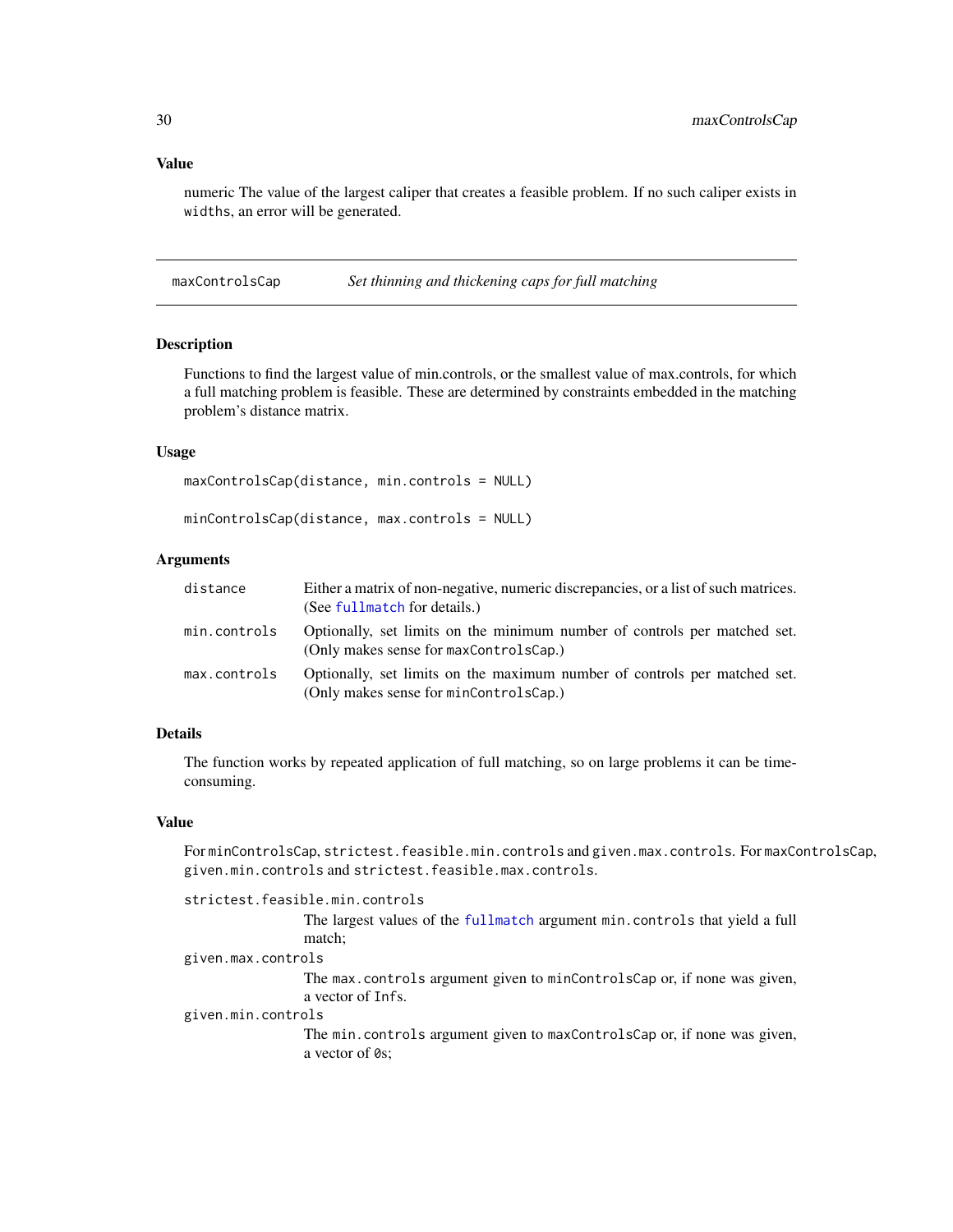### Value

numeric The value of the largest caliper that creates a feasible problem. If no such caliper exists in `widths`, an error will be generated.

---

## maxControlsCap — *Set thinning and thickening caps for full matching*

### Description

Functions to find the largest value of min.controls, or the smallest value of max.controls, for which a full matching problem is feasible. These are determined by constraints embedded in the matching problem's distance matrix.

### Usage

```
maxControlsCap(distance, min.controls = NULL)

minControlsCap(distance, max.controls = NULL)
```

### Arguments

| | |
|---|---|
| `distance` | Either a matrix of non-negative, numeric discrepancies, or a list of such matrices. (See `fullmatch` for details.) |
| `min.controls` | Optionally, set limits on the minimum number of controls per matched set. (Only makes sense for `maxControlsCap`.) |
| `max.controls` | Optionally, set limits on the maximum number of controls per matched set. (Only makes sense for `minControlsCap`.) |

### Details

The function works by repeated application of full matching, so on large problems it can be time-consuming.

### Value

For `minControlsCap`, `strictest.feasible.min.controls` and `given.max.controls`. For `maxControlsCap`, `given.min.controls` and `strictest.feasible.max.controls`.

`strictest.feasible.min.controls`
: The largest values of the `fullmatch` argument `min.controls` that yield a full match;

`given.max.controls`
: The `max.controls` argument given to `minControlsCap` or, if none was given, a vector of `Inf`s.

`given.min.controls`
: The `min.controls` argument given to `maxControlsCap` or, if none was given, a vector of `0`s;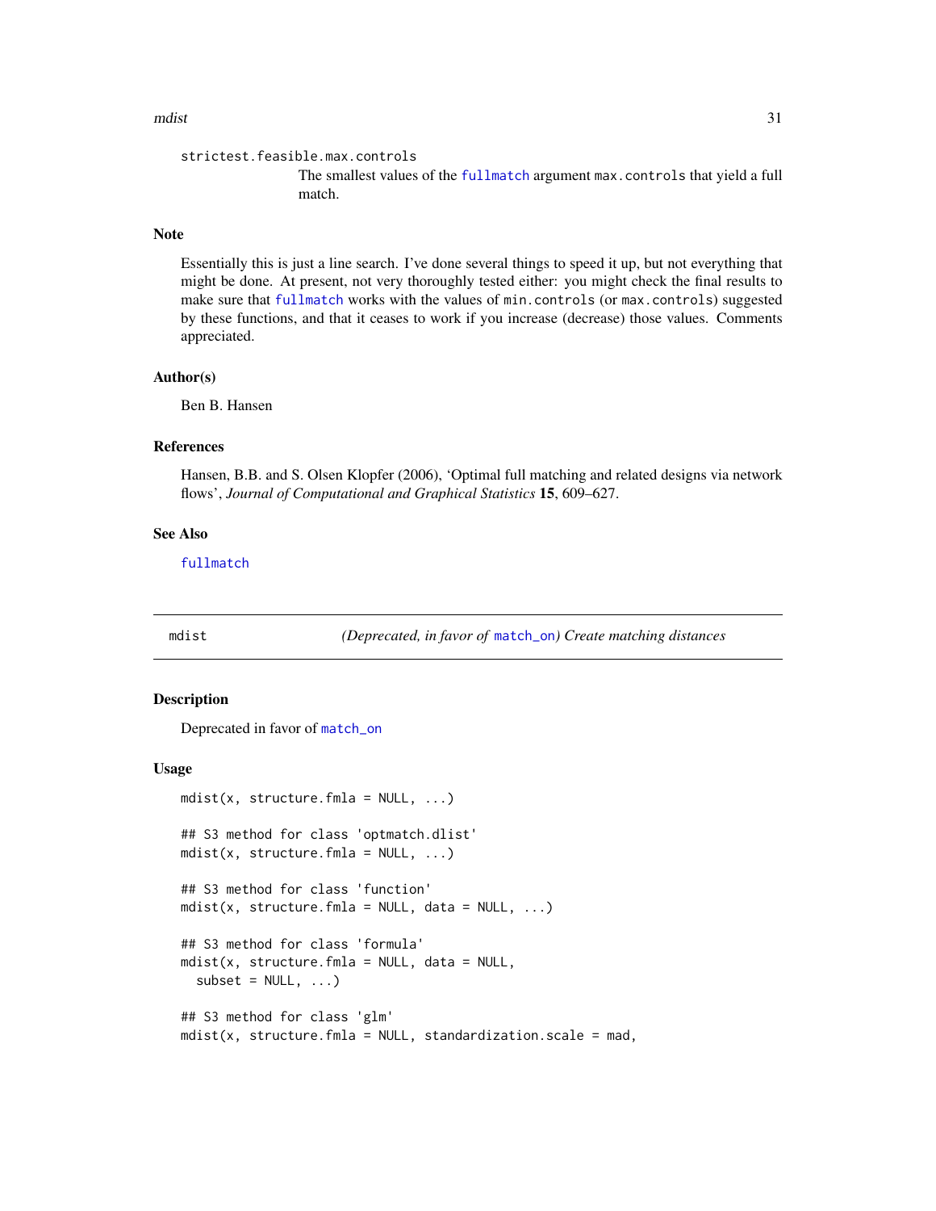strictest.feasible.max.controls

The smallest values of the fullmatch argument max.controls that yield a full match.

### Note

Essentially this is just a line search. I've done several things to speed it up, but not everything that might be done. At present, not very thoroughly tested either: you might check the final results to make sure that fullmatch works with the values of min.controls (or max.controls) suggested by these functions, and that it ceases to work if you increase (decrease) those values. Comments appreciated.

### Author(s)

Ben B. Hansen

### References

Hansen, B.B. and S. Olsen Klopfer (2006), 'Optimal full matching and related designs via network flows', *Journal of Computational and Graphical Statistics* **15**, 609–627.

### See Also

fullmatch

---

## mdist — *(Deprecated, in favor of match_on) Create matching distances*

### Description

Deprecated in favor of match_on

### Usage

```
mdist(x, structure.fmla = NULL, ...)

## S3 method for class 'optmatch.dlist'
mdist(x, structure.fmla = NULL, ...)

## S3 method for class 'function'
mdist(x, structure.fmla = NULL, data = NULL, ...)

## S3 method for class 'formula'
mdist(x, structure.fmla = NULL, data = NULL,
  subset = NULL, ...)

## S3 method for class 'glm'
mdist(x, structure.fmla = NULL, standardization.scale = mad,
```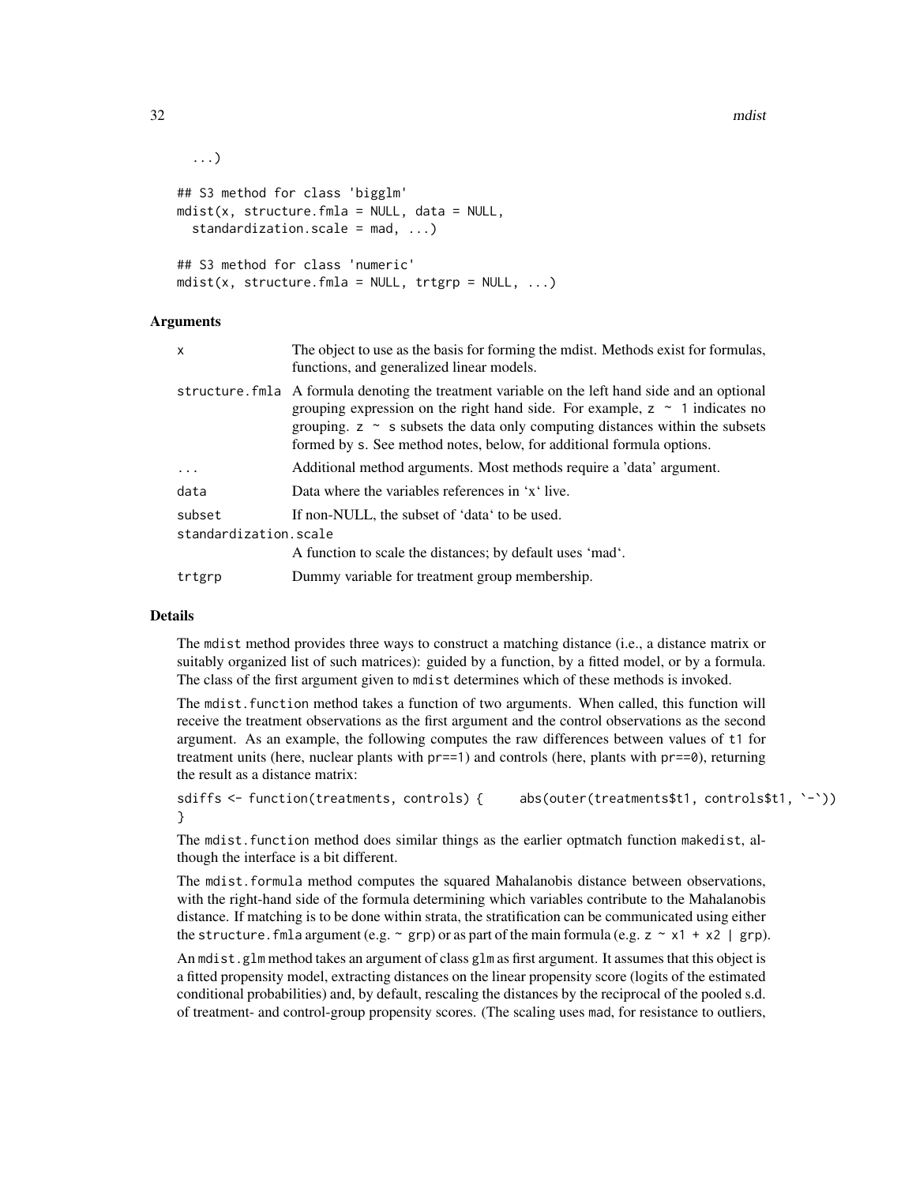```
  ...)

## S3 method for class 'bigglm'
mdist(x, structure.fmla = NULL, data = NULL,
  standardization.scale = mad, ...)

## S3 method for class 'numeric'
mdist(x, structure.fmla = NULL, trtgrp = NULL, ...)
```

### Arguments

| | |
|---|---|
| `x` | The object to use as the basis for forming the mdist. Methods exist for formulas, functions, and generalized linear models. |
| `structure.fmla` | A formula denoting the treatment variable on the left hand side and an optional grouping expression on the right hand side. For example, `z ~ 1` indicates no grouping. `z ~ s` subsets the data only computing distances within the subsets formed by `s`. See method notes, below, for additional formula options. |
| `...` | Additional method arguments. Most methods require a 'data' argument. |
| `data` | Data where the variables references in 'x' live. |
| `subset` | If non-NULL, the subset of 'data' to be used. |
| `standardization.scale` | A function to scale the distances; by default uses 'mad'. |
| `trtgrp` | Dummy variable for treatment group membership. |

### Details

The `mdist` method provides three ways to construct a matching distance (i.e., a distance matrix or suitably organized list of such matrices): guided by a function, by a fitted model, or by a formula. The class of the first argument given to `mdist` determines which of these methods is invoked.

The `mdist.function` method takes a function of two arguments. When called, this function will receive the treatment observations as the first argument and the control observations as the second argument. As an example, the following computes the raw differences between values of `t1` for treatment units (here, nuclear plants with `pr==1`) and controls (here, plants with `pr==0`), returning the result as a distance matrix:

```
sdiffs <- function(treatments, controls) {     abs(outer(treatments$t1, controls$t1, `-`))
}
```

The `mdist.function` method does similar things as the earlier optmatch function `makedist`, although the interface is a bit different.

The `mdist.formula` method computes the squared Mahalanobis distance between observations, with the right-hand side of the formula determining which variables contribute to the Mahalanobis distance. If matching is to be done within strata, the stratification can be communicated using either the `structure.fmla` argument (e.g. `~ grp`) or as part of the main formula (e.g. `z ~ x1 + x2 | grp`).

An `mdist.glm` method takes an argument of class `glm` as first argument. It assumes that this object is a fitted propensity model, extracting distances on the linear propensity score (logits of the estimated conditional probabilities) and, by default, rescaling the distances by the reciprocal of the pooled s.d. of treatment- and control-group propensity scores. (The scaling uses `mad`, for resistance to outliers,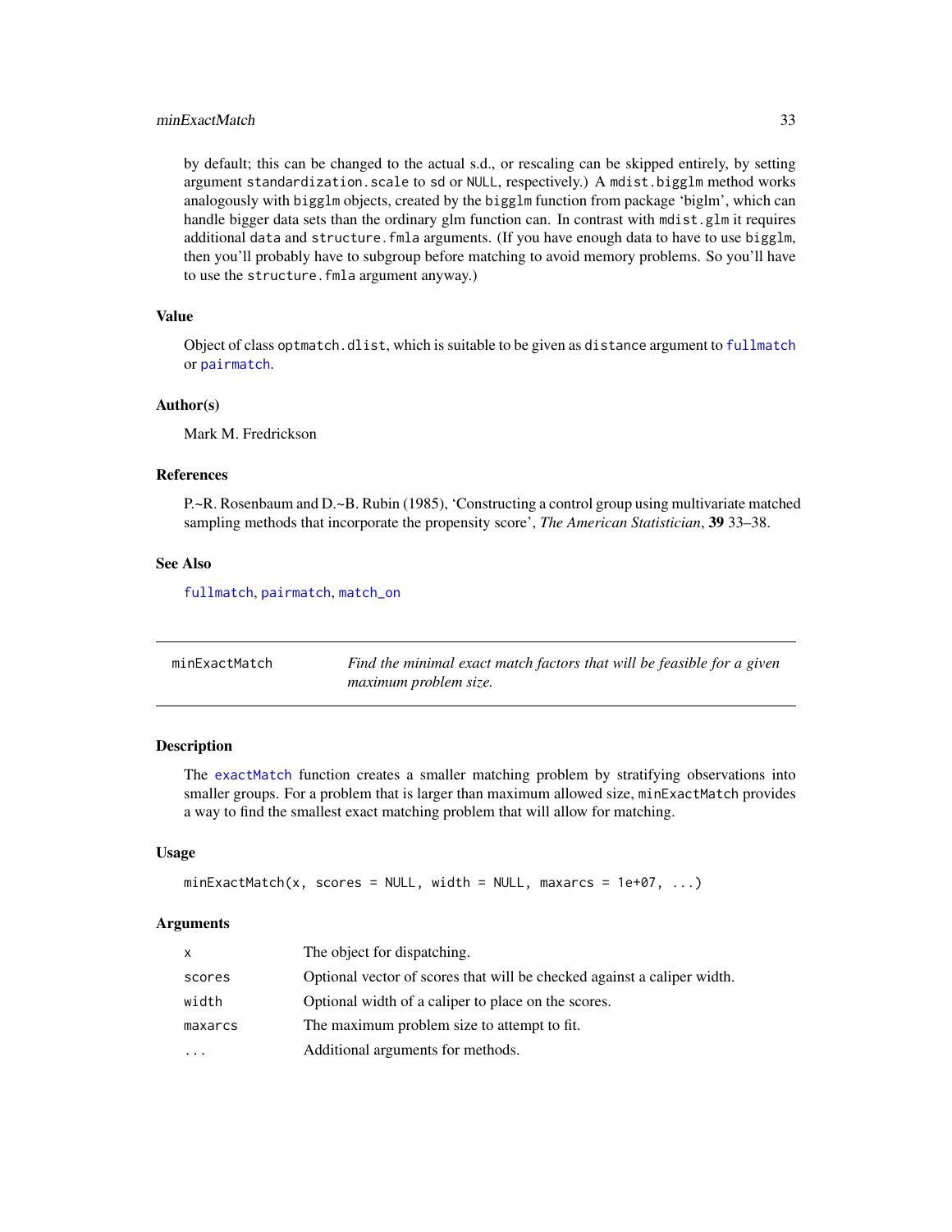by default; this can be changed to the actual s.d., or rescaling can be skipped entirely, by setting argument `standardization.scale` to `sd` or `NULL`, respectively.) A `mdist.bigglm` method works analogously with `bigglm` objects, created by the `bigglm` function from package 'biglm', which can handle bigger data sets than the ordinary glm function can. In contrast with `mdist.glm` it requires additional `data` and `structure.fmla` arguments. (If you have enough data to have to use `bigglm`, then you'll probably have to subgroup before matching to avoid memory problems. So you'll have to use the `structure.fmla` argument anyway.)

### Value

Object of class `optmatch.dlist`, which is suitable to be given as `distance` argument to `fullmatch` or `pairmatch`.

### Author(s)

Mark M. Fredrickson

### References

P.~R. Rosenbaum and D.~B. Rubin (1985), 'Constructing a control group using multivariate matched sampling methods that incorporate the propensity score', *The American Statistician*, **39** 33–38.

### See Also

`fullmatch`, `pairmatch`, `match_on`

---

## minExactMatch — *Find the minimal exact match factors that will be feasible for a given maximum problem size.*

---

### Description

The `exactMatch` function creates a smaller matching problem by stratifying observations into smaller groups. For a problem that is larger than maximum allowed size, `minExactMatch` provides a way to find the smallest exact matching problem that will allow for matching.

### Usage

```
minExactMatch(x, scores = NULL, width = NULL, maxarcs = 1e+07, ...)
```

### Arguments

| | |
|---|---|
| `x` | The object for dispatching. |
| `scores` | Optional vector of scores that will be checked against a caliper width. |
| `width` | Optional width of a caliper to place on the scores. |
| `maxarcs` | The maximum problem size to attempt to fit. |
| `...` | Additional arguments for methods. |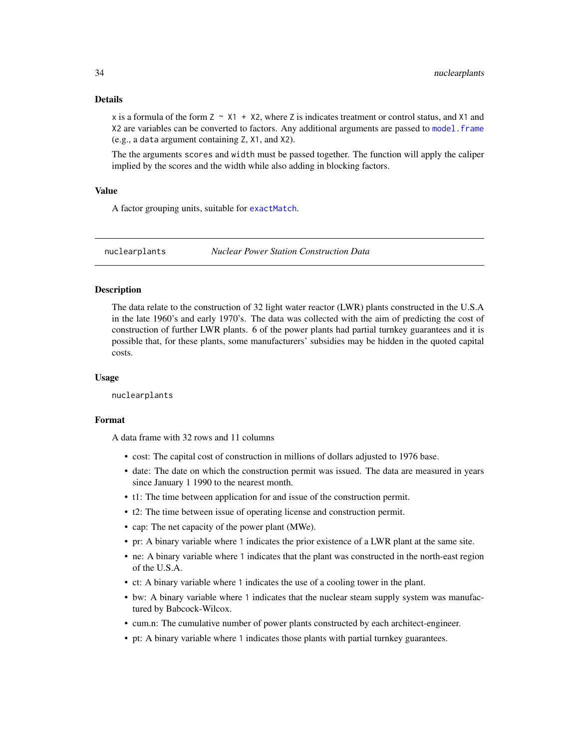### Details

`x` is a formula of the form `Z ~ X1 + X2`, where `Z` is indicates treatment or control status, and `X1` and `X2` are variables can be converted to factors. Any additional arguments are passed to `model.frame` (e.g., a `data` argument containing `Z`, `X1`, and `X2`).

The the arguments `scores` and `width` must be passed together. The function will apply the caliper implied by the scores and the width while also adding in blocking factors.

### Value

A factor grouping units, suitable for `exactMatch`.

---

## nuclearplants *Nuclear Power Station Construction Data*

### Description

The data relate to the construction of 32 light water reactor (LWR) plants constructed in the U.S.A in the late 1960's and early 1970's. The data was collected with the aim of predicting the cost of construction of further LWR plants. 6 of the power plants had partial turnkey guarantees and it is possible that, for these plants, some manufacturers' subsidies may be hidden in the quoted capital costs.

### Usage

```
nuclearplants
```

### Format

A data frame with 32 rows and 11 columns

- cost: The capital cost of construction in millions of dollars adjusted to 1976 base.
- date: The date on which the construction permit was issued. The data are measured in years since January 1 1990 to the nearest month.
- t1: The time between application for and issue of the construction permit.
- t2: The time between issue of operating license and construction permit.
- cap: The net capacity of the power plant (MWe).
- pr: A binary variable where `1` indicates the prior existence of a LWR plant at the same site.
- ne: A binary variable where `1` indicates that the plant was constructed in the north-east region of the U.S.A.
- ct: A binary variable where `1` indicates the use of a cooling tower in the plant.
- bw: A binary variable where `1` indicates that the nuclear steam supply system was manufactured by Babcock-Wilcox.
- cum.n: The cumulative number of power plants constructed by each architect-engineer.
- pt: A binary variable where `1` indicates those plants with partial turnkey guarantees.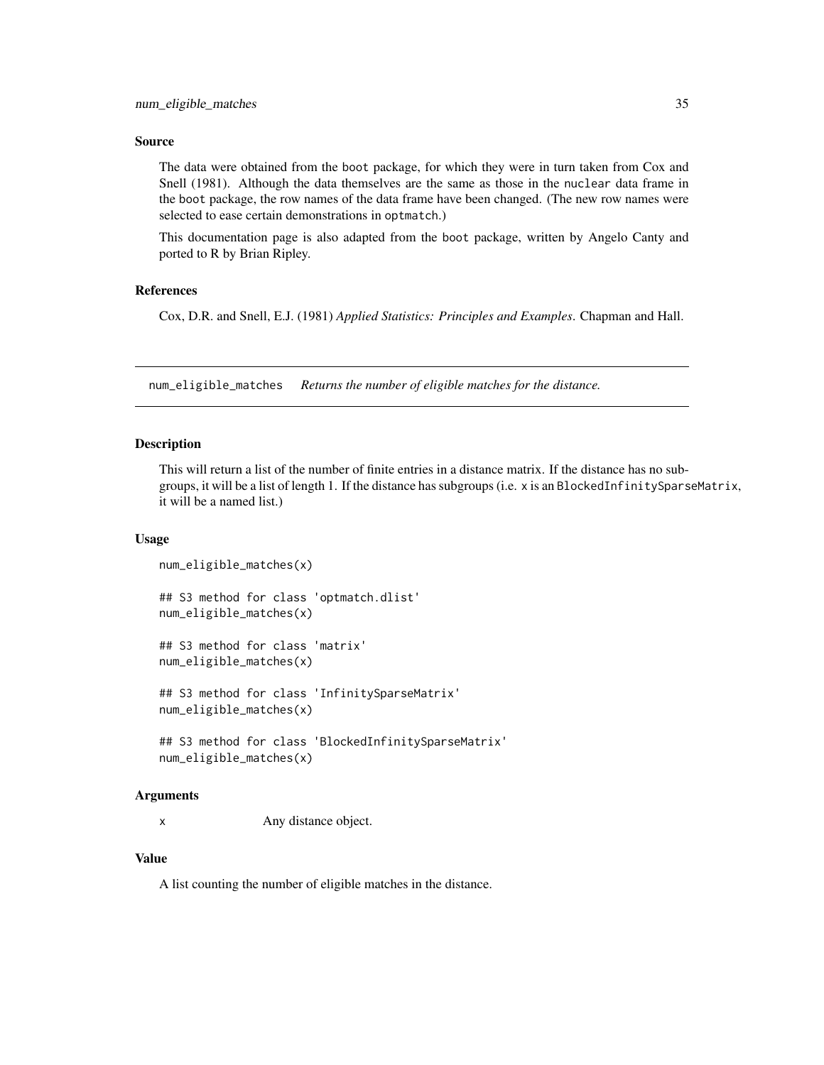### Source

The data were obtained from the boot package, for which they were in turn taken from Cox and Snell (1981). Although the data themselves are the same as those in the nuclear data frame in the boot package, the row names of the data frame have been changed. (The new row names were selected to ease certain demonstrations in optmatch.)

This documentation page is also adapted from the boot package, written by Angelo Canty and ported to R by Brian Ripley.

### References

Cox, D.R. and Snell, E.J. (1981) *Applied Statistics: Principles and Examples*. Chapman and Hall.

---

## num_eligible_matches    *Returns the number of eligible matches for the distance.*

---

### Description

This will return a list of the number of finite entries in a distance matrix. If the distance has no subgroups, it will be a list of length 1. If the distance has subgroups (i.e. x is an BlockedInfinitySparseMatrix, it will be a named list.)

### Usage

```
num_eligible_matches(x)

## S3 method for class 'optmatch.dlist'
num_eligible_matches(x)

## S3 method for class 'matrix'
num_eligible_matches(x)

## S3 method for class 'InfinitySparseMatrix'
num_eligible_matches(x)

## S3 method for class 'BlockedInfinitySparseMatrix'
num_eligible_matches(x)
```

### Arguments

| | |
|---|---|
| x | Any distance object. |

### Value

A list counting the number of eligible matches in the distance.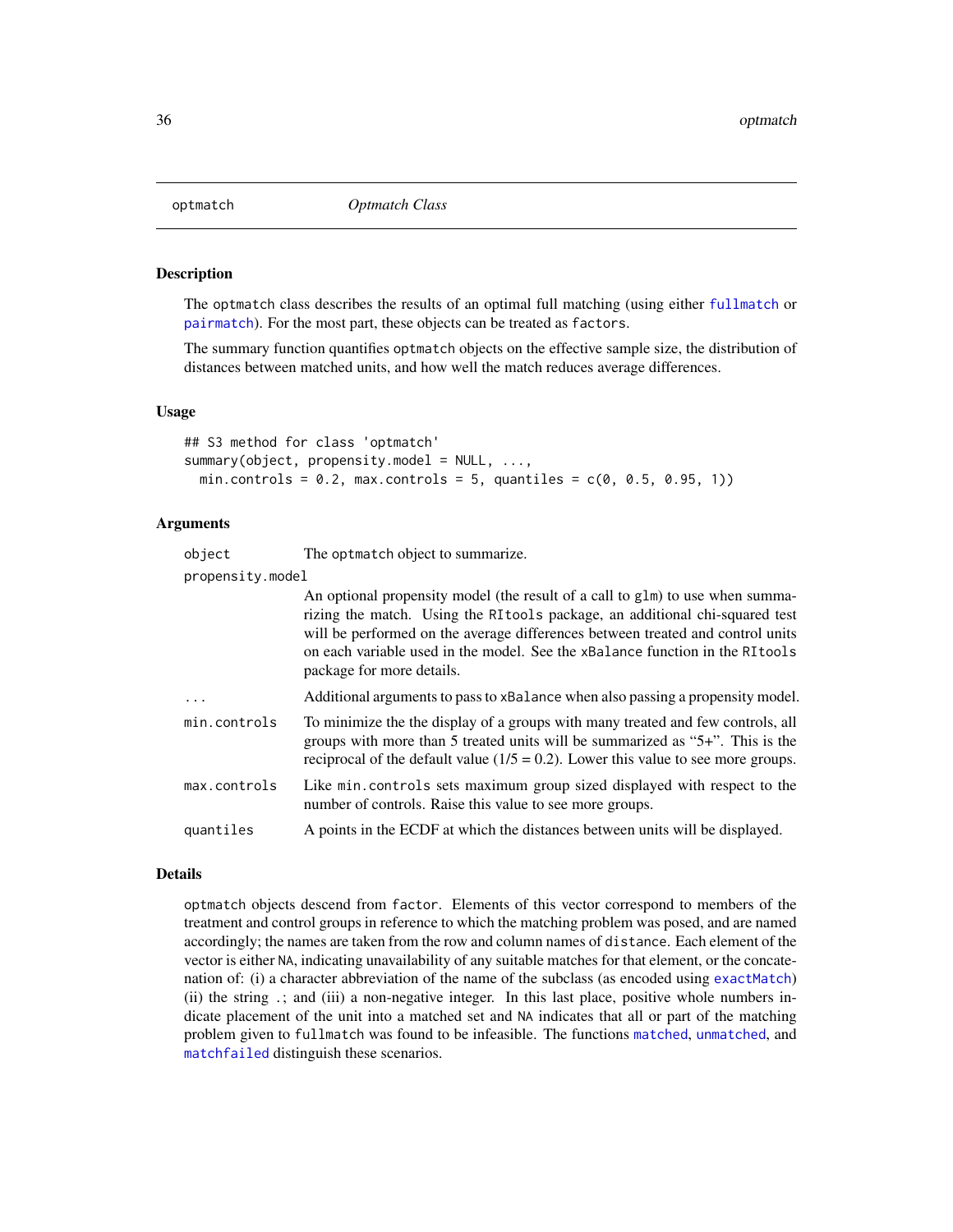## optmatch *Optmatch Class*

### Description

The optmatch class describes the results of an optimal full matching (using either fullmatch or pairmatch). For the most part, these objects can be treated as factors.

The summary function quantifies optmatch objects on the effective sample size, the distribution of distances between matched units, and how well the match reduces average differences.

### Usage

```
## S3 method for class 'optmatch'
summary(object, propensity.model = NULL, ...,
  min.controls = 0.2, max.controls = 5, quantiles = c(0, 0.5, 0.95, 1))
```

### Arguments

| | |
|---|---|
| object | The optmatch object to summarize. |
| propensity.model | An optional propensity model (the result of a call to glm) to use when summarizing the match. Using the RItools package, an additional chi-squared test will be performed on the average differences between treated and control units on each variable used in the model. See the xBalance function in the RItools package for more details. |
| ... | Additional arguments to pass to xBalance when also passing a propensity model. |
| min.controls | To minimize the the display of a groups with many treated and few controls, all groups with more than 5 treated units will be summarized as "5+". This is the reciprocal of the default value (1/5 = 0.2). Lower this value to see more groups. |
| max.controls | Like min.controls sets maximum group sized displayed with respect to the number of controls. Raise this value to see more groups. |
| quantiles | A points in the ECDF at which the distances between units will be displayed. |

### Details

optmatch objects descend from factor. Elements of this vector correspond to members of the treatment and control groups in reference to which the matching problem was posed, and are named accordingly; the names are taken from the row and column names of distance. Each element of the vector is either NA, indicating unavailability of any suitable matches for that element, or the concatenation of: (i) a character abbreviation of the name of the subclass (as encoded using exactMatch) (ii) the string .; and (iii) a non-negative integer. In this last place, positive whole numbers indicate placement of the unit into a matched set and NA indicates that all or part of the matching problem given to fullmatch was found to be infeasible. The functions matched, unmatched, and matchfailed distinguish these scenarios.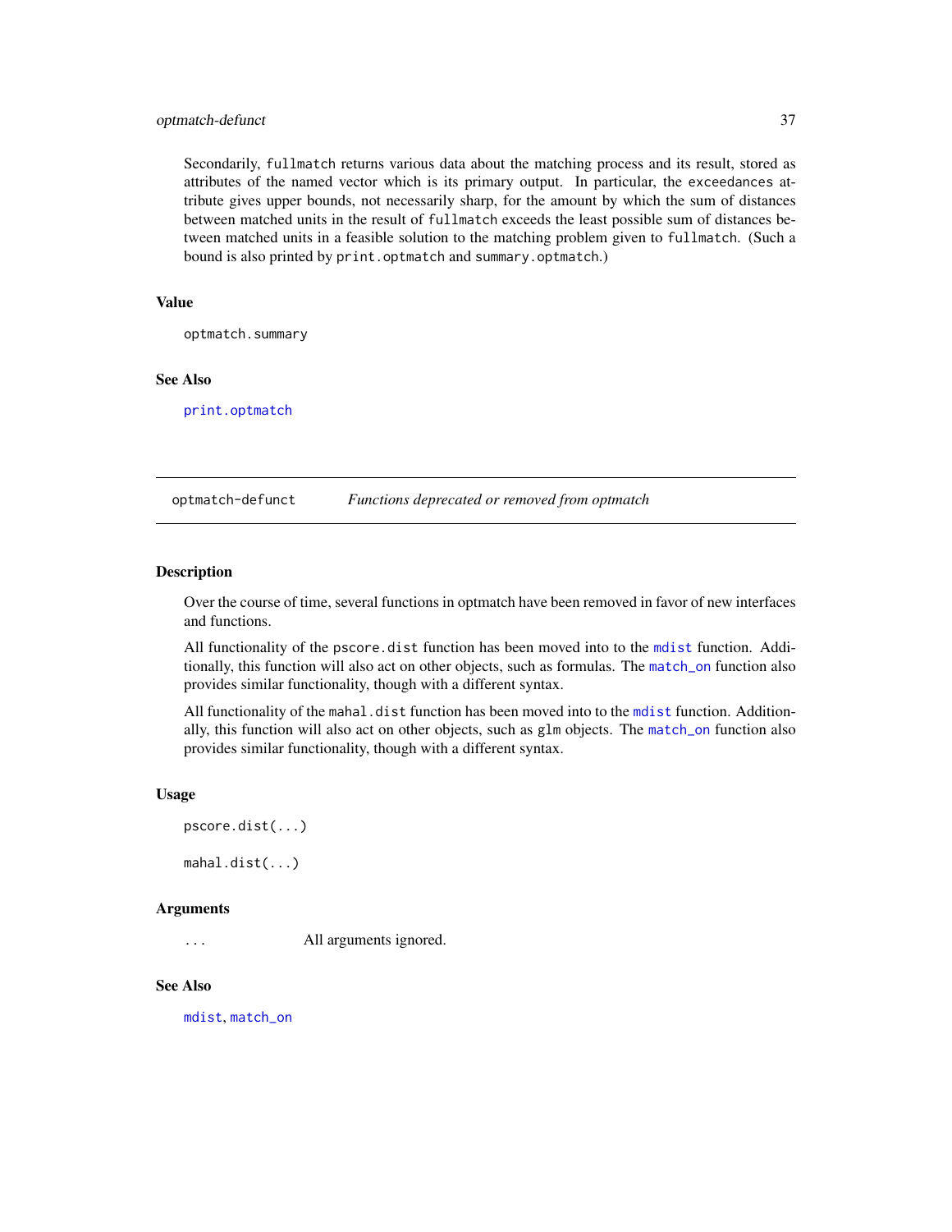Secondarily, `fullmatch` returns various data about the matching process and its result, stored as attributes of the named vector which is its primary output. In particular, the `exceedances` attribute gives upper bounds, not necessarily sharp, for the amount by which the sum of distances between matched units in the result of `fullmatch` exceeds the least possible sum of distances between matched units in a feasible solution to the matching problem given to `fullmatch`. (Such a bound is also printed by `print.optmatch` and `summary.optmatch`.)

### Value

optmatch.summary

### See Also

`print.optmatch`

---

## optmatch-defunct — *Functions deprecated or removed from optmatch*

### Description

Over the course of time, several functions in optmatch have been removed in favor of new interfaces and functions.

All functionality of the `pscore.dist` function has been moved into to the `mdist` function. Additionally, this function will also act on other objects, such as formulas. The `match_on` function also provides similar functionality, though with a different syntax.

All functionality of the `mahal.dist` function has been moved into to the `mdist` function. Additionally, this function will also act on other objects, such as `glm` objects. The `match_on` function also provides similar functionality, though with a different syntax.

### Usage

```
pscore.dist(...)

mahal.dist(...)
```

### Arguments

| | |
|---|---|
| `...` | All arguments ignored. |

### See Also

`mdist`, `match_on`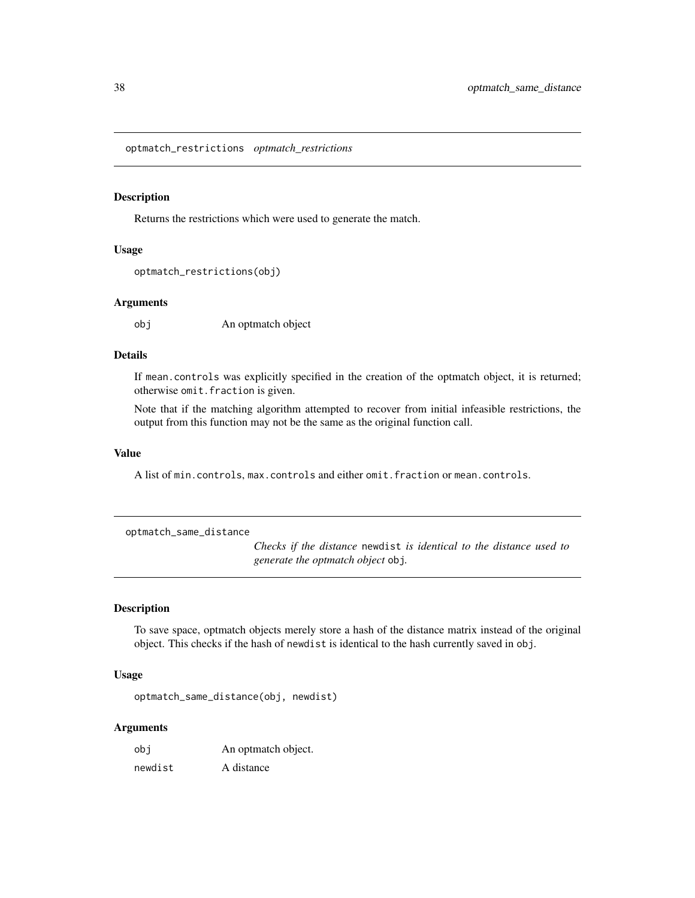## optmatch_restrictions *optmatch_restrictions*

### Description

Returns the restrictions which were used to generate the match.

### Usage

```
optmatch_restrictions(obj)
```

### Arguments

| | |
|---|---|
| obj | An optmatch object |

### Details

If mean.controls was explicitly specified in the creation of the optmatch object, it is returned; otherwise omit.fraction is given.

Note that if the matching algorithm attempted to recover from initial infeasible restrictions, the output from this function may not be the same as the original function call.

### Value

A list of min.controls, max.controls and either omit.fraction or mean.controls.

## optmatch_same_distance *Checks if the distance newdist is identical to the distance used to generate the optmatch object obj.*

### Description

To save space, optmatch objects merely store a hash of the distance matrix instead of the original object. This checks if the hash of newdist is identical to the hash currently saved in obj.

### Usage

```
optmatch_same_distance(obj, newdist)
```

### Arguments

| | |
|---|---|
| obj | An optmatch object. |
| newdist | A distance |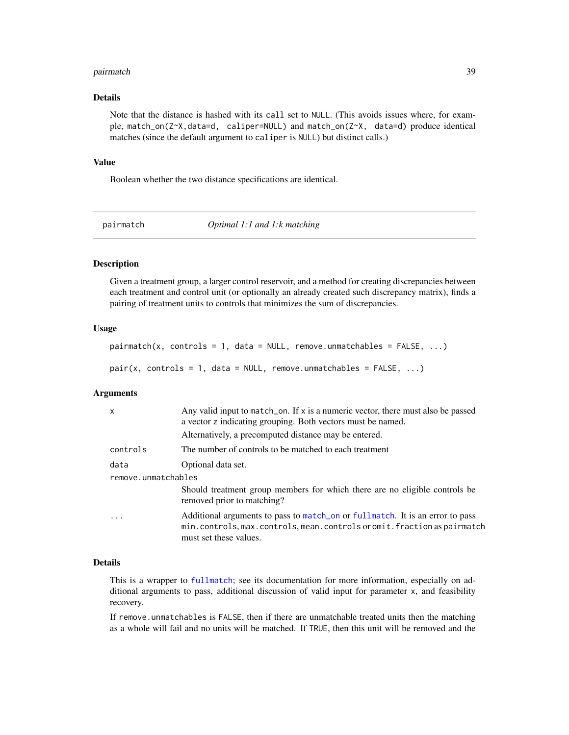### Details

Note that the distance is hashed with its `call` set to `NULL`. (This avoids issues where, for example, `match_on(Z~X,data=d, caliper=NULL)` and `match_on(Z~X, data=d)` produce identical matches (since the default argument to `caliper` is `NULL`) but distinct calls.)

### Value

Boolean whether the two distance specifications are identical.

---

## pairmatch — *Optimal 1:1 and 1:k matching*

---

### Description

Given a treatment group, a larger control reservoir, and a method for creating discrepancies between each treatment and control unit (or optionally an already created such discrepancy matrix), finds a pairing of treatment units to controls that minimizes the sum of discrepancies.

### Usage

```
pairmatch(x, controls = 1, data = NULL, remove.unmatchables = FALSE, ...)

pair(x, controls = 1, data = NULL, remove.unmatchables = FALSE, ...)
```

### Arguments

| Argument | Description |
|---|---|
| `x` | Any valid input to `match_on`. If `x` is a numeric vector, there must also be passed a vector `z` indicating grouping. Both vectors must be named. Alternatively, a precomputed distance may be entered. |
| `controls` | The number of controls to be matched to each treatment |
| `data` | Optional data set. |
| `remove.unmatchables` | Should treatment group members for which there are no eligible controls be removed prior to matching? |
| `...` | Additional arguments to pass to `match_on` or `fullmatch`. It is an error to pass `min.controls`, `max.controls`, `mean.controls` or `omit.fraction` as `pairmatch` must set these values. |

### Details

This is a wrapper to `fullmatch`; see its documentation for more information, especially on additional arguments to pass, additional discussion of valid input for parameter `x`, and feasibility recovery.

If `remove.unmatchables` is `FALSE`, then if there are unmatchable treated units then the matching as a whole will fail and no units will be matched. If `TRUE`, then this unit will be removed and the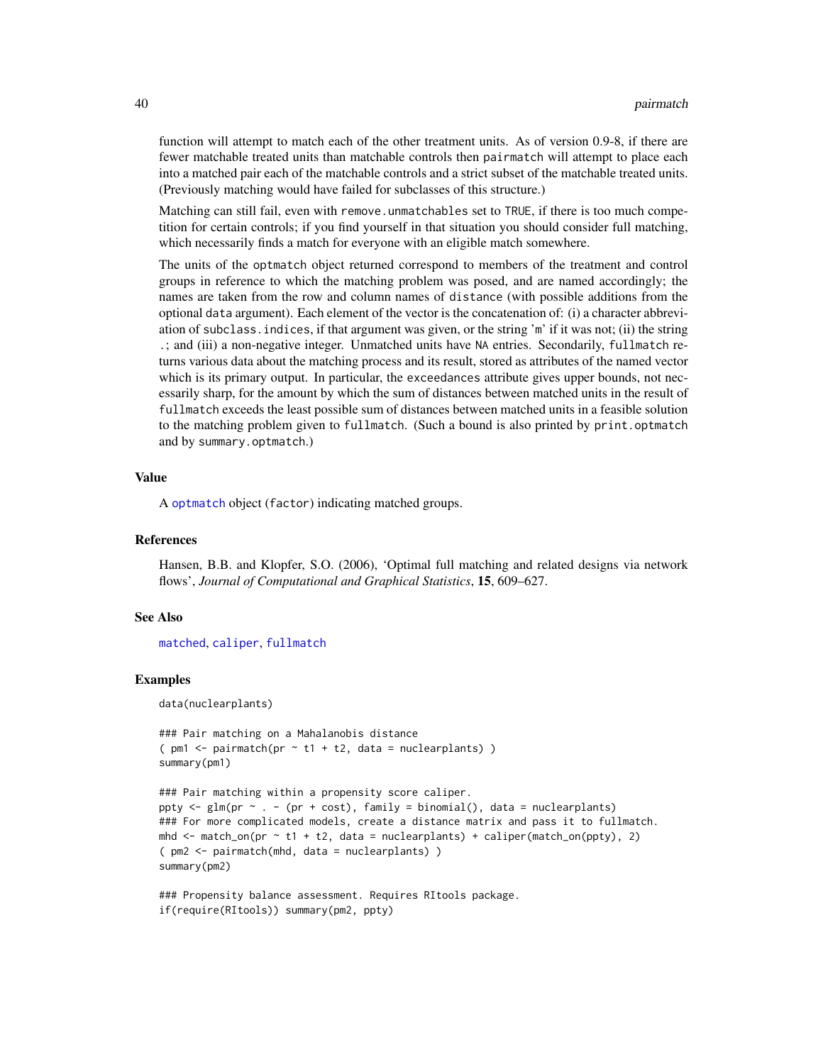function will attempt to match each of the other treatment units. As of version 0.9-8, if there are fewer matchable treated units than matchable controls then `pairmatch` will attempt to place each into a matched pair each of the matchable controls and a strict subset of the matchable treated units. (Previously matching would have failed for subclasses of this structure.)

Matching can still fail, even with `remove.unmatchables` set to `TRUE`, if there is too much competition for certain controls; if you find yourself in that situation you should consider full matching, which necessarily finds a match for everyone with an eligible match somewhere.

The units of the `optmatch` object returned correspond to members of the treatment and control groups in reference to which the matching problem was posed, and are named accordingly; the names are taken from the row and column names of `distance` (with possible additions from the optional `data` argument). Each element of the vector is the concatenation of: (i) a character abbreviation of `subclass.indices`, if that argument was given, or the string 'm' if it was not; (ii) the string .; and (iii) a non-negative integer. Unmatched units have `NA` entries. Secondarily, `fullmatch` returns various data about the matching process and its result, stored as attributes of the named vector which is its primary output. In particular, the `exceedances` attribute gives upper bounds, not necessarily sharp, for the amount by which the sum of distances between matched units in the result of `fullmatch` exceeds the least possible sum of distances between matched units in a feasible solution to the matching problem given to `fullmatch`. (Such a bound is also printed by `print.optmatch` and by `summary.optmatch`.)

## Value

A `optmatch` object (`factor`) indicating matched groups.

## References

Hansen, B.B. and Klopfer, S.O. (2006), 'Optimal full matching and related designs via network flows', *Journal of Computational and Graphical Statistics*, **15**, 609–627.

## See Also

`matched`, `caliper`, `fullmatch`

## Examples

```
data(nuclearplants)

### Pair matching on a Mahalanobis distance
( pm1 <- pairmatch(pr ~ t1 + t2, data = nuclearplants) )
summary(pm1)

### Pair matching within a propensity score caliper.
ppty <- glm(pr ~ . - (pr + cost), family = binomial(), data = nuclearplants)
### For more complicated models, create a distance matrix and pass it to fullmatch.
mhd <- match_on(pr ~ t1 + t2, data = nuclearplants) + caliper(match_on(ppty), 2)
( pm2 <- pairmatch(mhd, data = nuclearplants) )
summary(pm2)

### Propensity balance assessment. Requires RItools package.
if(require(RItools)) summary(pm2, ppty)
```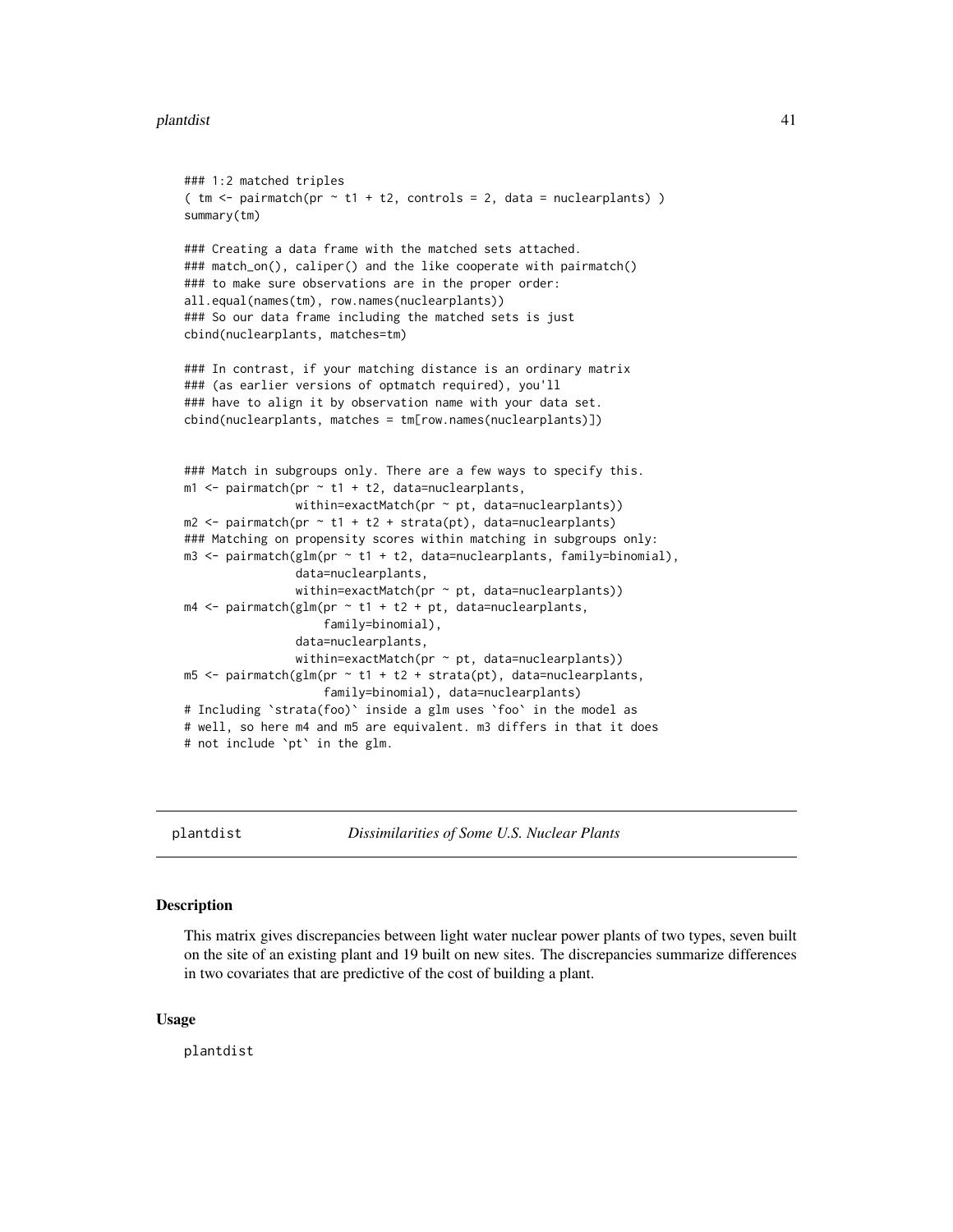```
### 1:2 matched triples
( tm <- pairmatch(pr ~ t1 + t2, controls = 2, data = nuclearplants) )
summary(tm)

### Creating a data frame with the matched sets attached.
### match_on(), caliper() and the like cooperate with pairmatch()
### to make sure observations are in the proper order:
all.equal(names(tm), row.names(nuclearplants))
### So our data frame including the matched sets is just
cbind(nuclearplants, matches=tm)

### In contrast, if your matching distance is an ordinary matrix
### (as earlier versions of optmatch required), you'll
### have to align it by observation name with your data set.
cbind(nuclearplants, matches = tm[row.names(nuclearplants)])


### Match in subgroups only. There are a few ways to specify this.
m1 <- pairmatch(pr ~ t1 + t2, data=nuclearplants,
                within=exactMatch(pr ~ pt, data=nuclearplants))
m2 <- pairmatch(pr ~ t1 + t2 + strata(pt), data=nuclearplants)
### Matching on propensity scores within matching in subgroups only:
m3 <- pairmatch(glm(pr ~ t1 + t2, data=nuclearplants, family=binomial),
                data=nuclearplants,
                within=exactMatch(pr ~ pt, data=nuclearplants))
m4 <- pairmatch(glm(pr ~ t1 + t2 + pt, data=nuclearplants,
                    family=binomial),
                data=nuclearplants,
                within=exactMatch(pr ~ pt, data=nuclearplants))
m5 <- pairmatch(glm(pr ~ t1 + t2 + strata(pt), data=nuclearplants,
                    family=binomial), data=nuclearplants)
# Including `strata(foo)` inside a glm uses `foo` in the model as
# well, so here m4 and m5 are equivalent. m3 differs in that it does
# not include `pt` in the glm.
```

---

## plantdist — *Dissimilarities of Some U.S. Nuclear Plants*

### Description

This matrix gives discrepancies between light water nuclear power plants of two types, seven built on the site of an existing plant and 19 built on new sites. The discrepancies summarize differences in two covariates that are predictive of the cost of building a plant.

### Usage

```
plantdist
```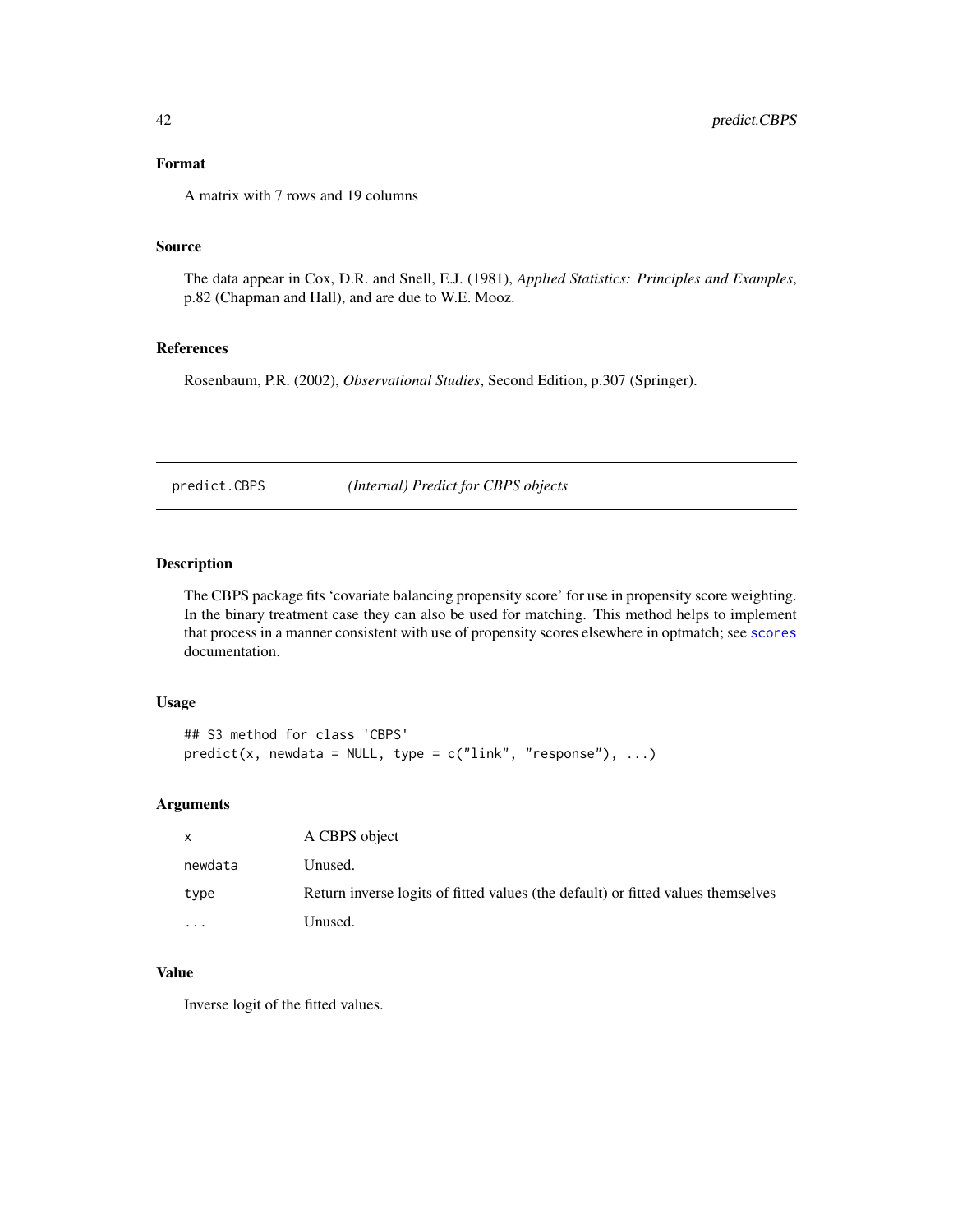### Format

A matrix with 7 rows and 19 columns

### Source

The data appear in Cox, D.R. and Snell, E.J. (1981), *Applied Statistics: Principles and Examples*, p.82 (Chapman and Hall), and are due to W.E. Mooz.

### References

Rosenbaum, P.R. (2002), *Observational Studies*, Second Edition, p.307 (Springer).

---

## predict.CBPS — *(Internal) Predict for CBPS objects*

---

### Description

The CBPS package fits 'covariate balancing propensity score' for use in propensity score weighting. In the binary treatment case they can also be used for matching. This method helps to implement that process in a manner consistent with use of propensity scores elsewhere in optmatch; see scores documentation.

### Usage

```
## S3 method for class 'CBPS'
predict(x, newdata = NULL, type = c("link", "response"), ...)
```

### Arguments

| | |
|---|---|
| x | A CBPS object |
| newdata | Unused. |
| type | Return inverse logits of fitted values (the default) or fitted values themselves |
| ... | Unused. |

### Value

Inverse logit of the fitted values.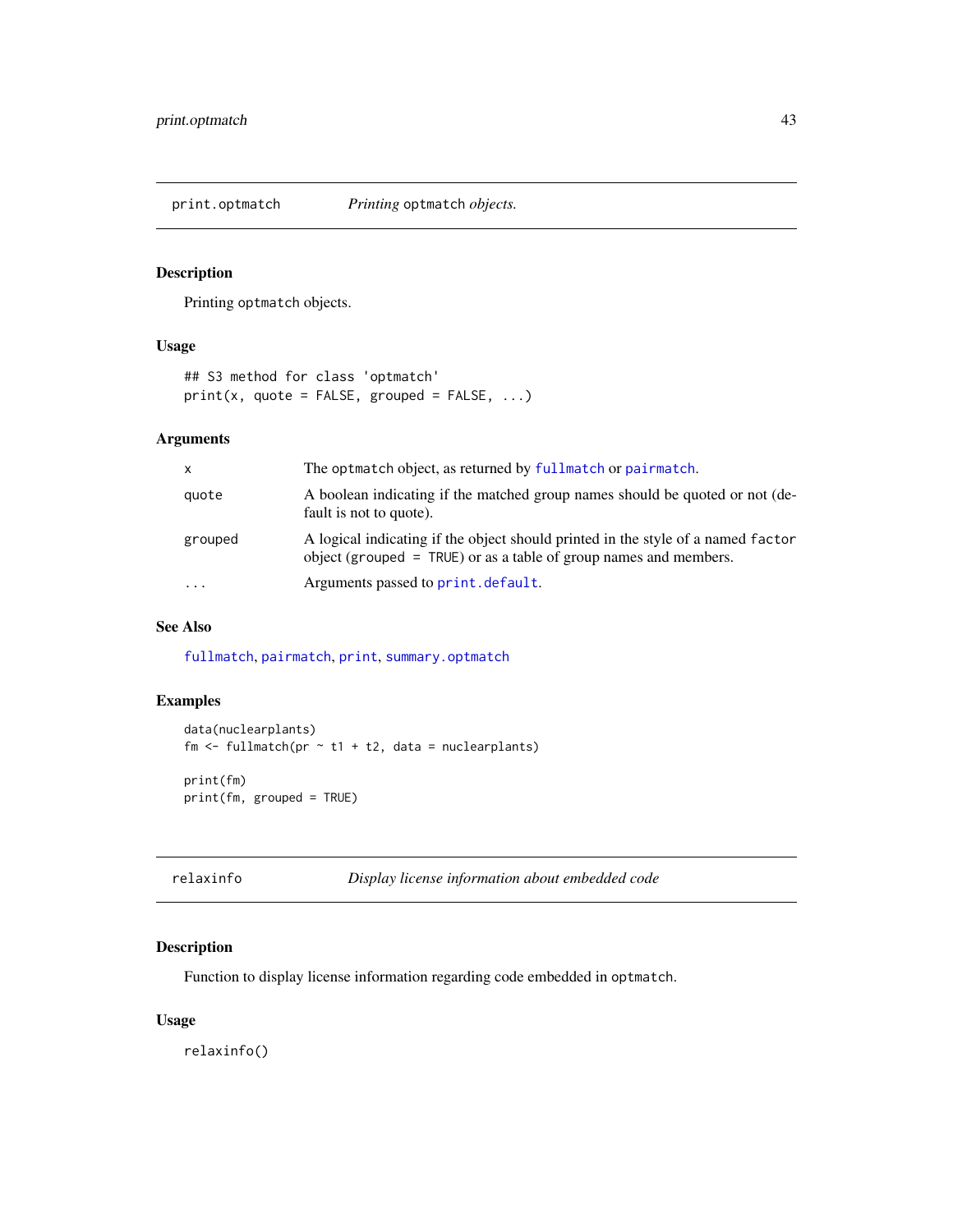## print.optmatch — *Printing* optmatch *objects.*

### Description

Printing optmatch objects.

### Usage

```
## S3 method for class 'optmatch'
print(x, quote = FALSE, grouped = FALSE, ...)
```

### Arguments

| | |
|---|---|
| x | The optmatch object, as returned by fullmatch or pairmatch. |
| quote | A boolean indicating if the matched group names should be quoted or not (default is not to quote). |
| grouped | A logical indicating if the object should printed in the style of a named factor object (grouped = TRUE) or as a table of group names and members. |
| ... | Arguments passed to print.default. |

### See Also

fullmatch, pairmatch, print, summary.optmatch

### Examples

```
data(nuclearplants)
fm <- fullmatch(pr ~ t1 + t2, data = nuclearplants)

print(fm)
print(fm, grouped = TRUE)
```

## relaxinfo — *Display license information about embedded code*

### Description

Function to display license information regarding code embedded in optmatch.

### Usage

```
relaxinfo()
```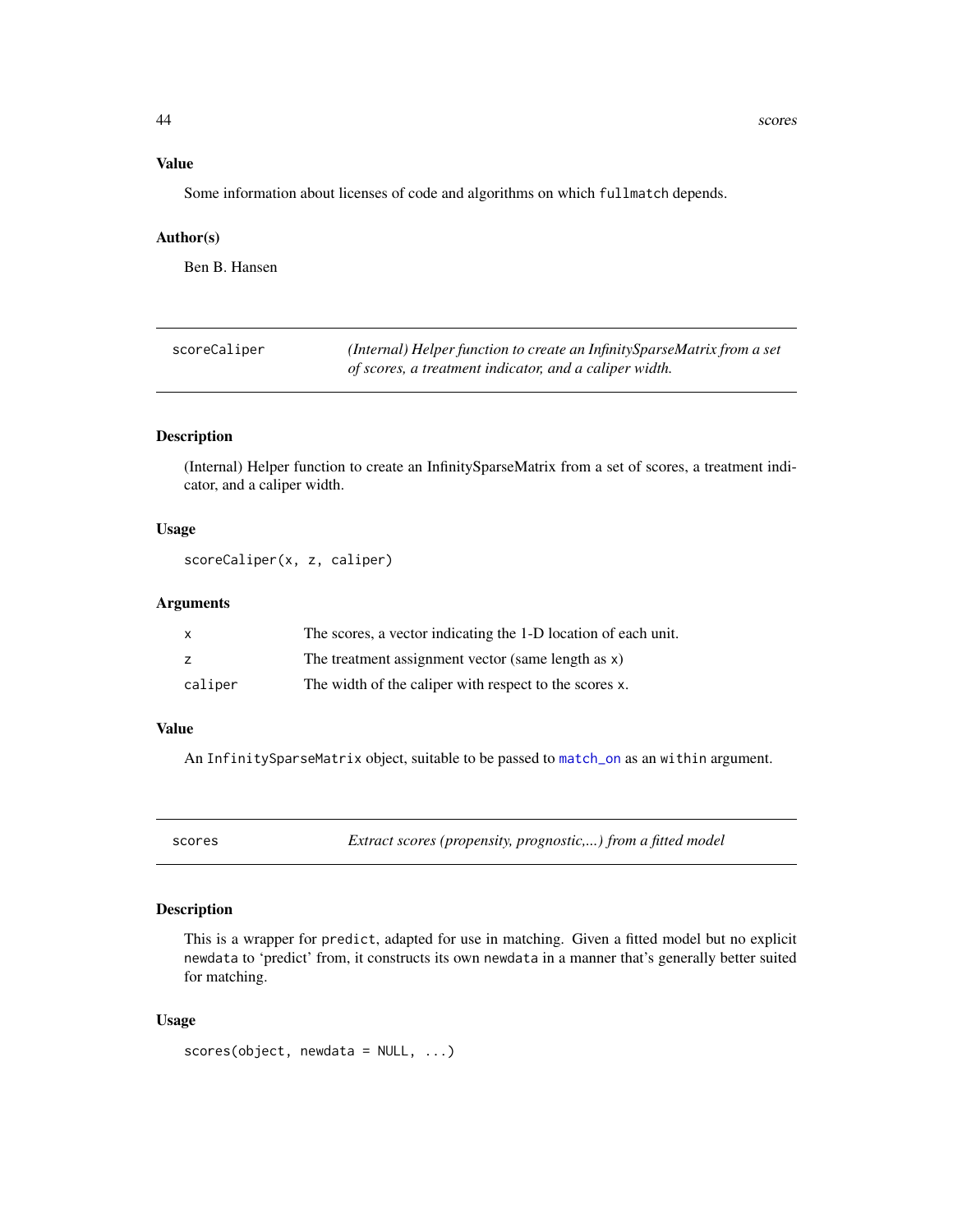### Value

Some information about licenses of code and algorithms on which `fullmatch` depends.

### Author(s)

Ben B. Hansen

---

## scoreCaliper — *(Internal) Helper function to create an InfinitySparseMatrix from a set of scores, a treatment indicator, and a caliper width.*

### Description

(Internal) Helper function to create an InfinitySparseMatrix from a set of scores, a treatment indicator, and a caliper width.

### Usage

```
scoreCaliper(x, z, caliper)
```

### Arguments

| | |
|---|---|
| `x` | The scores, a vector indicating the 1-D location of each unit. |
| `z` | The treatment assignment vector (same length as `x`) |
| `caliper` | The width of the caliper with respect to the scores `x`. |

### Value

An `InfinitySparseMatrix` object, suitable to be passed to `match_on` as an `within` argument.

---

## scores — *Extract scores (propensity, prognostic,...) from a fitted model*

### Description

This is a wrapper for `predict`, adapted for use in matching. Given a fitted model but no explicit `newdata` to 'predict' from, it constructs its own `newdata` in a manner that's generally better suited for matching.

### Usage

```
scores(object, newdata = NULL, ...)
```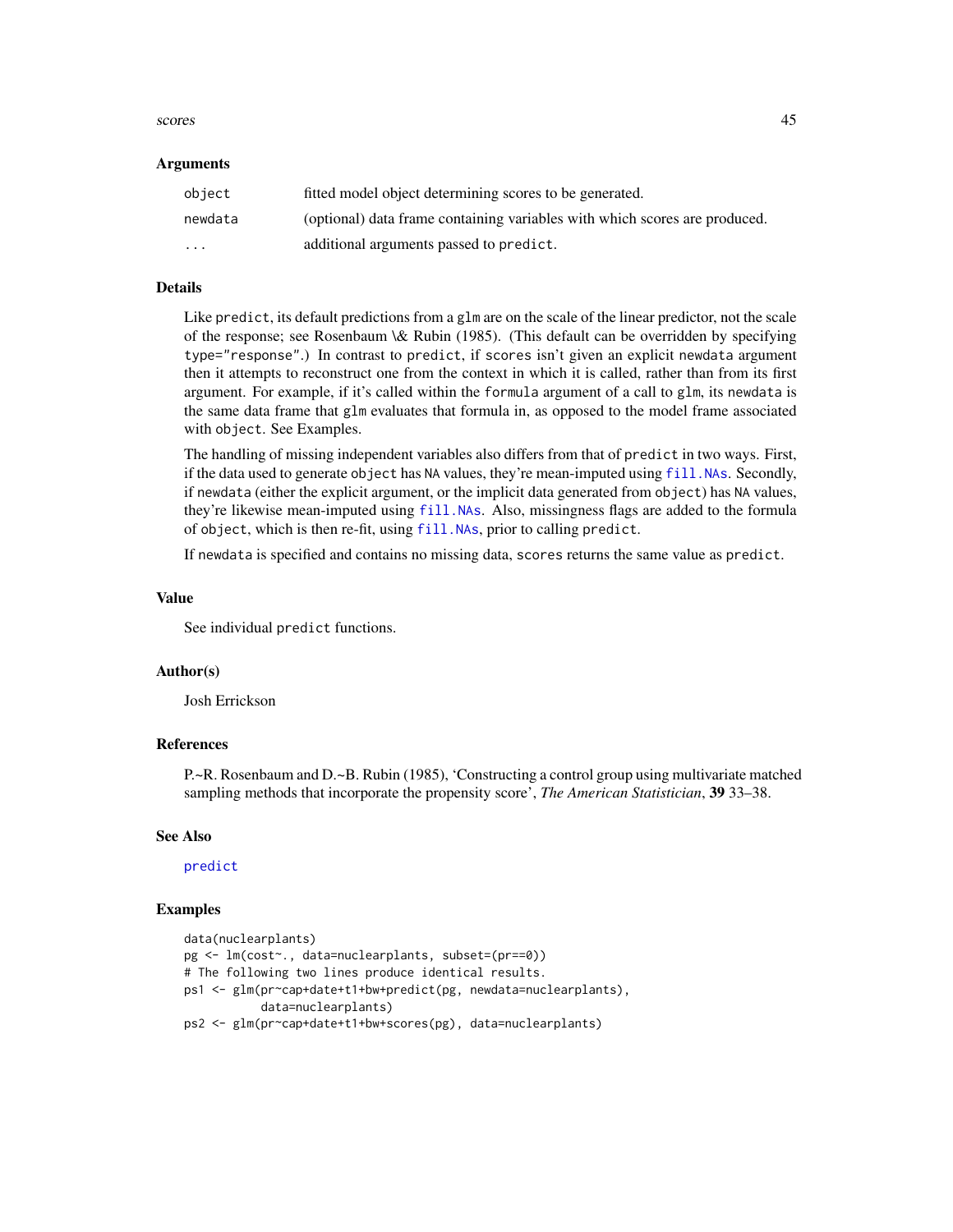### Arguments

| | |
|---|---|
| `object` | fitted model object determining scores to be generated. |
| `newdata` | (optional) data frame containing variables with which scores are produced. |
| `...` | additional arguments passed to `predict`. |

### Details

Like `predict`, its default predictions from a `glm` are on the scale of the linear predictor, not the scale of the response; see Rosenbaum \& Rubin (1985). (This default can be overridden by specifying `type="response"`.) In contrast to `predict`, if `scores` isn't given an explicit `newdata` argument then it attempts to reconstruct one from the context in which it is called, rather than from its first argument. For example, if it's called within the `formula` argument of a call to `glm`, its `newdata` is the same data frame that `glm` evaluates that formula in, as opposed to the model frame associated with `object`. See Examples.

The handling of missing independent variables also differs from that of `predict` in two ways. First, if the data used to generate `object` has `NA` values, they're mean-imputed using `fill.NAs`. Secondly, if `newdata` (either the explicit argument, or the implicit data generated from `object`) has `NA` values, they're likewise mean-imputed using `fill.NAs`. Also, missingness flags are added to the formula of `object`, which is then re-fit, using `fill.NAs`, prior to calling `predict`.

If `newdata` is specified and contains no missing data, `scores` returns the same value as `predict`.

### Value

See individual `predict` functions.

### Author(s)

Josh Errickson

### References

P.~R. Rosenbaum and D.~B. Rubin (1985), 'Constructing a control group using multivariate matched sampling methods that incorporate the propensity score', *The American Statistician*, **39** 33–38.

### See Also

`predict`

### Examples

```
data(nuclearplants)
pg <- lm(cost~., data=nuclearplants, subset=(pr==0))
# The following two lines produce identical results.
ps1 <- glm(pr~cap+date+t1+bw+predict(pg, newdata=nuclearplants),
           data=nuclearplants)
ps2 <- glm(pr~cap+date+t1+bw+scores(pg), data=nuclearplants)
```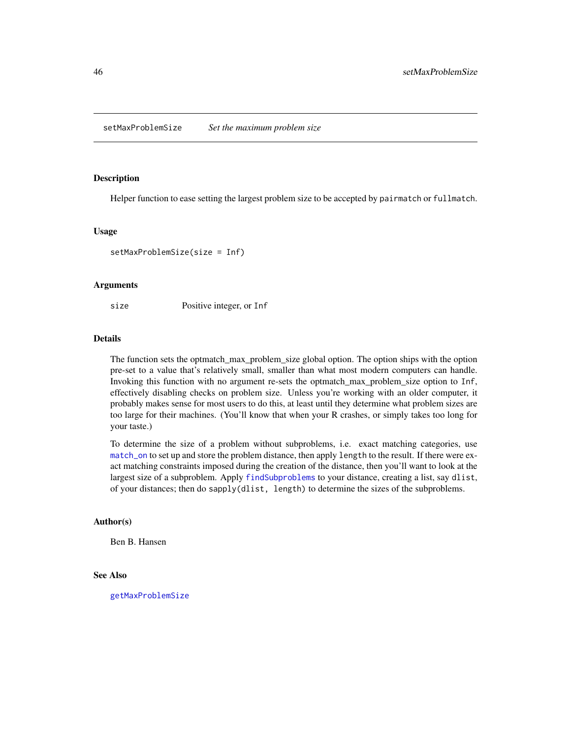setMaxProblemSize *Set the maximum problem size*

## Description

Helper function to ease setting the largest problem size to be accepted by `pairmatch` or `fullmatch`.

## Usage

```
setMaxProblemSize(size = Inf)
```

## Arguments

| | |
|---|---|
| size | Positive integer, or `Inf` |

## Details

The function sets the optmatch_max_problem_size global option. The option ships with the option pre-set to a value that's relatively small, smaller than what most modern computers can handle. Invoking this function with no argument re-sets the optmatch_max_problem_size option to `Inf`, effectively disabling checks on problem size. Unless you're working with an older computer, it probably makes sense for most users to do this, at least until they determine what problem sizes are too large for their machines. (You'll know that when your R crashes, or simply takes too long for your taste.)

To determine the size of a problem without subproblems, i.e. exact matching categories, use `match_on` to set up and store the problem distance, then apply `length` to the result. If there were exact matching constraints imposed during the creation of the distance, then you'll want to look at the largest size of a subproblem. Apply `findSubproblems` to your distance, creating a list, say `dlist`, of your distances; then do `sapply(dlist, length)` to determine the sizes of the subproblems.

## Author(s)

Ben B. Hansen

## See Also

`getMaxProblemSize`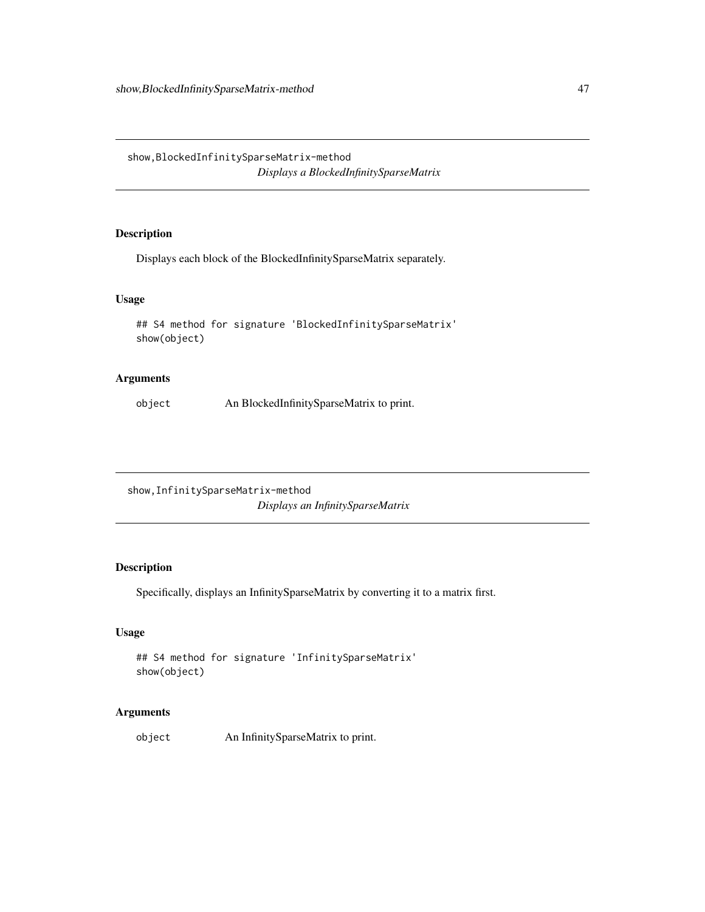## show,BlockedInfinitySparseMatrix-method

*Displays a BlockedInfinitySparseMatrix*

### Description

Displays each block of the BlockedInfinitySparseMatrix separately.

### Usage

```
## S4 method for signature 'BlockedInfinitySparseMatrix'
show(object)
```

### Arguments

| | |
|---|---|
| object | An BlockedInfinitySparseMatrix to print. |

## show,InfinitySparseMatrix-method

*Displays an InfinitySparseMatrix*

### Description

Specifically, displays an InfinitySparseMatrix by converting it to a matrix first.

### Usage

```
## S4 method for signature 'InfinitySparseMatrix'
show(object)
```

### Arguments

| | |
|---|---|
| object | An InfinitySparseMatrix to print. |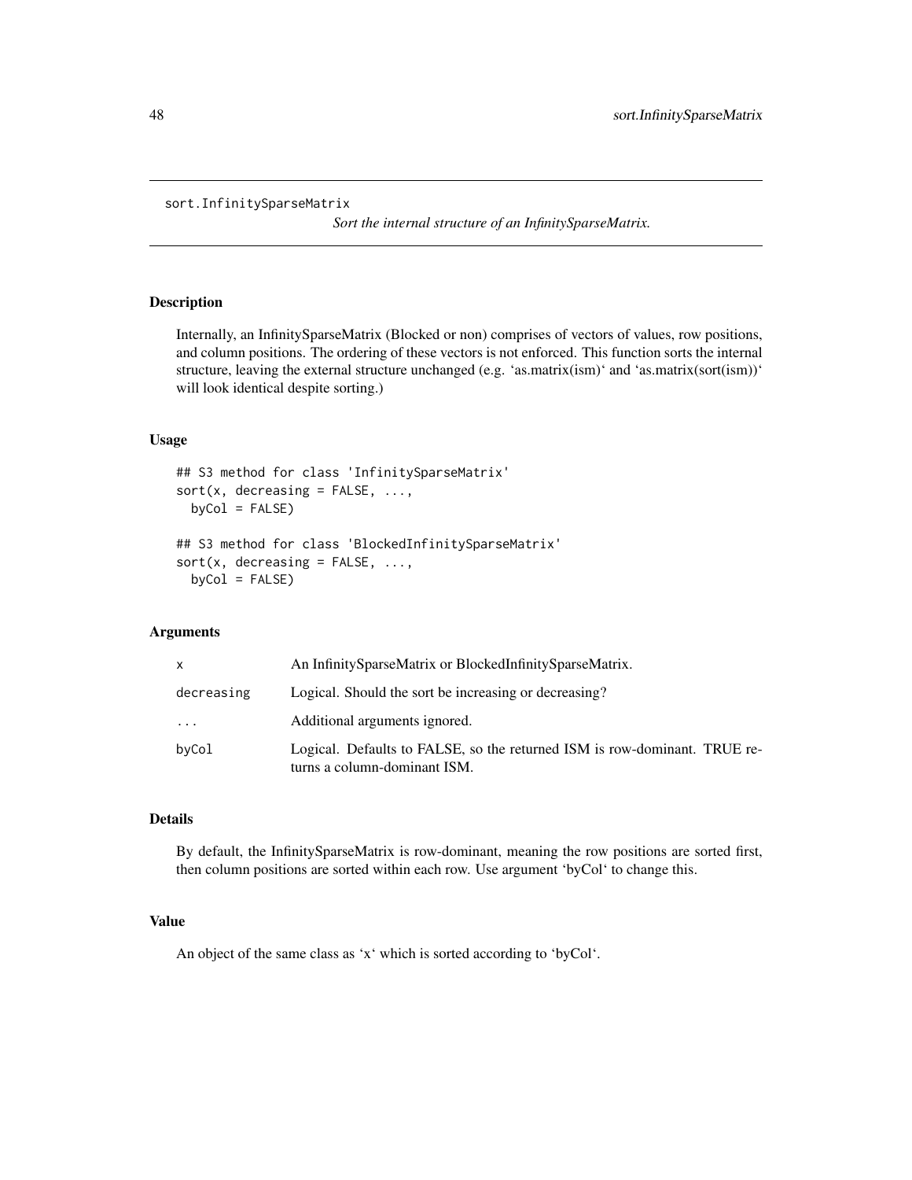sort.InfinitySparseMatrix

*Sort the internal structure of an InfinitySparseMatrix.*

## Description

Internally, an InfinitySparseMatrix (Blocked or non) comprises of vectors of values, row positions, and column positions. The ordering of these vectors is not enforced. This function sorts the internal structure, leaving the external structure unchanged (e.g. 'as.matrix(ism)' and 'as.matrix(sort(ism))' will look identical despite sorting.)

## Usage

```
## S3 method for class 'InfinitySparseMatrix'
sort(x, decreasing = FALSE, ...,
  byCol = FALSE)

## S3 method for class 'BlockedInfinitySparseMatrix'
sort(x, decreasing = FALSE, ...,
  byCol = FALSE)
```

## Arguments

| | |
|---|---|
| `x` | An InfinitySparseMatrix or BlockedInfinitySparseMatrix. |
| `decreasing` | Logical. Should the sort be increasing or decreasing? |
| `...` | Additional arguments ignored. |
| `byCol` | Logical. Defaults to FALSE, so the returned ISM is row-dominant. TRUE returns a column-dominant ISM. |

## Details

By default, the InfinitySparseMatrix is row-dominant, meaning the row positions are sorted first, then column positions are sorted within each row. Use argument 'byCol' to change this.

## Value

An object of the same class as 'x' which is sorted according to 'byCol'.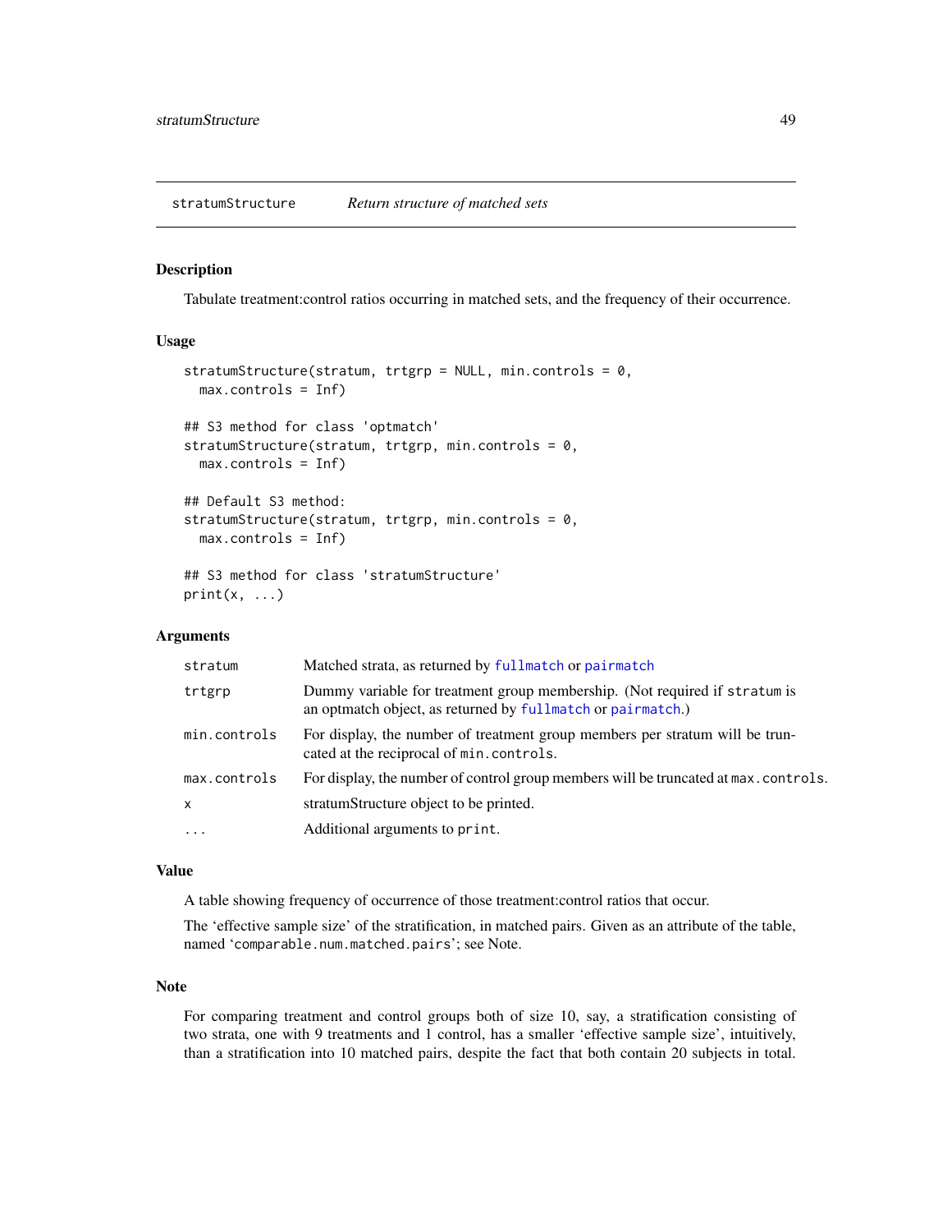## stratumStructure *Return structure of matched sets*

### Description

Tabulate treatment:control ratios occurring in matched sets, and the frequency of their occurrence.

### Usage

```
stratumStructure(stratum, trtgrp = NULL, min.controls = 0,
  max.controls = Inf)

## S3 method for class 'optmatch'
stratumStructure(stratum, trtgrp, min.controls = 0,
  max.controls = Inf)

## Default S3 method:
stratumStructure(stratum, trtgrp, min.controls = 0,
  max.controls = Inf)

## S3 method for class 'stratumStructure'
print(x, ...)
```

### Arguments

| | |
|---|---|
| `stratum` | Matched strata, as returned by `fullmatch` or `pairmatch` |
| `trtgrp` | Dummy variable for treatment group membership. (Not required if `stratum` is an optmatch object, as returned by `fullmatch` or `pairmatch`.) |
| `min.controls` | For display, the number of treatment group members per stratum will be truncated at the reciprocal of `min.controls`. |
| `max.controls` | For display, the number of control group members will be truncated at `max.controls`. |
| `x` | stratumStructure object to be printed. |
| `...` | Additional arguments to `print`. |

### Value

A table showing frequency of occurrence of those treatment:control ratios that occur.

The 'effective sample size' of the stratification, in matched pairs. Given as an attribute of the table, named '`comparable.num.matched.pairs`'; see Note.

### Note

For comparing treatment and control groups both of size 10, say, a stratification consisting of two strata, one with 9 treatments and 1 control, has a smaller 'effective sample size', intuitively, than a stratification into 10 matched pairs, despite the fact that both contain 20 subjects in total.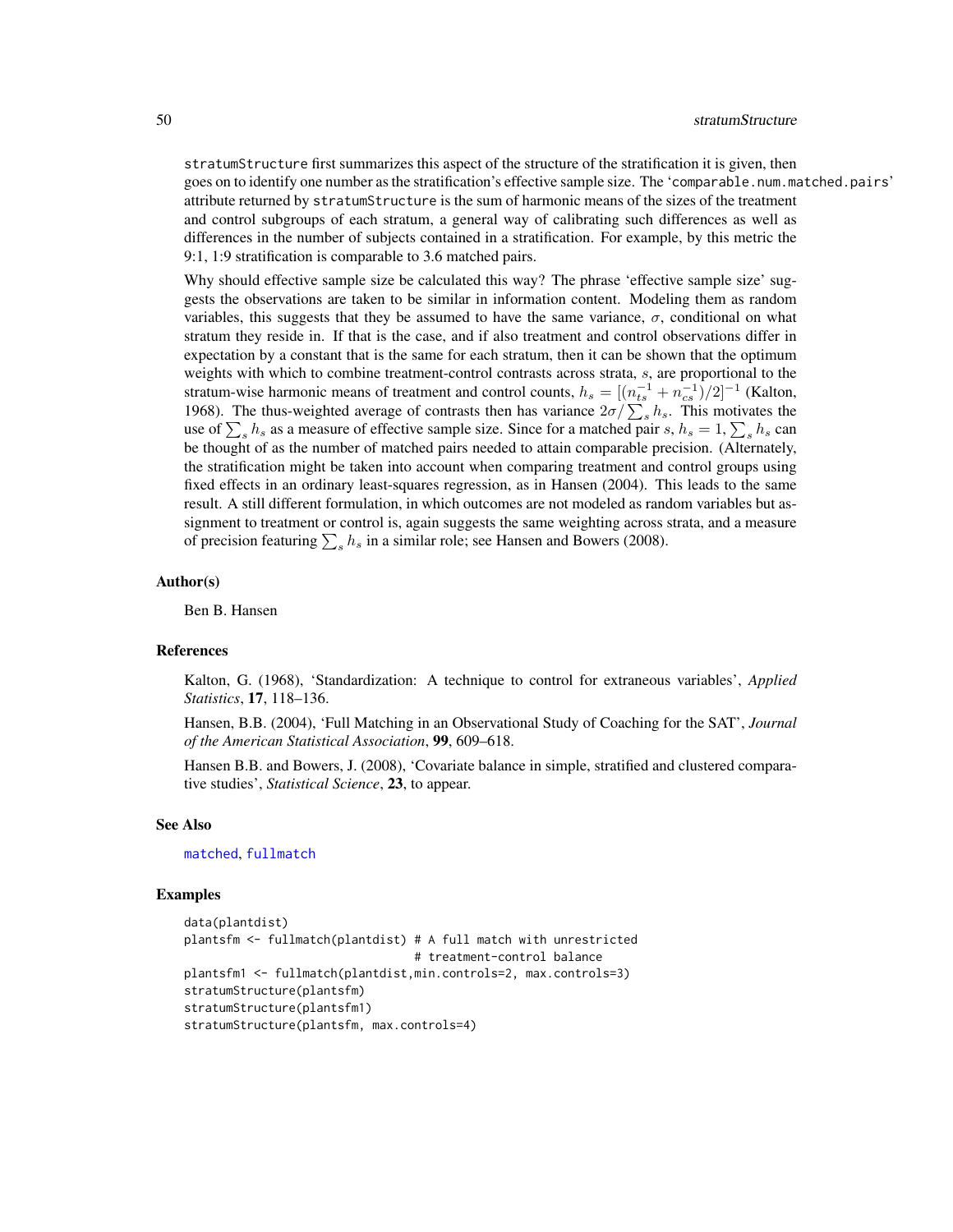stratumStructure first summarizes this aspect of the structure of the stratification it is given, then goes on to identify one number as the stratification's effective sample size. The 'comparable.num.matched.pairs' attribute returned by stratumStructure is the sum of harmonic means of the sizes of the treatment and control subgroups of each stratum, a general way of calibrating such differences as well as differences in the number of subjects contained in a stratification. For example, by this metric the 9:1, 1:9 stratification is comparable to 3.6 matched pairs.

Why should effective sample size be calculated this way? The phrase 'effective sample size' suggests the observations are taken to be similar in information content. Modeling them as random variables, this suggests that they be assumed to have the same variance, $\sigma$, conditional on what stratum they reside in. If that is the case, and if also treatment and control observations differ in expectation by a constant that is the same for each stratum, then it can be shown that the optimum weights with which to combine treatment-control contrasts across strata, $s$, are proportional to the stratum-wise harmonic means of treatment and control counts, $h_s = [(n_{ts}^{-1} + n_{cs}^{-1})/2]^{-1}$ (Kalton, 1968). The thus-weighted average of contrasts then has variance $2\sigma/\sum_s h_s$. This motivates the use of $\sum_s h_s$ as a measure of effective sample size. Since for a matched pair $s$, $h_s = 1$, $\sum_s h_s$ can be thought of as the number of matched pairs needed to attain comparable precision. (Alternately, the stratification might be taken into account when comparing treatment and control groups using fixed effects in an ordinary least-squares regression, as in Hansen (2004). This leads to the same result. A still different formulation, in which outcomes are not modeled as random variables but assignment to treatment or control is, again suggests the same weighting across strata, and a measure of precision featuring $\sum_s h_s$ in a similar role; see Hansen and Bowers (2008).

### Author(s)

Ben B. Hansen

### References

Kalton, G. (1968), 'Standardization: A technique to control for extraneous variables', *Applied Statistics*, **17**, 118–136.

Hansen, B.B. (2004), 'Full Matching in an Observational Study of Coaching for the SAT', *Journal of the American Statistical Association*, **99**, 609–618.

Hansen B.B. and Bowers, J. (2008), 'Covariate balance in simple, stratified and clustered comparative studies', *Statistical Science*, **23**, to appear.

### See Also

matched, fullmatch

### Examples

```
data(plantdist)
plantsfm <- fullmatch(plantdist) # A full match with unrestricted
                                 # treatment-control balance
plantsfm1 <- fullmatch(plantdist,min.controls=2, max.controls=3)
stratumStructure(plantsfm)
stratumStructure(plantsfm1)
stratumStructure(plantsfm, max.controls=4)
```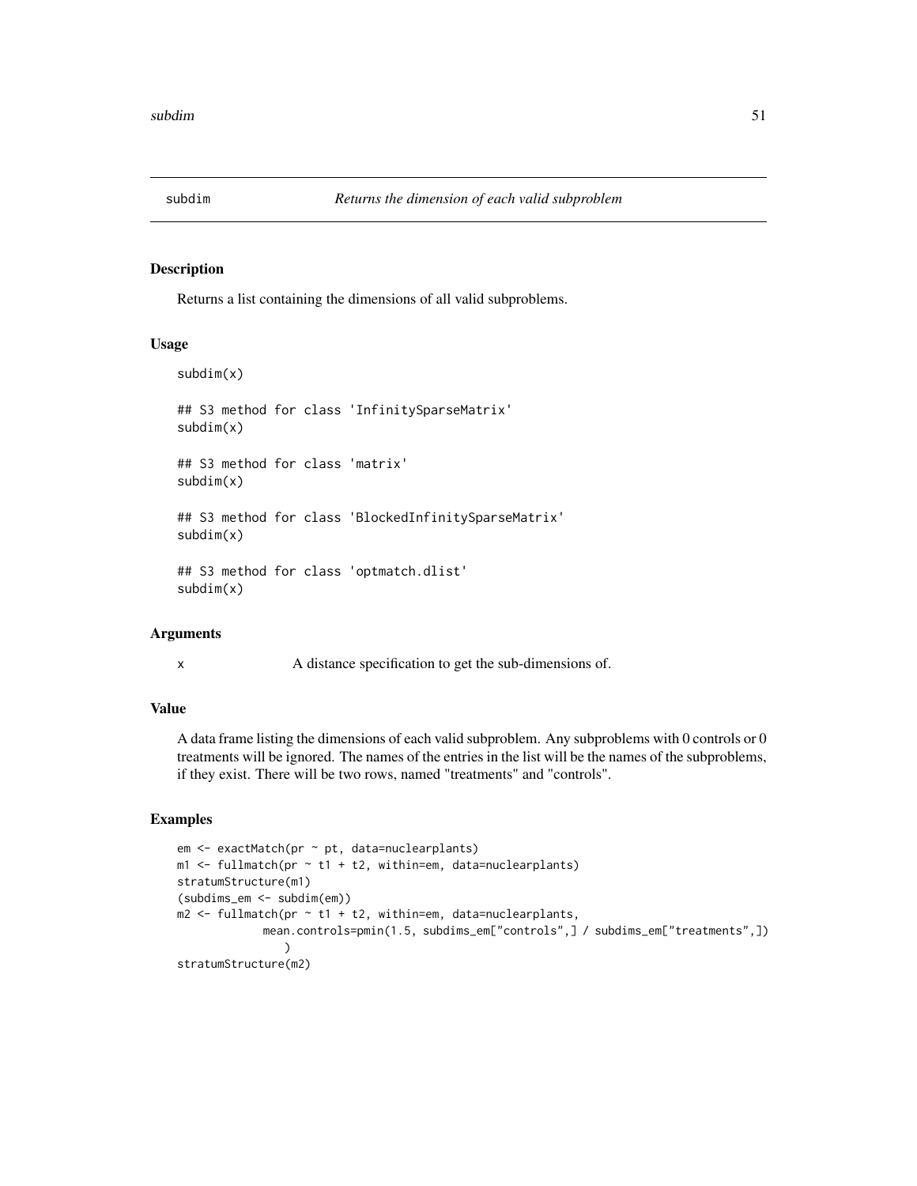## subdim — *Returns the dimension of each valid subproblem*

### Description

Returns a list containing the dimensions of all valid subproblems.

### Usage

```
subdim(x)

## S3 method for class 'InfinitySparseMatrix'
subdim(x)

## S3 method for class 'matrix'
subdim(x)

## S3 method for class 'BlockedInfinitySparseMatrix'
subdim(x)

## S3 method for class 'optmatch.dlist'
subdim(x)
```

### Arguments

| | |
|---|---|
| x | A distance specification to get the sub-dimensions of. |

### Value

A data frame listing the dimensions of each valid subproblem. Any subproblems with 0 controls or 0 treatments will be ignored. The names of the entries in the list will be the names of the subproblems, if they exist. There will be two rows, named "treatments" and "controls".

### Examples

```
em <- exactMatch(pr ~ pt, data=nuclearplants)
m1 <- fullmatch(pr ~ t1 + t2, within=em, data=nuclearplants)
stratumStructure(m1)
(subdims_em <- subdim(em))
m2 <- fullmatch(pr ~ t1 + t2, within=em, data=nuclearplants,
             mean.controls=pmin(1.5, subdims_em["controls",] / subdims_em["treatments",])
                )
stratumStructure(m2)
```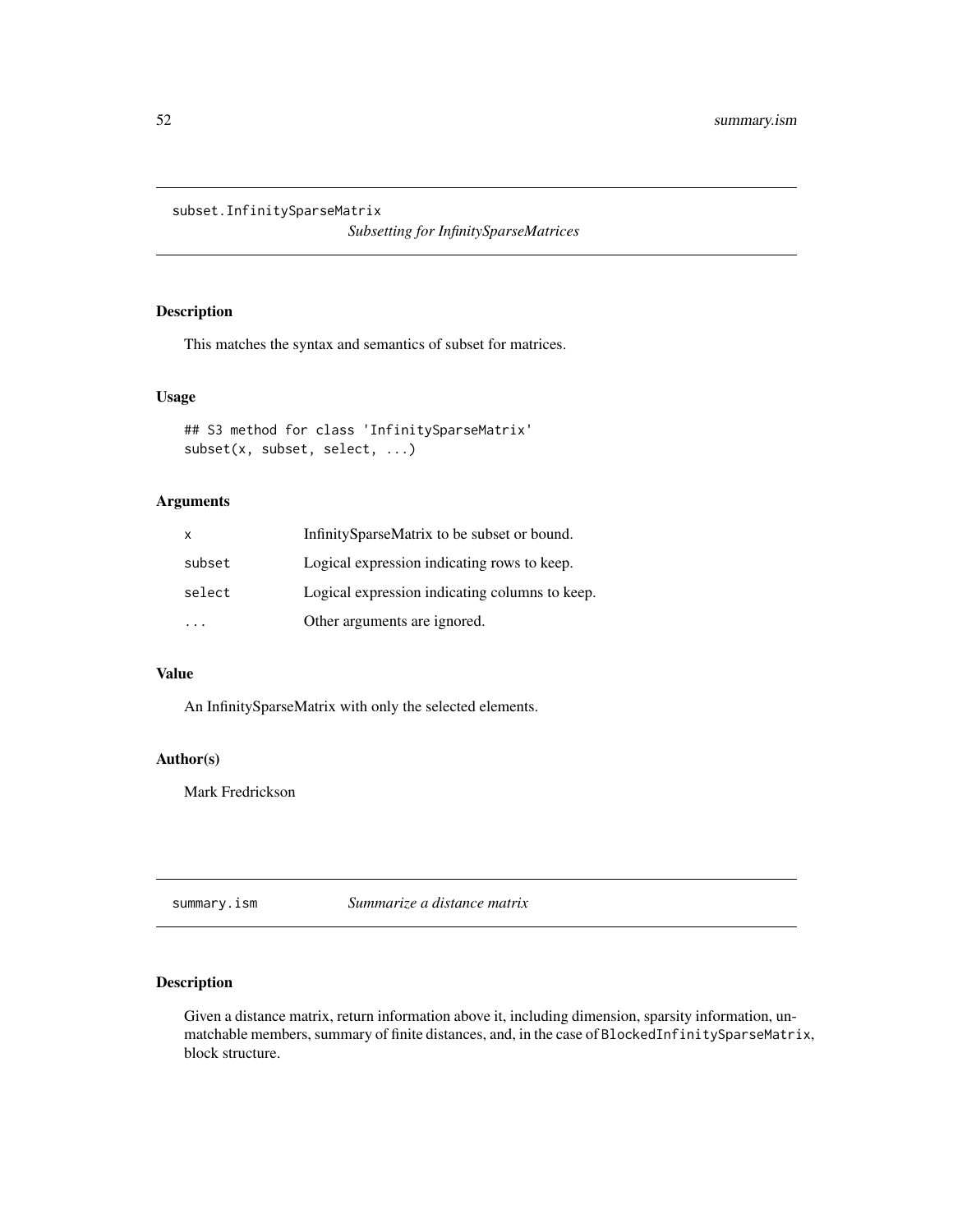## subset.InfinitySparseMatrix

*Subsetting for InfinitySparseMatrices*

### Description

This matches the syntax and semantics of subset for matrices.

### Usage

```
## S3 method for class 'InfinitySparseMatrix'
subset(x, subset, select, ...)
```

### Arguments

| | |
|---|---|
| x | InfinitySparseMatrix to be subset or bound. |
| subset | Logical expression indicating rows to keep. |
| select | Logical expression indicating columns to keep. |
| ... | Other arguments are ignored. |

### Value

An InfinitySparseMatrix with only the selected elements.

### Author(s)

Mark Fredrickson

## summary.ism

*Summarize a distance matrix*

### Description

Given a distance matrix, return information above it, including dimension, sparsity information, unmatchable members, summary of finite distances, and, in the case of `BlockedInfinitySparseMatrix`, block structure.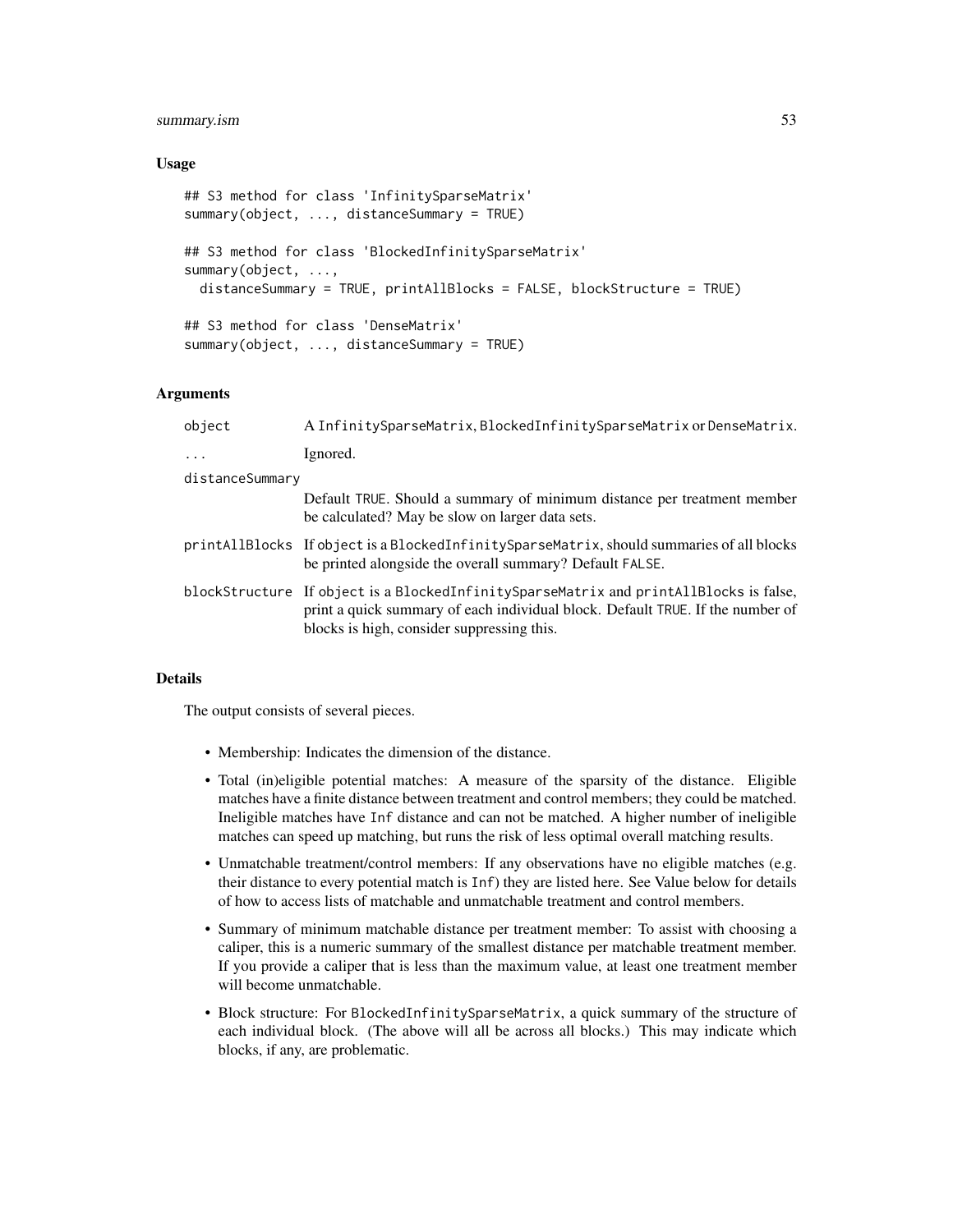### Usage

```
## S3 method for class 'InfinitySparseMatrix'
summary(object, ..., distanceSummary = TRUE)

## S3 method for class 'BlockedInfinitySparseMatrix'
summary(object, ...,
  distanceSummary = TRUE, printAllBlocks = FALSE, blockStructure = TRUE)

## S3 method for class 'DenseMatrix'
summary(object, ..., distanceSummary = TRUE)
```

### Arguments

| | |
|---|---|
| `object` | A `InfinitySparseMatrix`, `BlockedInfinitySparseMatrix` or `DenseMatrix`. |
| `...` | Ignored. |
| `distanceSummary` | Default `TRUE`. Should a summary of minimum distance per treatment member be calculated? May be slow on larger data sets. |
| `printAllBlocks` | If `object` is a `BlockedInfinitySparseMatrix`, should summaries of all blocks be printed alongside the overall summary? Default `FALSE`. |
| `blockStructure` | If `object` is a `BlockedInfinitySparseMatrix` and `printAllBlocks` is false, print a quick summary of each individual block. Default `TRUE`. If the number of blocks is high, consider suppressing this. |

### Details

The output consists of several pieces.

- Membership: Indicates the dimension of the distance.
- Total (in)eligible potential matches: A measure of the sparsity of the distance. Eligible matches have a finite distance between treatment and control members; they could be matched. Ineligible matches have `Inf` distance and can not be matched. A higher number of ineligible matches can speed up matching, but runs the risk of less optimal overall matching results.
- Unmatchable treatment/control members: If any observations have no eligible matches (e.g. their distance to every potential match is `Inf`) they are listed here. See Value below for details of how to access lists of matchable and unmatchable treatment and control members.
- Summary of minimum matchable distance per treatment member: To assist with choosing a caliper, this is a numeric summary of the smallest distance per matchable treatment member. If you provide a caliper that is less than the maximum value, at least one treatment member will become unmatchable.
- Block structure: For `BlockedInfinitySparseMatrix`, a quick summary of the structure of each individual block. (The above will all be across all blocks.) This may indicate which blocks, if any, are problematic.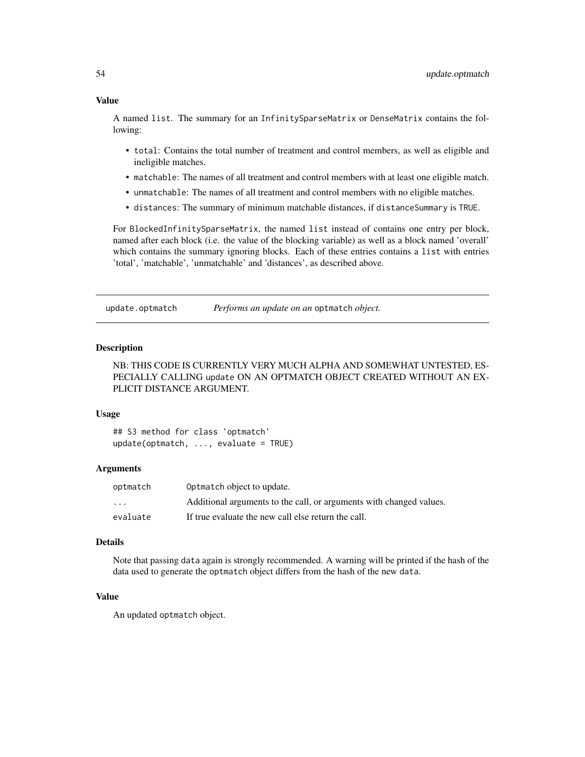### Value

A named list. The summary for an InfinitySparseMatrix or DenseMatrix contains the following:

- total: Contains the total number of treatment and control members, as well as eligible and ineligible matches.
- matchable: The names of all treatment and control members with at least one eligible match.
- unmatchable: The names of all treatment and control members with no eligible matches.
- distances: The summary of minimum matchable distances, if distanceSummary is TRUE.

For BlockedInfinitySparseMatrix, the named list instead of contains one entry per block, named after each block (i.e. the value of the blocking variable) as well as a block named 'overall' which contains the summary ignoring blocks. Each of these entries contains a list with entries 'total', 'matchable', 'unmatchable' and 'distances', as described above.

---

## update.optmatch — *Performs an update on an* optmatch *object.*

### Description

NB: THIS CODE IS CURRENTLY VERY MUCH ALPHA AND SOMEWHAT UNTESTED, ESPECIALLY CALLING update ON AN OPTMATCH OBJECT CREATED WITHOUT AN EXPLICIT DISTANCE ARGUMENT.

### Usage

```
## S3 method for class 'optmatch'
update(optmatch, ..., evaluate = TRUE)
```

### Arguments

| | |
|---|---|
| optmatch | Optmatch object to update. |
| ... | Additional arguments to the call, or arguments with changed values. |
| evaluate | If true evaluate the new call else return the call. |

### Details

Note that passing data again is strongly recommended. A warning will be printed if the hash of the data used to generate the optmatch object differs from the hash of the new data.

### Value

An updated optmatch object.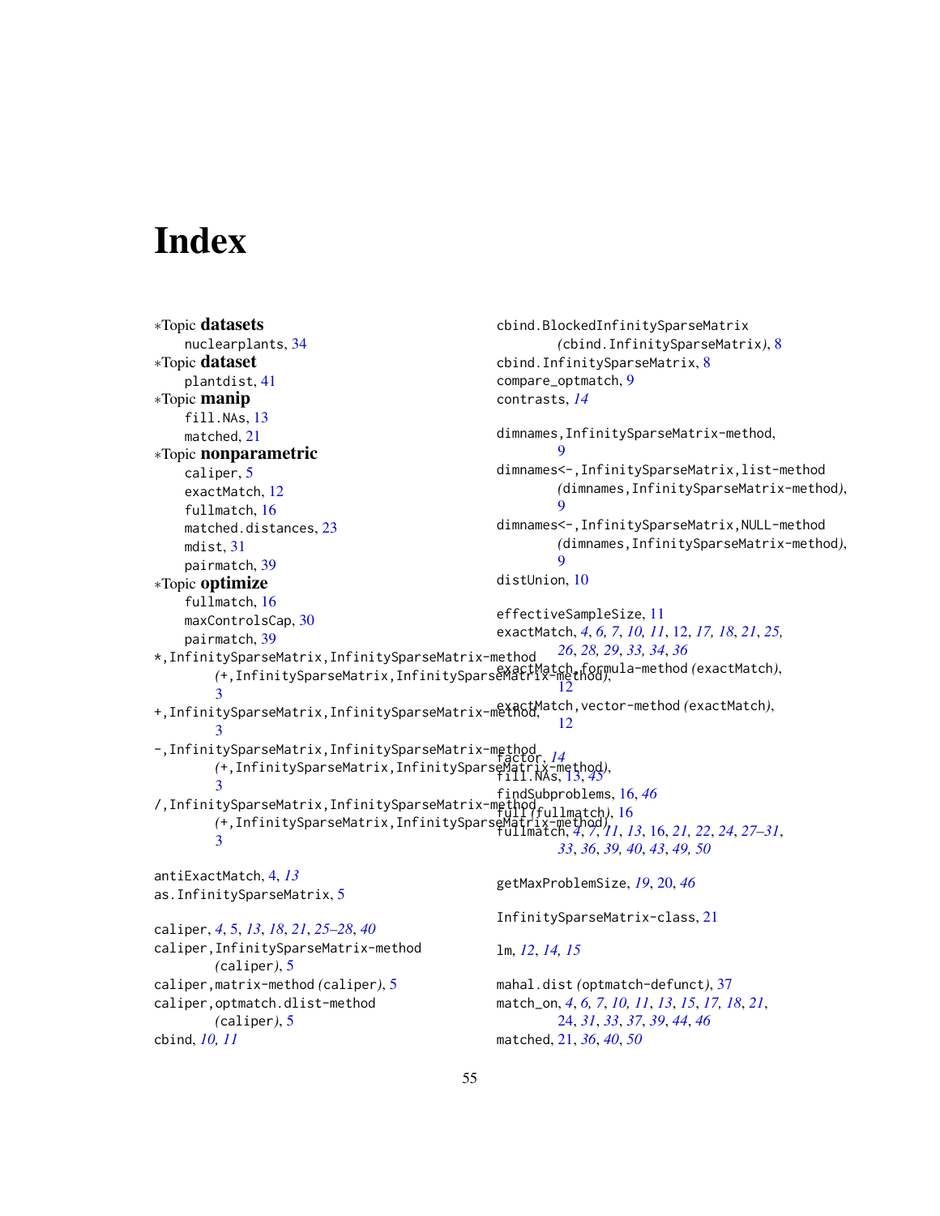# Index

∗Topic **datasets**
  nuclearplants, 34
∗Topic **dataset**
  plantdist, 41
∗Topic **manip**
  fill.NAs, 13
  matched, 21
∗Topic **nonparametric**
  caliper, 5
  exactMatch, 12
  fullmatch, 16
  matched.distances, 23
  mdist, 31
  pairmatch, 39
∗Topic **optimize**
  fullmatch, 16
  maxControlsCap, 30
  pairmatch, 39
*,InfinitySparseMatrix,InfinitySparseMatrix-method
  *(+,InfinitySparseMatrix,InfinitySparseMatrix-method)*, 3
+,InfinitySparseMatrix,InfinitySparseMatrix-method, 3
-,InfinitySparseMatrix,InfinitySparseMatrix-method
  *(+,InfinitySparseMatrix,InfinitySparseMatrix-method)*, 3
/,InfinitySparseMatrix,InfinitySparseMatrix-method
  *(+,InfinitySparseMatrix,InfinitySparseMatrix-method)*, 3

antiExactMatch, 4, *13*
as.InfinitySparseMatrix, 5

caliper, *4*, 5, *13*, *18*, *21*, *25–28*, *40*
caliper,InfinitySparseMatrix-method *(caliper)*, 5
caliper,matrix-method *(caliper)*, 5
caliper,optmatch.dlist-method *(caliper)*, 5
cbind, *10, 11*
cbind.BlockedInfinitySparseMatrix *(cbind.InfinitySparseMatrix)*, 8
cbind.InfinitySparseMatrix, 8
compare_optmatch, 9
contrasts, *14*

dimnames,InfinitySparseMatrix-method, 9
dimnames<-,InfinitySparseMatrix,list-method *(dimnames,InfinitySparseMatrix-method)*, 9
dimnames<-,InfinitySparseMatrix,NULL-method *(dimnames,InfinitySparseMatrix-method)*, 9
distUnion, 10

effectiveSampleSize, 11
exactMatch, *4*, *6, 7*, *10, 11*, 12, *17, 18*, *21*, *25, 26*, *28, 29*, *33, 34*, *36*
exactMatch,formula-method *(exactMatch)*, 12
exactMatch,vector-method *(exactMatch)*, 12

factor, *14*
fill.NAs, 13, *45*
findSubproblems, 16, *46*
full *(fullmatch)*, 16
fullmatch, *4*, *7*, *11*, *13*, 16, *21, 22*, *24*, *27–31*, *33*, *36*, *39*, *40*, *43*, *49, 50*

getMaxProblemSize, *19*, 20, *46*

InfinitySparseMatrix-class, 21

lm, *12*, *14, 15*

mahal.dist *(optmatch-defunct)*, 37
match_on, *4*, *6, 7*, *10, 11*, *13*, *15*, *17, 18*, *21*, 24, *31*, *33*, *37*, *39*, *44*, *46*
matched, 21, *36*, *40*, *50*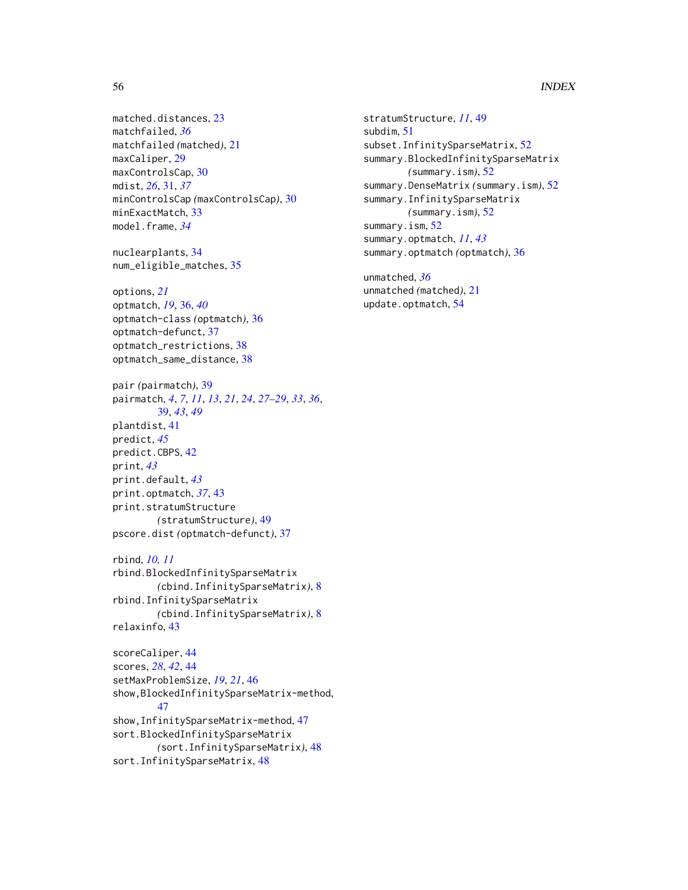matched.distances, 23
matchfailed, *36*
matchfailed *(matched)*, 21
maxCaliper, 29
maxControlsCap, 30
mdist, *26*, 31, *37*
minControlsCap *(maxControlsCap)*, 30
minExactMatch, 33
model.frame, *34*

nuclearplants, 34
num_eligible_matches, 35

options, *21*
optmatch, *19*, 36, *40*
optmatch-class *(optmatch)*, 36
optmatch-defunct, 37
optmatch_restrictions, 38
optmatch_same_distance, 38

pair *(pairmatch)*, 39
pairmatch, *4*, *7*, *11*, *13*, *21*, *24*, *27–29*, *33*, *36*, 39, *43*, *49*
plantdist, 41
predict, *45*
predict.CBPS, 42
print, *43*
print.default, *43*
print.optmatch, *37*, 43
print.stratumStructure *(stratumStructure)*, 49
pscore.dist *(optmatch-defunct)*, 37

rbind, *10, 11*
rbind.BlockedInfinitySparseMatrix *(cbind.InfinitySparseMatrix)*, 8
rbind.InfinitySparseMatrix *(cbind.InfinitySparseMatrix)*, 8
relaxinfo, 43

scoreCaliper, 44
scores, *28*, *42*, 44
setMaxProblemSize, *19*, *21*, 46
show,BlockedInfinitySparseMatrix-method, 47
show,InfinitySparseMatrix-method, 47
sort.BlockedInfinitySparseMatrix *(sort.InfinitySparseMatrix)*, 48
sort.InfinitySparseMatrix, 48
stratumStructure, *11*, 49
subdim, 51
subset.InfinitySparseMatrix, 52
summary.BlockedInfinitySparseMatrix *(summary.ism)*, 52
summary.DenseMatrix *(summary.ism)*, 52
summary.InfinitySparseMatrix *(summary.ism)*, 52
summary.ism, 52
summary.optmatch, *11*, *43*
summary.optmatch *(optmatch)*, 36

unmatched, *36*
unmatched *(matched)*, 21
update.optmatch, 54